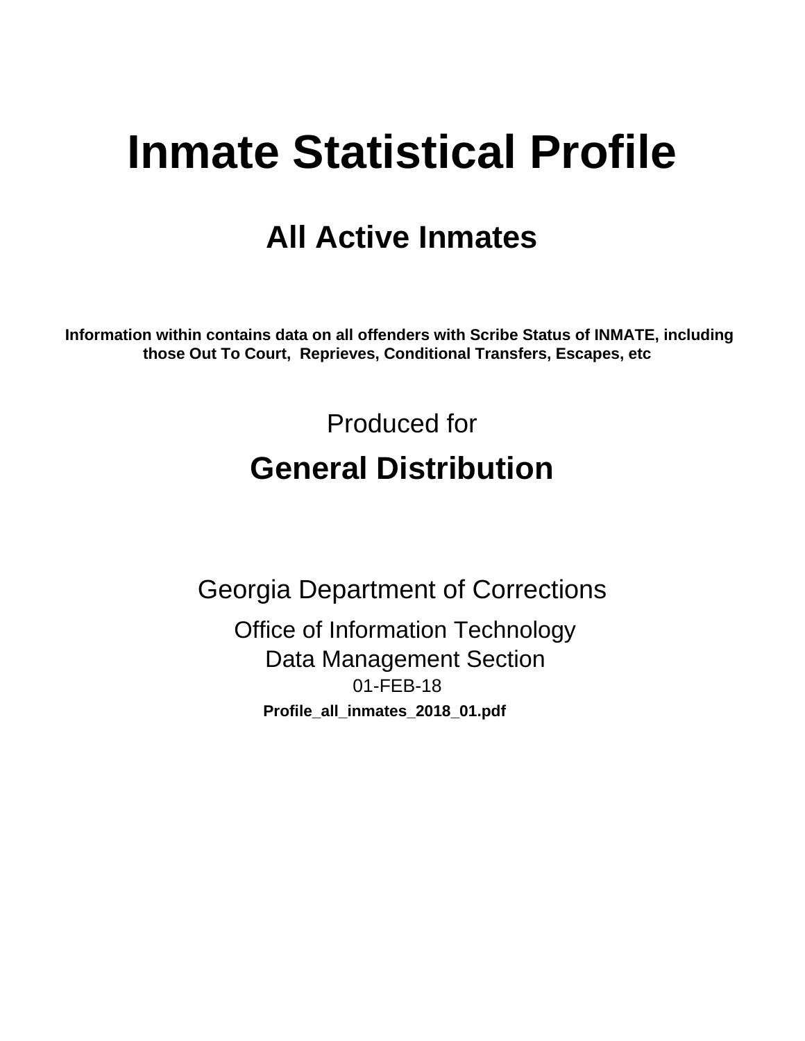# Inmate Statistical Profile

## All Active Inmates

**Information within contains data on all offenders with Scribe Status of INMATE, including those Out To Court, Reprieves, Conditional Transfers, Escapes, etc**

Produced for

## General Distribution

Georgia Department of Corrections

Office of Information Technology
Data Management Section
01-FEB-18

**Profile_all_inmates_2018_01.pdf**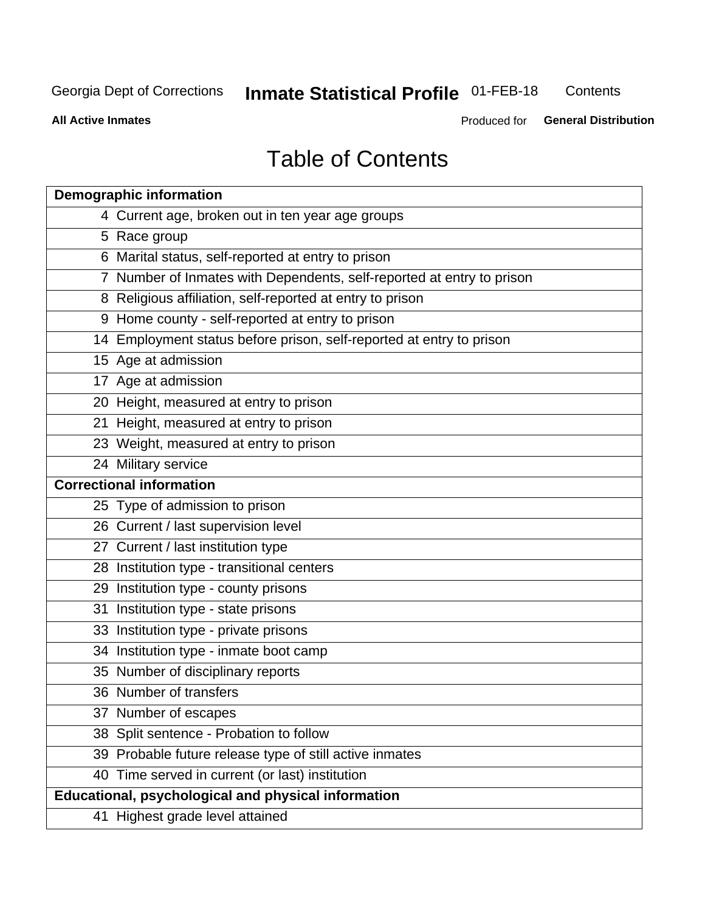# Table of Contents

| Demographic information | |
|---|---|
| 4 | Current age, broken out in ten year age groups |
| 5 | Race group |
| 6 | Marital status, self-reported at entry to prison |
| 7 | Number of Inmates with Dependents, self-reported at entry to prison |
| 8 | Religious affiliation, self-reported at entry to prison |
| 9 | Home county - self-reported at entry to prison |
| 14 | Employment status before prison, self-reported at entry to prison |
| 15 | Age at admission |
| 17 | Age at admission |
| 20 | Height, measured at entry to prison |
| 21 | Height, measured at entry to prison |
| 23 | Weight, measured at entry to prison |
| 24 | Military service |
| **Correctional information** | |
| 25 | Type of admission to prison |
| 26 | Current / last supervision level |
| 27 | Current / last institution type |
| 28 | Institution type - transitional centers |
| 29 | Institution type - county prisons |
| 31 | Institution type - state prisons |
| 33 | Institution type - private prisons |
| 34 | Institution type - inmate boot camp |
| 35 | Number of disciplinary reports |
| 36 | Number of transfers |
| 37 | Number of escapes |
| 38 | Split sentence - Probation to follow |
| 39 | Probable future release type of still active inmates |
| 40 | Time served in current (or last) institution |
| **Educational, psychological and physical information** | |
| 41 | Highest grade level attained |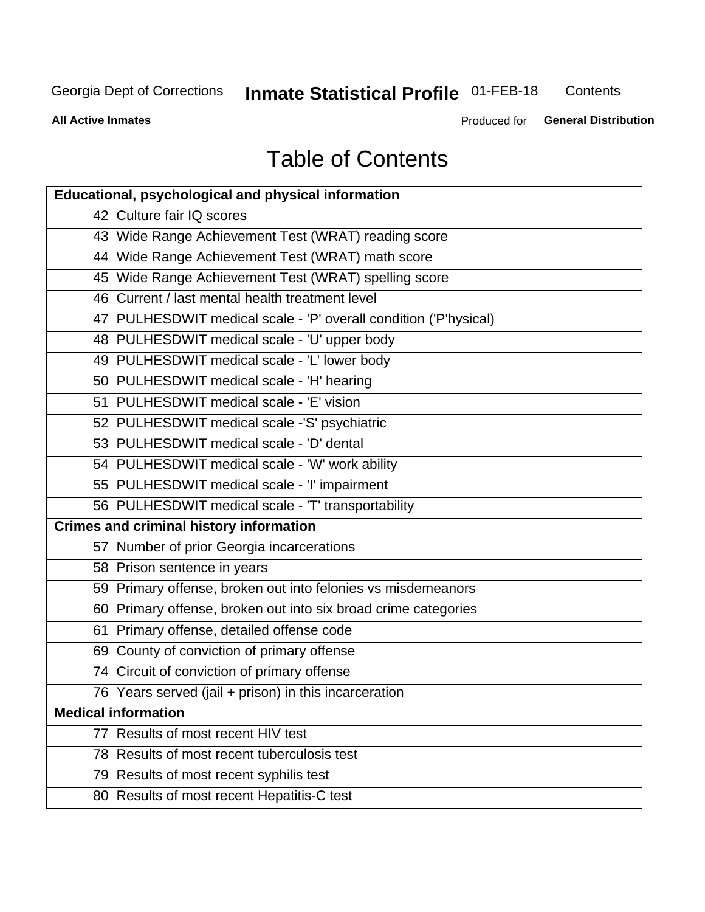# Table of Contents

| Educational, psychological and physical information | |
|---|---|
| 42 | Culture fair IQ scores |
| 43 | Wide Range Achievement Test (WRAT) reading score |
| 44 | Wide Range Achievement Test (WRAT) math score |
| 45 | Wide Range Achievement Test (WRAT) spelling score |
| 46 | Current / last mental health treatment level |
| 47 | PULHESDWIT medical scale - 'P' overall condition ('P'hysical) |
| 48 | PULHESDWIT medical scale - 'U' upper body |
| 49 | PULHESDWIT medical scale - 'L' lower body |
| 50 | PULHESDWIT medical scale - 'H' hearing |
| 51 | PULHESDWIT medical scale - 'E' vision |
| 52 | PULHESDWIT medical scale -'S' psychiatric |
| 53 | PULHESDWIT medical scale - 'D' dental |
| 54 | PULHESDWIT medical scale - 'W' work ability |
| 55 | PULHESDWIT medical scale - 'I' impairment |
| 56 | PULHESDWIT medical scale - 'T' transportability |
| **Crimes and criminal history information** | |
| 57 | Number of prior Georgia incarcerations |
| 58 | Prison sentence in years |
| 59 | Primary offense, broken out into felonies vs misdemeanors |
| 60 | Primary offense, broken out into six broad crime categories |
| 61 | Primary offense, detailed offense code |
| 69 | County of conviction of primary offense |
| 74 | Circuit of conviction of primary offense |
| 76 | Years served (jail + prison) in this incarceration |
| **Medical information** | |
| 77 | Results of most recent HIV test |
| 78 | Results of most recent tuberculosis test |
| 79 | Results of most recent syphilis test |
| 80 | Results of most recent Hepatitis-C test |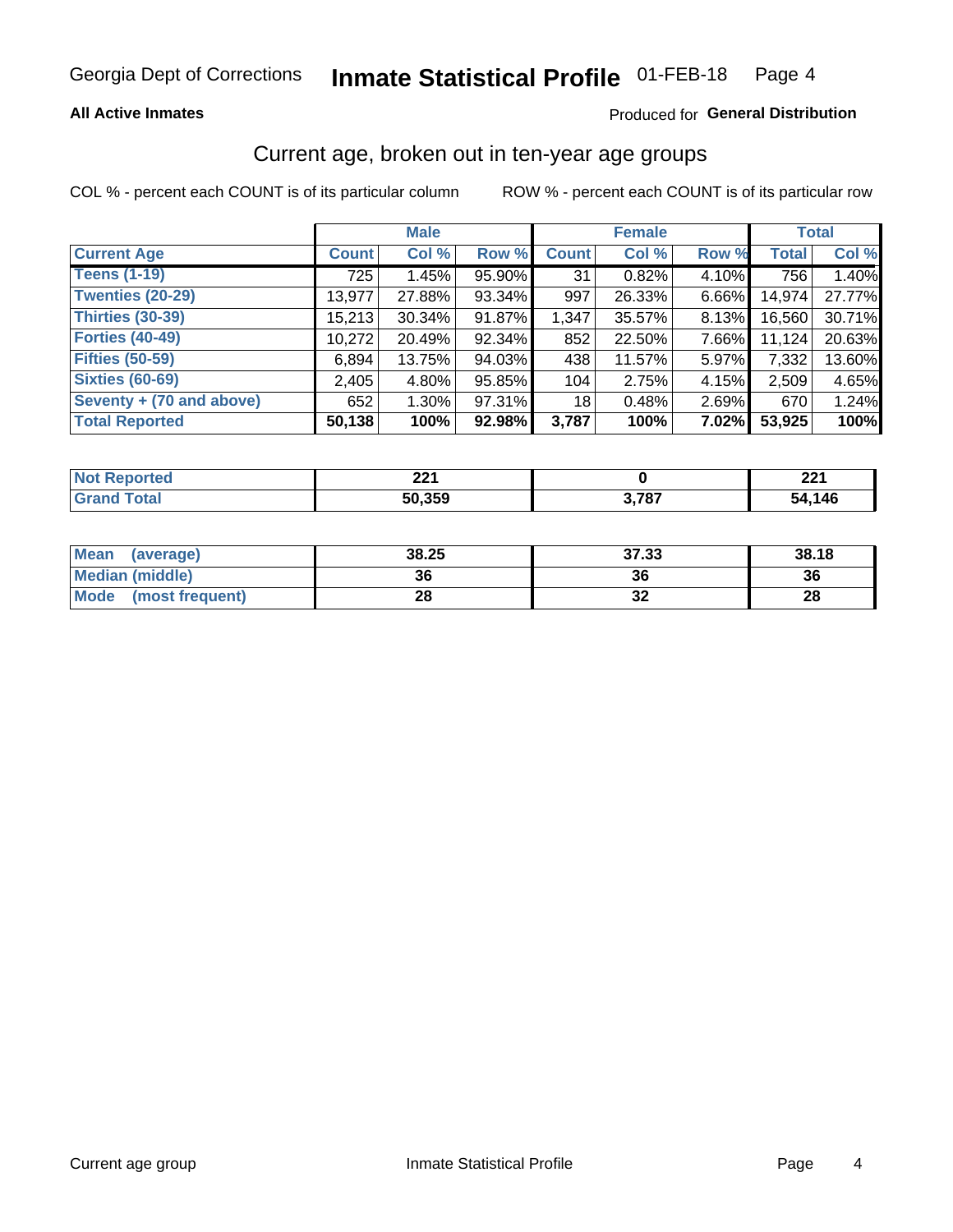# Georgia Dept of Corrections — Inmate Statistical Profile 01-FEB-18

**All Active Inmates**

Produced for **General Distribution**

## Current age, broken out in ten-year age groups

COL % - percent each COUNT is of its particular column

ROW % - percent each COUNT is of its particular row

| | Male | | | Female | | | Total | |
|---|---|---|---|---|---|---|---|---|
| **Current Age** | **Count** | **Col %** | **Row %** | **Count** | **Col %** | **Row %** | **Total** | **Col %** |
| **Teens (1-19)** | 725 | 1.45% | 95.90% | 31 | 0.82% | 4.10% | 756 | 1.40% |
| **Twenties (20-29)** | 13,977 | 27.88% | 93.34% | 997 | 26.33% | 6.66% | 14,974 | 27.77% |
| **Thirties (30-39)** | 15,213 | 30.34% | 91.87% | 1,347 | 35.57% | 8.13% | 16,560 | 30.71% |
| **Forties (40-49)** | 10,272 | 20.49% | 92.34% | 852 | 22.50% | 7.66% | 11,124 | 20.63% |
| **Fifties (50-59)** | 6,894 | 13.75% | 94.03% | 438 | 11.57% | 5.97% | 7,332 | 13.60% |
| **Sixties (60-69)** | 2,405 | 4.80% | 95.85% | 104 | 2.75% | 4.15% | 2,509 | 4.65% |
| **Seventy + (70 and above)** | 652 | 1.30% | 97.31% | 18 | 0.48% | 2.69% | 670 | 1.24% |
| **Total Reported** | **50,138** | **100%** | **92.98%** | **3,787** | **100%** | **7.02%** | **53,925** | **100%** |

| | Male | Female | Total |
|---|---|---|---|
| **Not Reported** | **221** | **0** | **221** |
| **Grand Total** | **50,359** | **3,787** | **54,146** |

| | Male | Female | Total |
|---|---|---|---|
| **Mean (average)** | **38.25** | **37.33** | **38.18** |
| **Median (middle)** | **36** | **36** | **36** |
| **Mode (most frequent)** | **28** | **32** | **28** |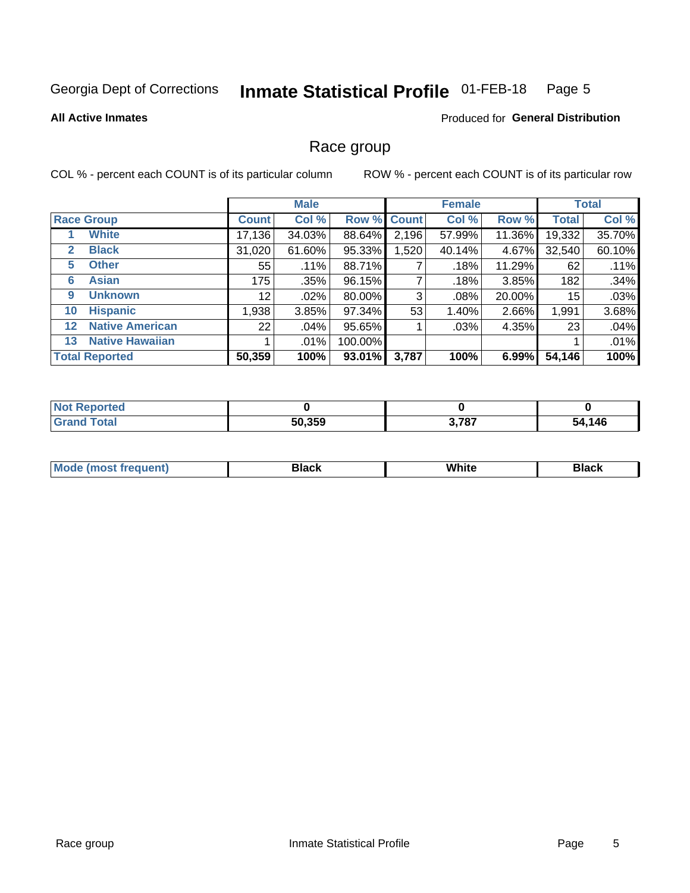Georgia Dept of Corrections **Inmate Statistical Profile** 01-FEB-18 Page 5

**All Active Inmates**

Produced for **General Distribution**

## Race group

COL % - percent each COUNT is of its particular column

ROW % - percent each COUNT is of its particular row

| | | Male | | | Female | | | Total | |
|---|---|---|---|---|---|---|---|---|---|
| **Race Group** | | **Count** | **Col %** | **Row %** | **Count** | **Col %** | **Row %** | **Total** | **Col %** |
| 1 | **White** | 17,136 | 34.03% | 88.64% | 2,196 | 57.99% | 11.36% | 19,332 | 35.70% |
| 2 | **Black** | 31,020 | 61.60% | 95.33% | 1,520 | 40.14% | 4.67% | 32,540 | 60.10% |
| 5 | **Other** | 55 | .11% | 88.71% | 7 | .18% | 11.29% | 62 | .11% |
| 6 | **Asian** | 175 | .35% | 96.15% | 7 | .18% | 3.85% | 182 | .34% |
| 9 | **Unknown** | 12 | .02% | 80.00% | 3 | .08% | 20.00% | 15 | .03% |
| 10 | **Hispanic** | 1,938 | 3.85% | 97.34% | 53 | 1.40% | 2.66% | 1,991 | 3.68% |
| 12 | **Native American** | 22 | .04% | 95.65% | 1 | .03% | 4.35% | 23 | .04% |
| 13 | **Native Hawaiian** | 1 | .01% | 100.00% | | | | 1 | .01% |
| **Total Reported** | | **50,359** | **100%** | **93.01%** | **3,787** | **100%** | **6.99%** | **54,146** | **100%** |

| | Male | Female | Total |
|---|---|---|---|
| **Not Reported** | **0** | **0** | **0** |
| **Grand Total** | **50,359** | **3,787** | **54,146** |

| | Male | Female | Total |
|---|---|---|---|
| **Mode (most frequent)** | **Black** | **White** | **Black** |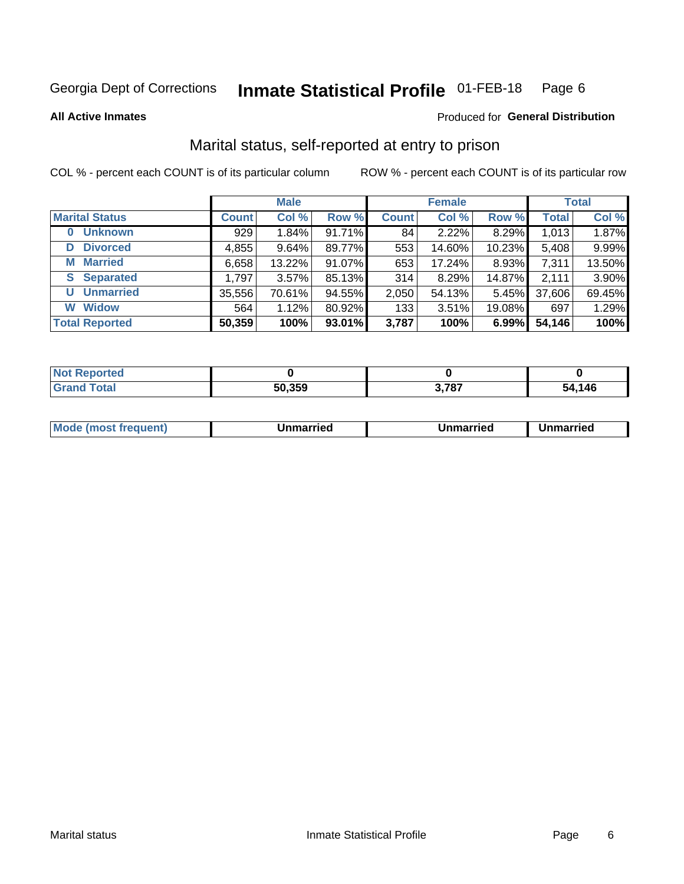Georgia Dept of Corrections **Inmate Statistical Profile** 01-FEB-18

**All Active Inmates**

Produced for **General Distribution**

## Marital status, self-reported at entry to prison

COL % - percent each COUNT is of its particular column ROW % - percent each COUNT is of its particular row

| | Male | | | Female | | | Total | |
|---|---|---|---|---|---|---|---|---|
| **Marital Status** | **Count** | **Col %** | **Row %** | **Count** | **Col %** | **Row %** | **Total** | **Col %** |
| **0 Unknown** | 929 | 1.84% | 91.71% | 84 | 2.22% | 8.29% | 1,013 | 1.87% |
| **D Divorced** | 4,855 | 9.64% | 89.77% | 553 | 14.60% | 10.23% | 5,408 | 9.99% |
| **M Married** | 6,658 | 13.22% | 91.07% | 653 | 17.24% | 8.93% | 7,311 | 13.50% |
| **S Separated** | 1,797 | 3.57% | 85.13% | 314 | 8.29% | 14.87% | 2,111 | 3.90% |
| **U Unmarried** | 35,556 | 70.61% | 94.55% | 2,050 | 54.13% | 5.45% | 37,606 | 69.45% |
| **W Widow** | 564 | 1.12% | 80.92% | 133 | 3.51% | 19.08% | 697 | 1.29% |
| **Total Reported** | **50,359** | **100%** | **93.01%** | **3,787** | **100%** | **6.99%** | **54,146** | **100%** |

| | Male | Female | Total |
|---|---|---|---|
| **Not Reported** | **0** | **0** | **0** |
| **Grand Total** | **50,359** | **3,787** | **54,146** |

| | Male | Female | Total |
|---|---|---|---|
| **Mode (most frequent)** | **Unmarried** | **Unmarried** | **Unmarried** |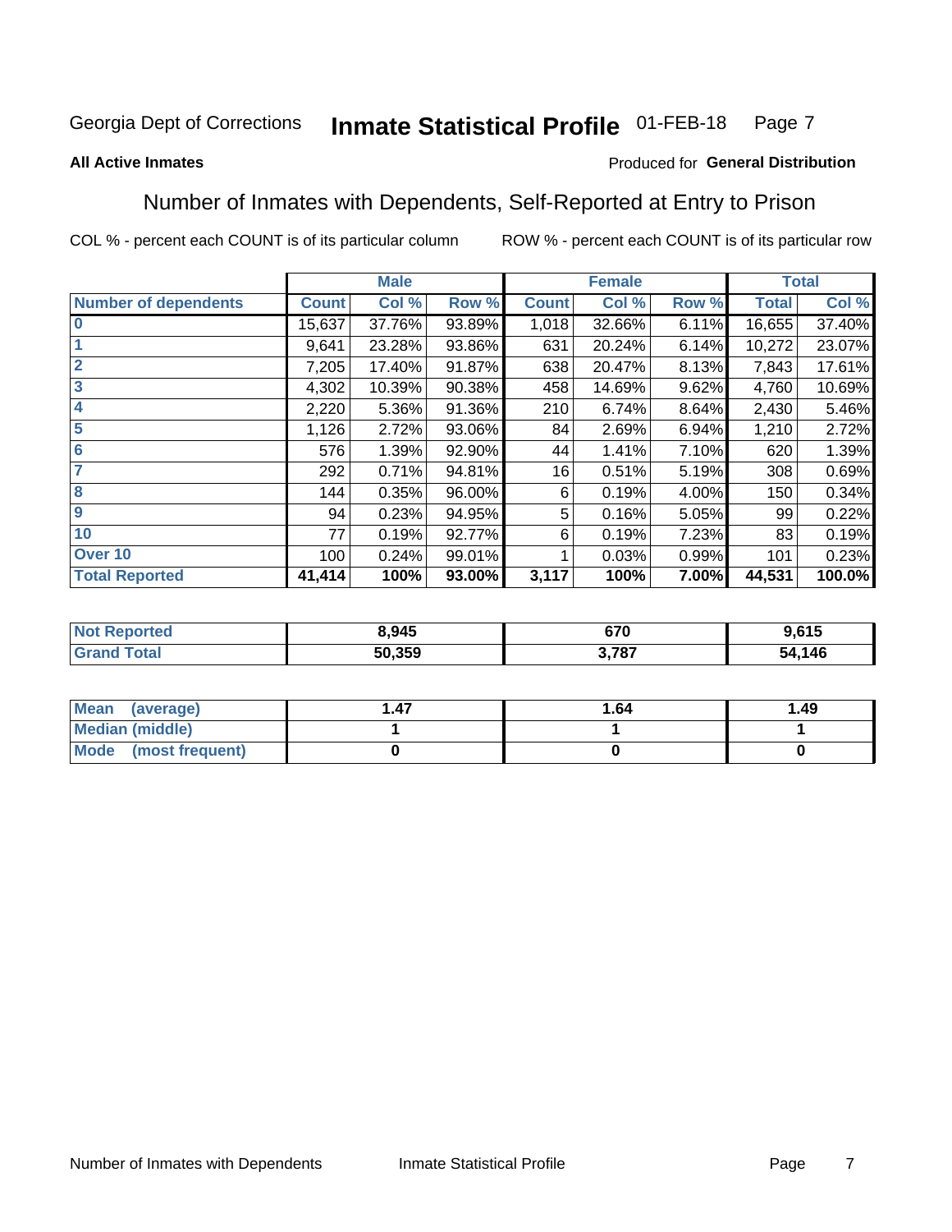Georgia Dept of Corrections **Inmate Statistical Profile** 01-FEB-18

**All Active Inmates**

Produced for **General Distribution**

## Number of Inmates with Dependents, Self-Reported at Entry to Prison

COL % - percent each COUNT is of its particular column

ROW % - percent each COUNT is of its particular row

| | Male | | | Female | | | Total | |
|---|---|---|---|---|---|---|---|---|
| **Number of dependents** | **Count** | **Col %** | **Row %** | **Count** | **Col %** | **Row %** | **Total** | **Col %** |
| **0** | 15,637 | 37.76% | 93.89% | 1,018 | 32.66% | 6.11% | 16,655 | 37.40% |
| **1** | 9,641 | 23.28% | 93.86% | 631 | 20.24% | 6.14% | 10,272 | 23.07% |
| **2** | 7,205 | 17.40% | 91.87% | 638 | 20.47% | 8.13% | 7,843 | 17.61% |
| **3** | 4,302 | 10.39% | 90.38% | 458 | 14.69% | 9.62% | 4,760 | 10.69% |
| **4** | 2,220 | 5.36% | 91.36% | 210 | 6.74% | 8.64% | 2,430 | 5.46% |
| **5** | 1,126 | 2.72% | 93.06% | 84 | 2.69% | 6.94% | 1,210 | 2.72% |
| **6** | 576 | 1.39% | 92.90% | 44 | 1.41% | 7.10% | 620 | 1.39% |
| **7** | 292 | 0.71% | 94.81% | 16 | 0.51% | 5.19% | 308 | 0.69% |
| **8** | 144 | 0.35% | 96.00% | 6 | 0.19% | 4.00% | 150 | 0.34% |
| **9** | 94 | 0.23% | 94.95% | 5 | 0.16% | 5.05% | 99 | 0.22% |
| **10** | 77 | 0.19% | 92.77% | 6 | 0.19% | 7.23% | 83 | 0.19% |
| **Over 10** | 100 | 0.24% | 99.01% | 1 | 0.03% | 0.99% | 101 | 0.23% |
| **Total Reported** | **41,414** | **100%** | **93.00%** | **3,117** | **100%** | **7.00%** | **44,531** | **100.0%** |

| | Male | Female | Total |
|---|---|---|---|
| **Not Reported** | **8,945** | **670** | **9,615** |
| **Grand Total** | **50,359** | **3,787** | **54,146** |

| | Male | Female | Total |
|---|---|---|---|
| **Mean (average)** | **1.47** | **1.64** | **1.49** |
| **Median (middle)** | **1** | **1** | **1** |
| **Mode (most frequent)** | **0** | **0** | **0** |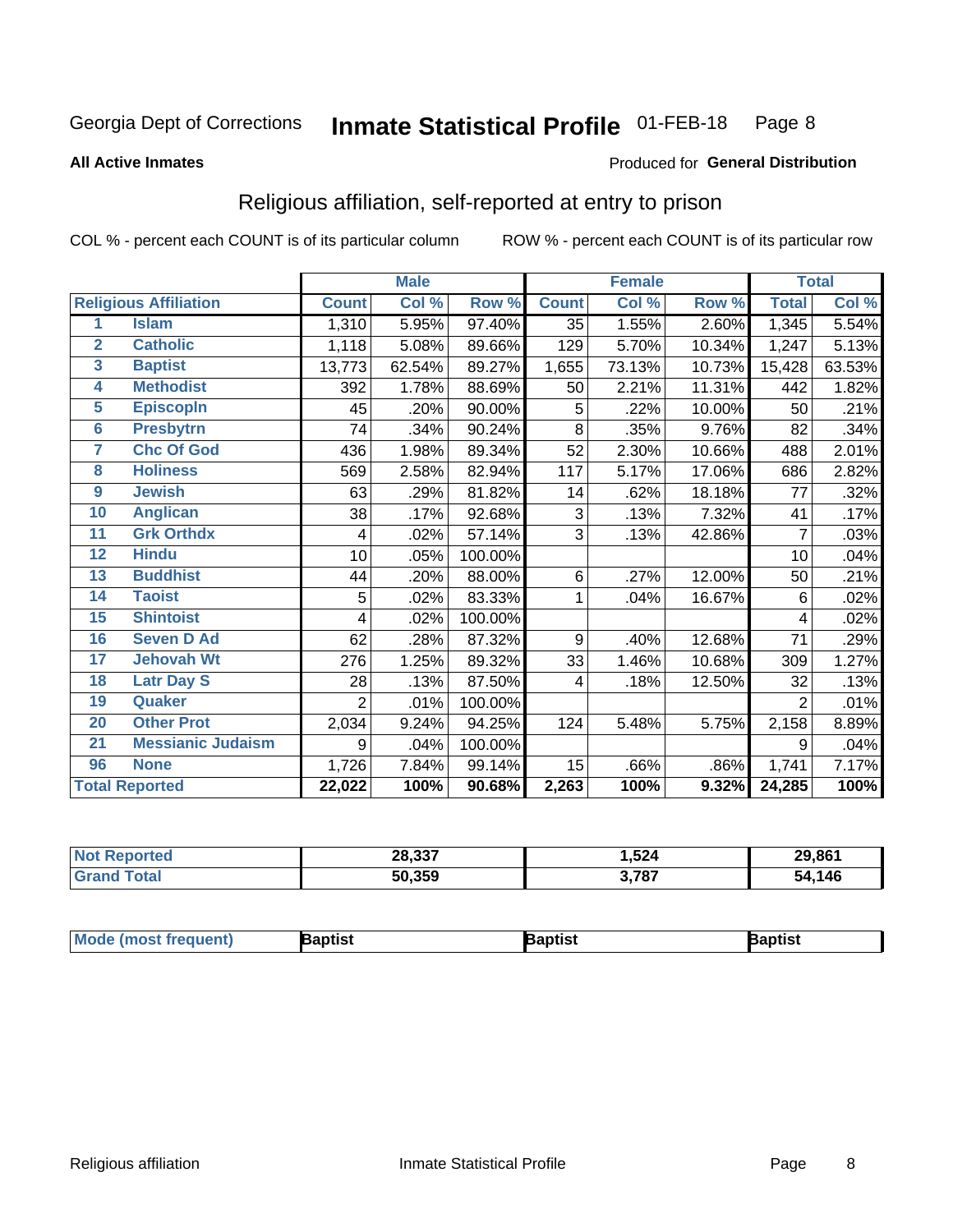Georgia Dept of Corrections **Inmate Statistical Profile** 01-FEB-18

**All Active Inmates**

Produced for **General Distribution**

## Religious affiliation, self-reported at entry to prison

COL % - percent each COUNT is of its particular column    ROW % - percent each COUNT is of its particular row

| | | Male | | | Female | | | Total | |
|---|---|---|---|---|---|---|---|---|---|
| **Religious Affiliation** | | **Count** | **Col %** | **Row %** | **Count** | **Col %** | **Row %** | **Total** | **Col %** |
| 1 | Islam | 1,310 | 5.95% | 97.40% | 35 | 1.55% | 2.60% | 1,345 | 5.54% |
| 2 | Catholic | 1,118 | 5.08% | 89.66% | 129 | 5.70% | 10.34% | 1,247 | 5.13% |
| 3 | Baptist | 13,773 | 62.54% | 89.27% | 1,655 | 73.13% | 10.73% | 15,428 | 63.53% |
| 4 | Methodist | 392 | 1.78% | 88.69% | 50 | 2.21% | 11.31% | 442 | 1.82% |
| 5 | Episcopln | 45 | .20% | 90.00% | 5 | .22% | 10.00% | 50 | .21% |
| 6 | Presbytrn | 74 | .34% | 90.24% | 8 | .35% | 9.76% | 82 | .34% |
| 7 | Chc Of God | 436 | 1.98% | 89.34% | 52 | 2.30% | 10.66% | 488 | 2.01% |
| 8 | Holiness | 569 | 2.58% | 82.94% | 117 | 5.17% | 17.06% | 686 | 2.82% |
| 9 | Jewish | 63 | .29% | 81.82% | 14 | .62% | 18.18% | 77 | .32% |
| 10 | Anglican | 38 | .17% | 92.68% | 3 | .13% | 7.32% | 41 | .17% |
| 11 | Grk Orthdx | 4 | .02% | 57.14% | 3 | .13% | 42.86% | 7 | .03% |
| 12 | Hindu | 10 | .05% | 100.00% | | | | 10 | .04% |
| 13 | Buddhist | 44 | .20% | 88.00% | 6 | .27% | 12.00% | 50 | .21% |
| 14 | Taoist | 5 | .02% | 83.33% | 1 | .04% | 16.67% | 6 | .02% |
| 15 | Shintoist | 4 | .02% | 100.00% | | | | 4 | .02% |
| 16 | Seven D Ad | 62 | .28% | 87.32% | 9 | .40% | 12.68% | 71 | .29% |
| 17 | Jehovah Wt | 276 | 1.25% | 89.32% | 33 | 1.46% | 10.68% | 309 | 1.27% |
| 18 | Latr Day S | 28 | .13% | 87.50% | 4 | .18% | 12.50% | 32 | .13% |
| 19 | Quaker | 2 | .01% | 100.00% | | | | 2 | .01% |
| 20 | Other Prot | 2,034 | 9.24% | 94.25% | 124 | 5.48% | 5.75% | 2,158 | 8.89% |
| 21 | Messianic Judaism | 9 | .04% | 100.00% | | | | 9 | .04% |
| 96 | None | 1,726 | 7.84% | 99.14% | 15 | .66% | .86% | 1,741 | 7.17% |
| **Total Reported** | | **22,022** | **100%** | **90.68%** | **2,263** | **100%** | **9.32%** | **24,285** | **100%** |

| | Male | Female | Total |
|---|---|---|---|
| Not Reported | 28,337 | 1,524 | 29,861 |
| Grand Total | 50,359 | 3,787 | 54,146 |

| | Male | Female | Total |
|---|---|---|---|
| Mode (most frequent) | Baptist | Baptist | Baptist |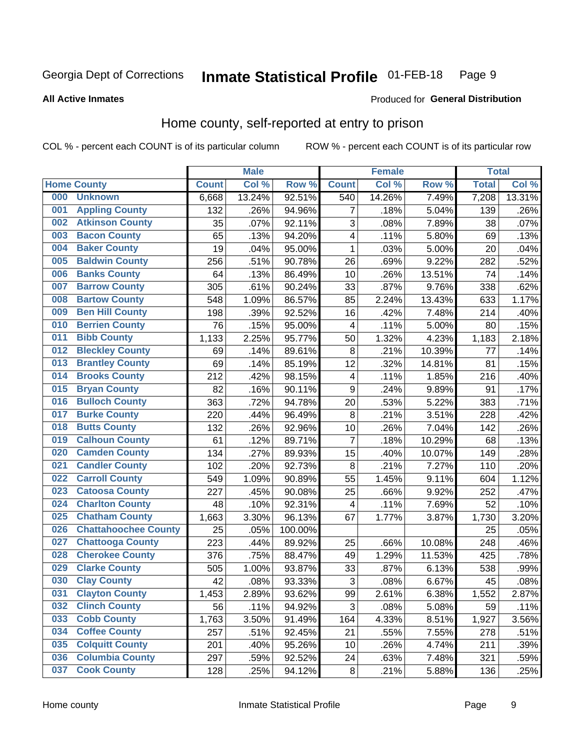Georgia Dept of Corrections **Inmate Statistical Profile** 01-FEB-18 Page 9

**All Active Inmates**

Produced for **General Distribution**

## Home county, self-reported at entry to prison

COL % - percent each COUNT is of its particular column    ROW % - percent each COUNT is of its particular row

| Home County | | Male | | | Female | | | Total | |
|---|---|---|---|---|---|---|---|---|---|
| | | Count | Col % | Row % | Count | Col % | Row % | Total | Col % |
| 000 | Unknown | 6,668 | 13.24% | 92.51% | 540 | 14.26% | 7.49% | 7,208 | 13.31% |
| 001 | Appling County | 132 | .26% | 94.96% | 7 | .18% | 5.04% | 139 | .26% |
| 002 | Atkinson County | 35 | .07% | 92.11% | 3 | .08% | 7.89% | 38 | .07% |
| 003 | Bacon County | 65 | .13% | 94.20% | 4 | .11% | 5.80% | 69 | .13% |
| 004 | Baker County | 19 | .04% | 95.00% | 1 | .03% | 5.00% | 20 | .04% |
| 005 | Baldwin County | 256 | .51% | 90.78% | 26 | .69% | 9.22% | 282 | .52% |
| 006 | Banks County | 64 | .13% | 86.49% | 10 | .26% | 13.51% | 74 | .14% |
| 007 | Barrow County | 305 | .61% | 90.24% | 33 | .87% | 9.76% | 338 | .62% |
| 008 | Bartow County | 548 | 1.09% | 86.57% | 85 | 2.24% | 13.43% | 633 | 1.17% |
| 009 | Ben Hill County | 198 | .39% | 92.52% | 16 | .42% | 7.48% | 214 | .40% |
| 010 | Berrien County | 76 | .15% | 95.00% | 4 | .11% | 5.00% | 80 | .15% |
| 011 | Bibb County | 1,133 | 2.25% | 95.77% | 50 | 1.32% | 4.23% | 1,183 | 2.18% |
| 012 | Bleckley County | 69 | .14% | 89.61% | 8 | .21% | 10.39% | 77 | .14% |
| 013 | Brantley County | 69 | .14% | 85.19% | 12 | .32% | 14.81% | 81 | .15% |
| 014 | Brooks County | 212 | .42% | 98.15% | 4 | .11% | 1.85% | 216 | .40% |
| 015 | Bryan County | 82 | .16% | 90.11% | 9 | .24% | 9.89% | 91 | .17% |
| 016 | Bulloch County | 363 | .72% | 94.78% | 20 | .53% | 5.22% | 383 | .71% |
| 017 | Burke County | 220 | .44% | 96.49% | 8 | .21% | 3.51% | 228 | .42% |
| 018 | Butts County | 132 | .26% | 92.96% | 10 | .26% | 7.04% | 142 | .26% |
| 019 | Calhoun County | 61 | .12% | 89.71% | 7 | .18% | 10.29% | 68 | .13% |
| 020 | Camden County | 134 | .27% | 89.93% | 15 | .40% | 10.07% | 149 | .28% |
| 021 | Candler County | 102 | .20% | 92.73% | 8 | .21% | 7.27% | 110 | .20% |
| 022 | Carroll County | 549 | 1.09% | 90.89% | 55 | 1.45% | 9.11% | 604 | 1.12% |
| 023 | Catoosa County | 227 | .45% | 90.08% | 25 | .66% | 9.92% | 252 | .47% |
| 024 | Charlton County | 48 | .10% | 92.31% | 4 | .11% | 7.69% | 52 | .10% |
| 025 | Chatham County | 1,663 | 3.30% | 96.13% | 67 | 1.77% | 3.87% | 1,730 | 3.20% |
| 026 | Chattahoochee County | 25 | .05% | 100.00% | | | | 25 | .05% |
| 027 | Chattooga County | 223 | .44% | 89.92% | 25 | .66% | 10.08% | 248 | .46% |
| 028 | Cherokee County | 376 | .75% | 88.47% | 49 | 1.29% | 11.53% | 425 | .78% |
| 029 | Clarke County | 505 | 1.00% | 93.87% | 33 | .87% | 6.13% | 538 | .99% |
| 030 | Clay County | 42 | .08% | 93.33% | 3 | .08% | 6.67% | 45 | .08% |
| 031 | Clayton County | 1,453 | 2.89% | 93.62% | 99 | 2.61% | 6.38% | 1,552 | 2.87% |
| 032 | Clinch County | 56 | .11% | 94.92% | 3 | .08% | 5.08% | 59 | .11% |
| 033 | Cobb County | 1,763 | 3.50% | 91.49% | 164 | 4.33% | 8.51% | 1,927 | 3.56% |
| 034 | Coffee County | 257 | .51% | 92.45% | 21 | .55% | 7.55% | 278 | .51% |
| 035 | Colquitt County | 201 | .40% | 95.26% | 10 | .26% | 4.74% | 211 | .39% |
| 036 | Columbia County | 297 | .59% | 92.52% | 24 | .63% | 7.48% | 321 | .59% |
| 037 | Cook County | 128 | .25% | 94.12% | 8 | .21% | 5.88% | 136 | .25% |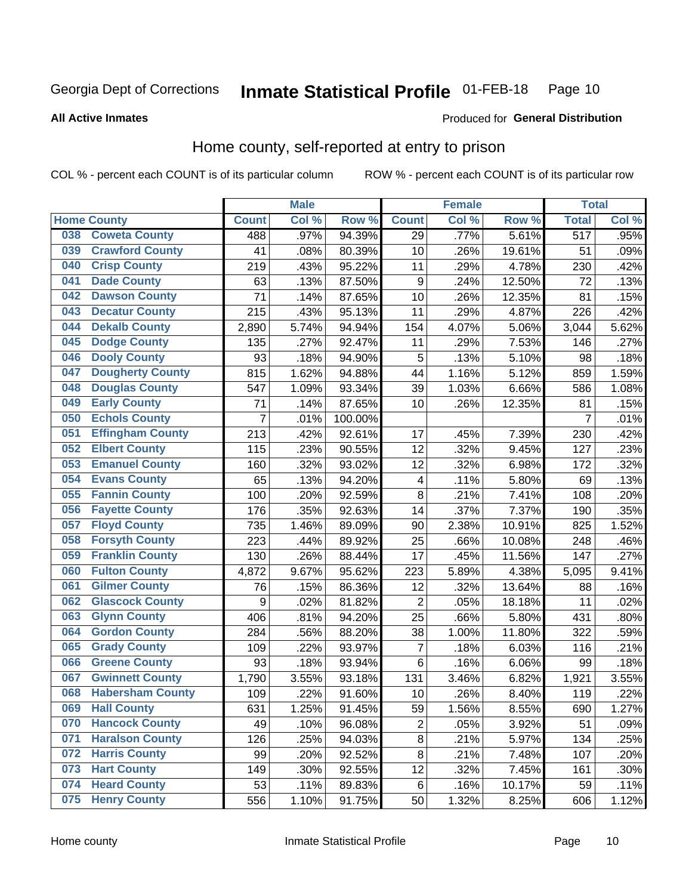Georgia Dept of Corrections **Inmate Statistical Profile** 01-FEB-18

**All Active Inmates**

Produced for **General Distribution**

## Home county, self-reported at entry to prison

COL % - percent each COUNT is of its particular column ROW % - percent each COUNT is of its particular row

| Home County | | Male | | | Female | | | Total | |
|---|---|---|---|---|---|---|---|---|---|
| | | Count | Col % | Row % | Count | Col % | Row % | Total | Col % |
| 038 | Coweta County | 488 | .97% | 94.39% | 29 | .77% | 5.61% | 517 | .95% |
| 039 | Crawford County | 41 | .08% | 80.39% | 10 | .26% | 19.61% | 51 | .09% |
| 040 | Crisp County | 219 | .43% | 95.22% | 11 | .29% | 4.78% | 230 | .42% |
| 041 | Dade County | 63 | .13% | 87.50% | 9 | .24% | 12.50% | 72 | .13% |
| 042 | Dawson County | 71 | .14% | 87.65% | 10 | .26% | 12.35% | 81 | .15% |
| 043 | Decatur County | 215 | .43% | 95.13% | 11 | .29% | 4.87% | 226 | .42% |
| 044 | Dekalb County | 2,890 | 5.74% | 94.94% | 154 | 4.07% | 5.06% | 3,044 | 5.62% |
| 045 | Dodge County | 135 | .27% | 92.47% | 11 | .29% | 7.53% | 146 | .27% |
| 046 | Dooly County | 93 | .18% | 94.90% | 5 | .13% | 5.10% | 98 | .18% |
| 047 | Dougherty County | 815 | 1.62% | 94.88% | 44 | 1.16% | 5.12% | 859 | 1.59% |
| 048 | Douglas County | 547 | 1.09% | 93.34% | 39 | 1.03% | 6.66% | 586 | 1.08% |
| 049 | Early County | 71 | .14% | 87.65% | 10 | .26% | 12.35% | 81 | .15% |
| 050 | Echols County | 7 | .01% | 100.00% | | | | 7 | .01% |
| 051 | Effingham County | 213 | .42% | 92.61% | 17 | .45% | 7.39% | 230 | .42% |
| 052 | Elbert County | 115 | .23% | 90.55% | 12 | .32% | 9.45% | 127 | .23% |
| 053 | Emanuel County | 160 | .32% | 93.02% | 12 | .32% | 6.98% | 172 | .32% |
| 054 | Evans County | 65 | .13% | 94.20% | 4 | .11% | 5.80% | 69 | .13% |
| 055 | Fannin County | 100 | .20% | 92.59% | 8 | .21% | 7.41% | 108 | .20% |
| 056 | Fayette County | 176 | .35% | 92.63% | 14 | .37% | 7.37% | 190 | .35% |
| 057 | Floyd County | 735 | 1.46% | 89.09% | 90 | 2.38% | 10.91% | 825 | 1.52% |
| 058 | Forsyth County | 223 | .44% | 89.92% | 25 | .66% | 10.08% | 248 | .46% |
| 059 | Franklin County | 130 | .26% | 88.44% | 17 | .45% | 11.56% | 147 | .27% |
| 060 | Fulton County | 4,872 | 9.67% | 95.62% | 223 | 5.89% | 4.38% | 5,095 | 9.41% |
| 061 | Gilmer County | 76 | .15% | 86.36% | 12 | .32% | 13.64% | 88 | .16% |
| 062 | Glascock County | 9 | .02% | 81.82% | 2 | .05% | 18.18% | 11 | .02% |
| 063 | Glynn County | 406 | .81% | 94.20% | 25 | .66% | 5.80% | 431 | .80% |
| 064 | Gordon County | 284 | .56% | 88.20% | 38 | 1.00% | 11.80% | 322 | .59% |
| 065 | Grady County | 109 | .22% | 93.97% | 7 | .18% | 6.03% | 116 | .21% |
| 066 | Greene County | 93 | .18% | 93.94% | 6 | .16% | 6.06% | 99 | .18% |
| 067 | Gwinnett County | 1,790 | 3.55% | 93.18% | 131 | 3.46% | 6.82% | 1,921 | 3.55% |
| 068 | Habersham County | 109 | .22% | 91.60% | 10 | .26% | 8.40% | 119 | .22% |
| 069 | Hall County | 631 | 1.25% | 91.45% | 59 | 1.56% | 8.55% | 690 | 1.27% |
| 070 | Hancock County | 49 | .10% | 96.08% | 2 | .05% | 3.92% | 51 | .09% |
| 071 | Haralson County | 126 | .25% | 94.03% | 8 | .21% | 5.97% | 134 | .25% |
| 072 | Harris County | 99 | .20% | 92.52% | 8 | .21% | 7.48% | 107 | .20% |
| 073 | Hart County | 149 | .30% | 92.55% | 12 | .32% | 7.45% | 161 | .30% |
| 074 | Heard County | 53 | .11% | 89.83% | 6 | .16% | 10.17% | 59 | .11% |
| 075 | Henry County | 556 | 1.10% | 91.75% | 50 | 1.32% | 8.25% | 606 | 1.12% |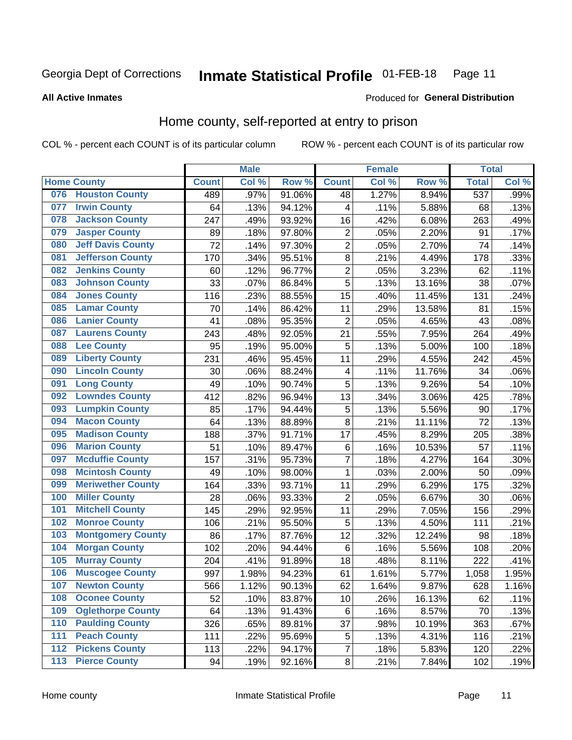Georgia Dept of Corrections **Inmate Statistical Profile** 01-FEB-18

**All Active Inmates**

Produced for **General Distribution**

## Home county, self-reported at entry to prison

COL % - percent each COUNT is of its particular column ROW % - percent each COUNT is of its particular row

| Home County | | Male | | | Female | | | Total | |
|---|---|---|---|---|---|---|---|---|---|
| | | Count | Col % | Row % | Count | Col % | Row % | Total | Col % |
| 076 | Houston County | 489 | .97% | 91.06% | 48 | 1.27% | 8.94% | 537 | .99% |
| 077 | Irwin County | 64 | .13% | 94.12% | 4 | .11% | 5.88% | 68 | .13% |
| 078 | Jackson County | 247 | .49% | 93.92% | 16 | .42% | 6.08% | 263 | .49% |
| 079 | Jasper County | 89 | .18% | 97.80% | 2 | .05% | 2.20% | 91 | .17% |
| 080 | Jeff Davis County | 72 | .14% | 97.30% | 2 | .05% | 2.70% | 74 | .14% |
| 081 | Jefferson County | 170 | .34% | 95.51% | 8 | .21% | 4.49% | 178 | .33% |
| 082 | Jenkins County | 60 | .12% | 96.77% | 2 | .05% | 3.23% | 62 | .11% |
| 083 | Johnson County | 33 | .07% | 86.84% | 5 | .13% | 13.16% | 38 | .07% |
| 084 | Jones County | 116 | .23% | 88.55% | 15 | .40% | 11.45% | 131 | .24% |
| 085 | Lamar County | 70 | .14% | 86.42% | 11 | .29% | 13.58% | 81 | .15% |
| 086 | Lanier County | 41 | .08% | 95.35% | 2 | .05% | 4.65% | 43 | .08% |
| 087 | Laurens County | 243 | .48% | 92.05% | 21 | .55% | 7.95% | 264 | .49% |
| 088 | Lee County | 95 | .19% | 95.00% | 5 | .13% | 5.00% | 100 | .18% |
| 089 | Liberty County | 231 | .46% | 95.45% | 11 | .29% | 4.55% | 242 | .45% |
| 090 | Lincoln County | 30 | .06% | 88.24% | 4 | .11% | 11.76% | 34 | .06% |
| 091 | Long County | 49 | .10% | 90.74% | 5 | .13% | 9.26% | 54 | .10% |
| 092 | Lowndes County | 412 | .82% | 96.94% | 13 | .34% | 3.06% | 425 | .78% |
| 093 | Lumpkin County | 85 | .17% | 94.44% | 5 | .13% | 5.56% | 90 | .17% |
| 094 | Macon County | 64 | .13% | 88.89% | 8 | .21% | 11.11% | 72 | .13% |
| 095 | Madison County | 188 | .37% | 91.71% | 17 | .45% | 8.29% | 205 | .38% |
| 096 | Marion County | 51 | .10% | 89.47% | 6 | .16% | 10.53% | 57 | .11% |
| 097 | Mcduffie County | 157 | .31% | 95.73% | 7 | .18% | 4.27% | 164 | .30% |
| 098 | Mcintosh County | 49 | .10% | 98.00% | 1 | .03% | 2.00% | 50 | .09% |
| 099 | Meriwether County | 164 | .33% | 93.71% | 11 | .29% | 6.29% | 175 | .32% |
| 100 | Miller County | 28 | .06% | 93.33% | 2 | .05% | 6.67% | 30 | .06% |
| 101 | Mitchell County | 145 | .29% | 92.95% | 11 | .29% | 7.05% | 156 | .29% |
| 102 | Monroe County | 106 | .21% | 95.50% | 5 | .13% | 4.50% | 111 | .21% |
| 103 | Montgomery County | 86 | .17% | 87.76% | 12 | .32% | 12.24% | 98 | .18% |
| 104 | Morgan County | 102 | .20% | 94.44% | 6 | .16% | 5.56% | 108 | .20% |
| 105 | Murray County | 204 | .41% | 91.89% | 18 | .48% | 8.11% | 222 | .41% |
| 106 | Muscogee County | 997 | 1.98% | 94.23% | 61 | 1.61% | 5.77% | 1,058 | 1.95% |
| 107 | Newton County | 566 | 1.12% | 90.13% | 62 | 1.64% | 9.87% | 628 | 1.16% |
| 108 | Oconee County | 52 | .10% | 83.87% | 10 | .26% | 16.13% | 62 | .11% |
| 109 | Oglethorpe County | 64 | .13% | 91.43% | 6 | .16% | 8.57% | 70 | .13% |
| 110 | Paulding County | 326 | .65% | 89.81% | 37 | .98% | 10.19% | 363 | .67% |
| 111 | Peach County | 111 | .22% | 95.69% | 5 | .13% | 4.31% | 116 | .21% |
| 112 | Pickens County | 113 | .22% | 94.17% | 7 | .18% | 5.83% | 120 | .22% |
| 113 | Pierce County | 94 | .19% | 92.16% | 8 | .21% | 7.84% | 102 | .19% |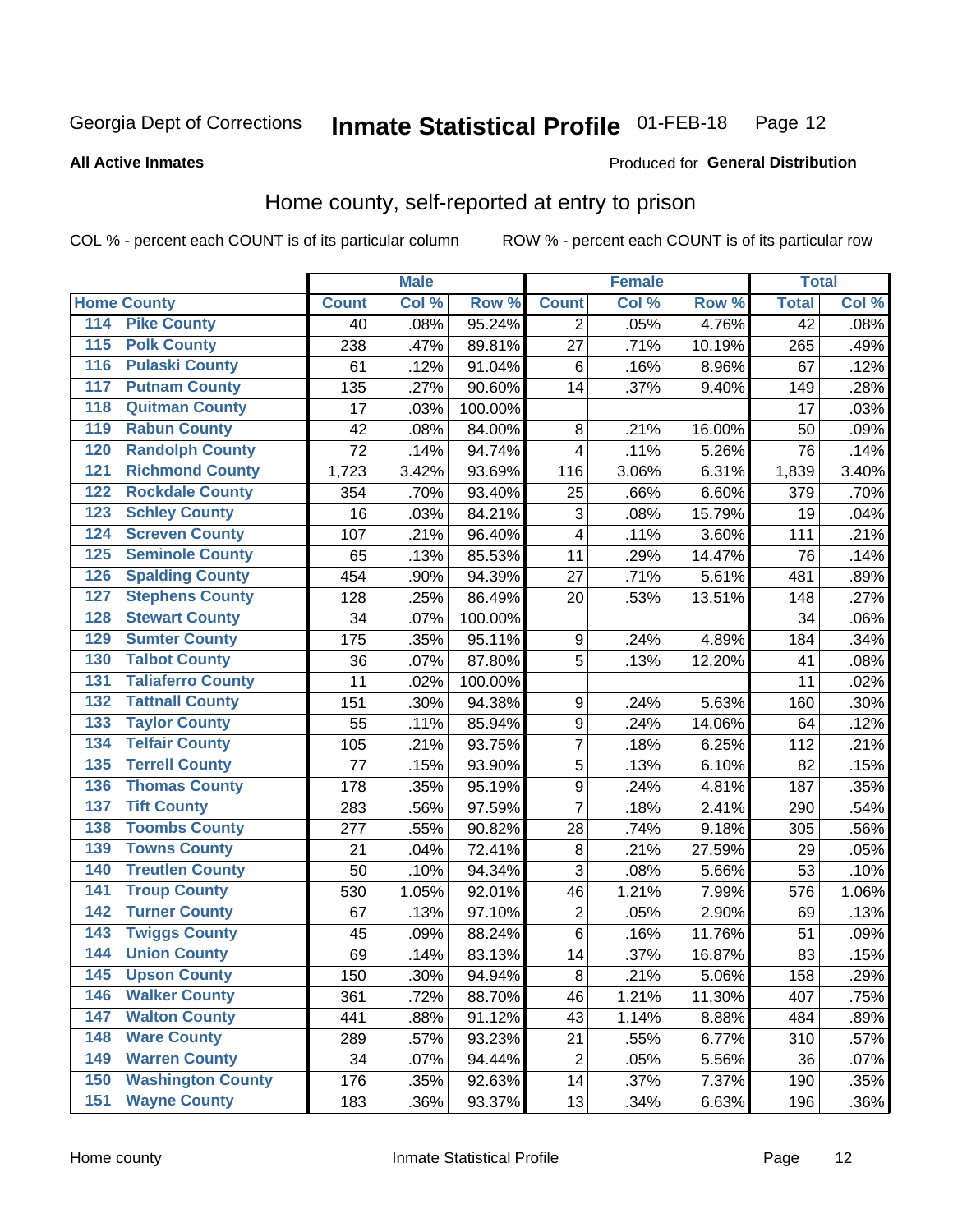Georgia Dept of Corrections **Inmate Statistical Profile** 01-FEB-18 Page 12

**All Active Inmates**

Produced for **General Distribution**

## Home county, self-reported at entry to prison

COL % - percent each COUNT is of its particular column ROW % - percent each COUNT is of its particular row

| Home County | | Male | | | Female | | | Total | |
|---|---|---|---|---|---|---|---|---|---|
| | | Count | Col % | Row % | Count | Col % | Row % | Total | Col % |
| 114 | Pike County | 40 | .08% | 95.24% | 2 | .05% | 4.76% | 42 | .08% |
| 115 | Polk County | 238 | .47% | 89.81% | 27 | .71% | 10.19% | 265 | .49% |
| 116 | Pulaski County | 61 | .12% | 91.04% | 6 | .16% | 8.96% | 67 | .12% |
| 117 | Putnam County | 135 | .27% | 90.60% | 14 | .37% | 9.40% | 149 | .28% |
| 118 | Quitman County | 17 | .03% | 100.00% | | | | 17 | .03% |
| 119 | Rabun County | 42 | .08% | 84.00% | 8 | .21% | 16.00% | 50 | .09% |
| 120 | Randolph County | 72 | .14% | 94.74% | 4 | .11% | 5.26% | 76 | .14% |
| 121 | Richmond County | 1,723 | 3.42% | 93.69% | 116 | 3.06% | 6.31% | 1,839 | 3.40% |
| 122 | Rockdale County | 354 | .70% | 93.40% | 25 | .66% | 6.60% | 379 | .70% |
| 123 | Schley County | 16 | .03% | 84.21% | 3 | .08% | 15.79% | 19 | .04% |
| 124 | Screven County | 107 | .21% | 96.40% | 4 | .11% | 3.60% | 111 | .21% |
| 125 | Seminole County | 65 | .13% | 85.53% | 11 | .29% | 14.47% | 76 | .14% |
| 126 | Spalding County | 454 | .90% | 94.39% | 27 | .71% | 5.61% | 481 | .89% |
| 127 | Stephens County | 128 | .25% | 86.49% | 20 | .53% | 13.51% | 148 | .27% |
| 128 | Stewart County | 34 | .07% | 100.00% | | | | 34 | .06% |
| 129 | Sumter County | 175 | .35% | 95.11% | 9 | .24% | 4.89% | 184 | .34% |
| 130 | Talbot County | 36 | .07% | 87.80% | 5 | .13% | 12.20% | 41 | .08% |
| 131 | Taliaferro County | 11 | .02% | 100.00% | | | | 11 | .02% |
| 132 | Tattnall County | 151 | .30% | 94.38% | 9 | .24% | 5.63% | 160 | .30% |
| 133 | Taylor County | 55 | .11% | 85.94% | 9 | .24% | 14.06% | 64 | .12% |
| 134 | Telfair County | 105 | .21% | 93.75% | 7 | .18% | 6.25% | 112 | .21% |
| 135 | Terrell County | 77 | .15% | 93.90% | 5 | .13% | 6.10% | 82 | .15% |
| 136 | Thomas County | 178 | .35% | 95.19% | 9 | .24% | 4.81% | 187 | .35% |
| 137 | Tift County | 283 | .56% | 97.59% | 7 | .18% | 2.41% | 290 | .54% |
| 138 | Toombs County | 277 | .55% | 90.82% | 28 | .74% | 9.18% | 305 | .56% |
| 139 | Towns County | 21 | .04% | 72.41% | 8 | .21% | 27.59% | 29 | .05% |
| 140 | Treutlen County | 50 | .10% | 94.34% | 3 | .08% | 5.66% | 53 | .10% |
| 141 | Troup County | 530 | 1.05% | 92.01% | 46 | 1.21% | 7.99% | 576 | 1.06% |
| 142 | Turner County | 67 | .13% | 97.10% | 2 | .05% | 2.90% | 69 | .13% |
| 143 | Twiggs County | 45 | .09% | 88.24% | 6 | .16% | 11.76% | 51 | .09% |
| 144 | Union County | 69 | .14% | 83.13% | 14 | .37% | 16.87% | 83 | .15% |
| 145 | Upson County | 150 | .30% | 94.94% | 8 | .21% | 5.06% | 158 | .29% |
| 146 | Walker County | 361 | .72% | 88.70% | 46 | 1.21% | 11.30% | 407 | .75% |
| 147 | Walton County | 441 | .88% | 91.12% | 43 | 1.14% | 8.88% | 484 | .89% |
| 148 | Ware County | 289 | .57% | 93.23% | 21 | .55% | 6.77% | 310 | .57% |
| 149 | Warren County | 34 | .07% | 94.44% | 2 | .05% | 5.56% | 36 | .07% |
| 150 | Washington County | 176 | .35% | 92.63% | 14 | .37% | 7.37% | 190 | .35% |
| 151 | Wayne County | 183 | .36% | 93.37% | 13 | .34% | 6.63% | 196 | .36% |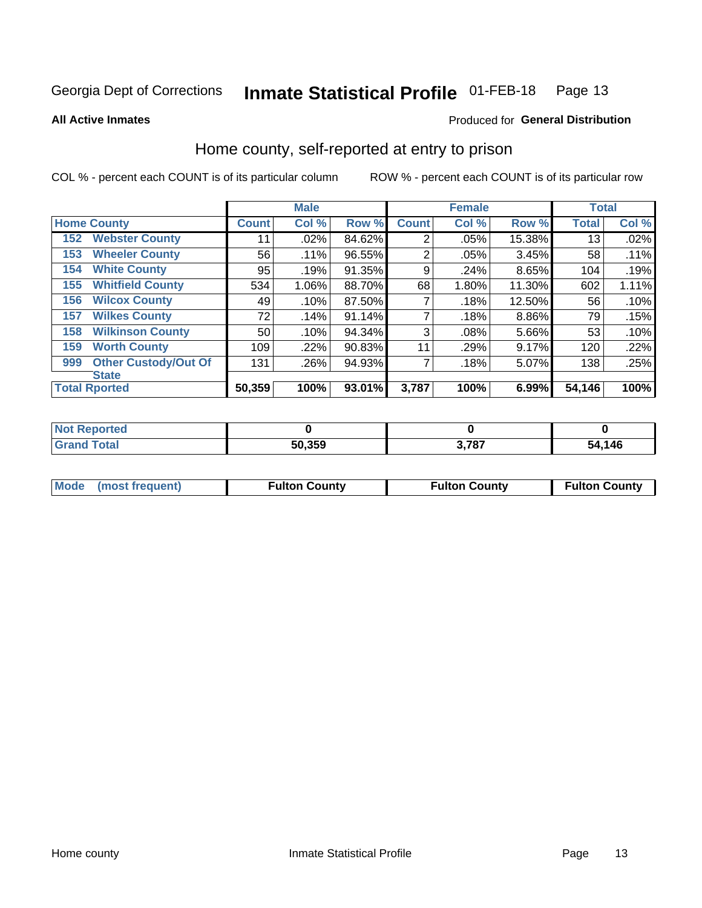Georgia Dept of Corrections **Inmate Statistical Profile** 01-FEB-18 Page 13

**All Active Inmates**

Produced for **General Distribution**

## Home county, self-reported at entry to prison

COL % - percent each COUNT is of its particular column

ROW % - percent each COUNT is of its particular row

| Home County | | Male | | | Female | | | Total | |
|---|---|---|---|---|---|---|---|---|---|
| | | Count | Col % | Row % | Count | Col % | Row % | Total | Col % |
| 152 | Webster County | 11 | .02% | 84.62% | 2 | .05% | 15.38% | 13 | .02% |
| 153 | Wheeler County | 56 | .11% | 96.55% | 2 | .05% | 3.45% | 58 | .11% |
| 154 | White County | 95 | .19% | 91.35% | 9 | .24% | 8.65% | 104 | .19% |
| 155 | Whitfield County | 534 | 1.06% | 88.70% | 68 | 1.80% | 11.30% | 602 | 1.11% |
| 156 | Wilcox County | 49 | .10% | 87.50% | 7 | .18% | 12.50% | 56 | .10% |
| 157 | Wilkes County | 72 | .14% | 91.14% | 7 | .18% | 8.86% | 79 | .15% |
| 158 | Wilkinson County | 50 | .10% | 94.34% | 3 | .08% | 5.66% | 53 | .10% |
| 159 | Worth County | 109 | .22% | 90.83% | 11 | .29% | 9.17% | 120 | .22% |
| 999 | Other Custody/Out Of State | 131 | .26% | 94.93% | 7 | .18% | 5.07% | 138 | .25% |
| **Total Rported** | | **50,359** | **100%** | **93.01%** | **3,787** | **100%** | **6.99%** | **54,146** | **100%** |

| | Male | Female | Total |
|---|---|---|---|
| Not Reported | 0 | 0 | 0 |
| Grand Total | 50,359 | 3,787 | 54,146 |

| | Male | Female | Total |
|---|---|---|---|
| Mode (most frequent) | Fulton County | Fulton County | Fulton County |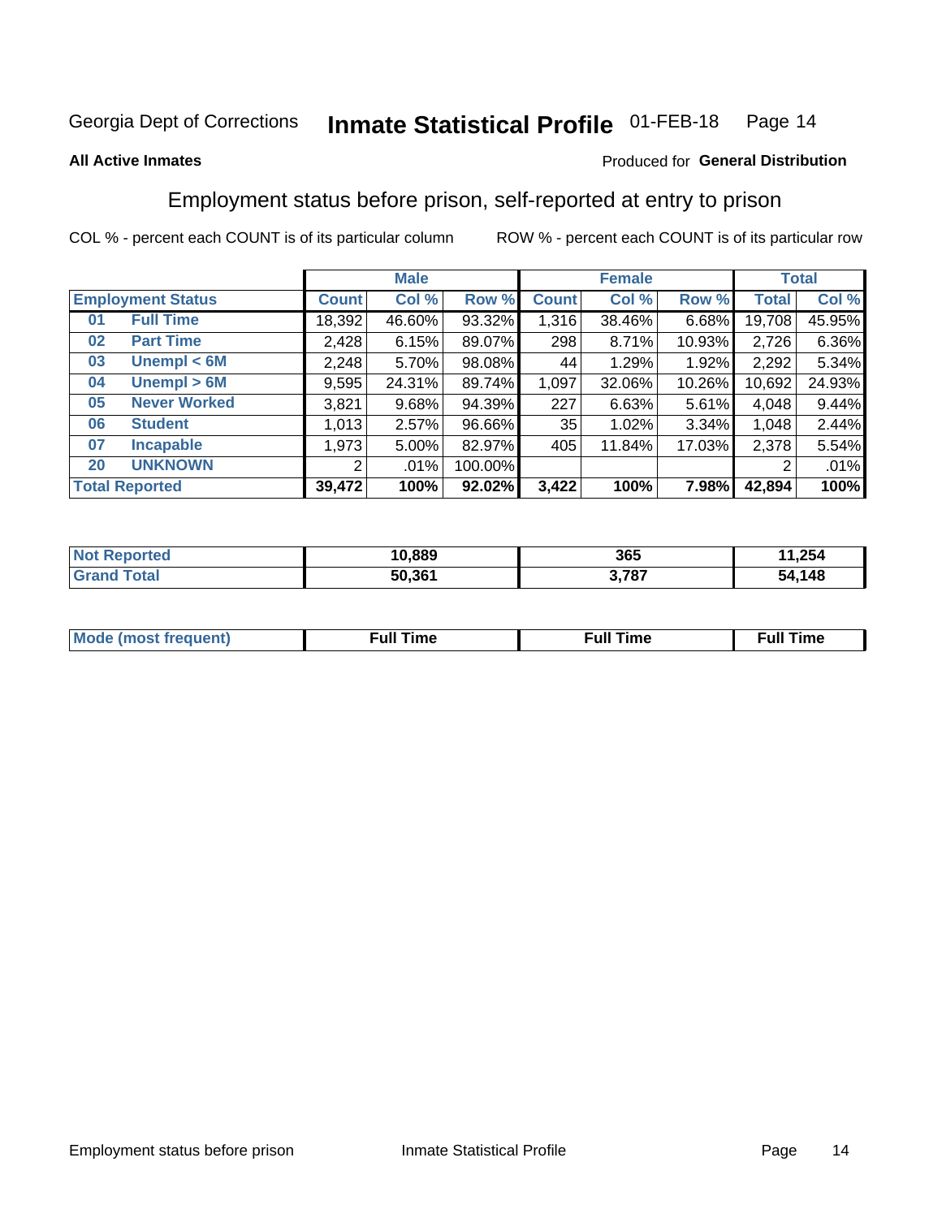Georgia Dept of Corrections **Inmate Statistical Profile** 01-FEB-18

**All Active Inmates**

Produced for **General Distribution**

## Employment status before prison, self-reported at entry to prison

COL % - percent each COUNT is of its particular column ROW % - percent each COUNT is of its particular row

| Employment Status | | Male | | | Female | | | Total | |
|---|---|---|---|---|---|---|---|---|---|
| | | Count | Col % | Row % | Count | Col % | Row % | Total | Col % |
| 01 | Full Time | 18,392 | 46.60% | 93.32% | 1,316 | 38.46% | 6.68% | 19,708 | 45.95% |
| 02 | Part Time | 2,428 | 6.15% | 89.07% | 298 | 8.71% | 10.93% | 2,726 | 6.36% |
| 03 | Unempl < 6M | 2,248 | 5.70% | 98.08% | 44 | 1.29% | 1.92% | 2,292 | 5.34% |
| 04 | Unempl > 6M | 9,595 | 24.31% | 89.74% | 1,097 | 32.06% | 10.26% | 10,692 | 24.93% |
| 05 | Never Worked | 3,821 | 9.68% | 94.39% | 227 | 6.63% | 5.61% | 4,048 | 9.44% |
| 06 | Student | 1,013 | 2.57% | 96.66% | 35 | 1.02% | 3.34% | 1,048 | 2.44% |
| 07 | Incapable | 1,973 | 5.00% | 82.97% | 405 | 11.84% | 17.03% | 2,378 | 5.54% |
| 20 | UNKNOWN | 2 | .01% | 100.00% | | | | 2 | .01% |
| **Total Reported** | | **39,472** | **100%** | **92.02%** | **3,422** | **100%** | **7.98%** | **42,894** | **100%** |

| | Male | Female | Total |
|---|---|---|---|
| Not Reported | 10,889 | 365 | 11,254 |
| Grand Total | 50,361 | 3,787 | 54,148 |

| | Male | Female | Total |
|---|---|---|---|
| Mode (most frequent) | Full Time | Full Time | Full Time |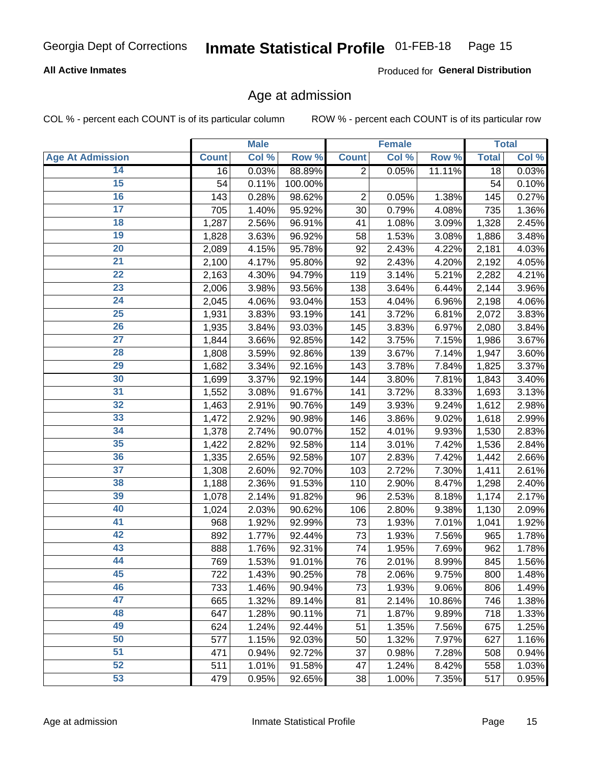Georgia Dept of Corrections **Inmate Statistical Profile** 01-FEB-18

**All Active Inmates**

Produced for **General Distribution**

## Age at admission

COL % - percent each COUNT is of its particular column

ROW % - percent each COUNT is of its particular row

| | Male | | | Female | | | Total | |
|---|---|---|---|---|---|---|---|---|
| Age At Admission | Count | Col % | Row % | Count | Col % | Row % | Total | Col % |
| 14 | 16 | 0.03% | 88.89% | 2 | 0.05% | 11.11% | 18 | 0.03% |
| 15 | 54 | 0.11% | 100.00% | | | | 54 | 0.10% |
| 16 | 143 | 0.28% | 98.62% | 2 | 0.05% | 1.38% | 145 | 0.27% |
| 17 | 705 | 1.40% | 95.92% | 30 | 0.79% | 4.08% | 735 | 1.36% |
| 18 | 1,287 | 2.56% | 96.91% | 41 | 1.08% | 3.09% | 1,328 | 2.45% |
| 19 | 1,828 | 3.63% | 96.92% | 58 | 1.53% | 3.08% | 1,886 | 3.48% |
| 20 | 2,089 | 4.15% | 95.78% | 92 | 2.43% | 4.22% | 2,181 | 4.03% |
| 21 | 2,100 | 4.17% | 95.80% | 92 | 2.43% | 4.20% | 2,192 | 4.05% |
| 22 | 2,163 | 4.30% | 94.79% | 119 | 3.14% | 5.21% | 2,282 | 4.21% |
| 23 | 2,006 | 3.98% | 93.56% | 138 | 3.64% | 6.44% | 2,144 | 3.96% |
| 24 | 2,045 | 4.06% | 93.04% | 153 | 4.04% | 6.96% | 2,198 | 4.06% |
| 25 | 1,931 | 3.83% | 93.19% | 141 | 3.72% | 6.81% | 2,072 | 3.83% |
| 26 | 1,935 | 3.84% | 93.03% | 145 | 3.83% | 6.97% | 2,080 | 3.84% |
| 27 | 1,844 | 3.66% | 92.85% | 142 | 3.75% | 7.15% | 1,986 | 3.67% |
| 28 | 1,808 | 3.59% | 92.86% | 139 | 3.67% | 7.14% | 1,947 | 3.60% |
| 29 | 1,682 | 3.34% | 92.16% | 143 | 3.78% | 7.84% | 1,825 | 3.37% |
| 30 | 1,699 | 3.37% | 92.19% | 144 | 3.80% | 7.81% | 1,843 | 3.40% |
| 31 | 1,552 | 3.08% | 91.67% | 141 | 3.72% | 8.33% | 1,693 | 3.13% |
| 32 | 1,463 | 2.91% | 90.76% | 149 | 3.93% | 9.24% | 1,612 | 2.98% |
| 33 | 1,472 | 2.92% | 90.98% | 146 | 3.86% | 9.02% | 1,618 | 2.99% |
| 34 | 1,378 | 2.74% | 90.07% | 152 | 4.01% | 9.93% | 1,530 | 2.83% |
| 35 | 1,422 | 2.82% | 92.58% | 114 | 3.01% | 7.42% | 1,536 | 2.84% |
| 36 | 1,335 | 2.65% | 92.58% | 107 | 2.83% | 7.42% | 1,442 | 2.66% |
| 37 | 1,308 | 2.60% | 92.70% | 103 | 2.72% | 7.30% | 1,411 | 2.61% |
| 38 | 1,188 | 2.36% | 91.53% | 110 | 2.90% | 8.47% | 1,298 | 2.40% |
| 39 | 1,078 | 2.14% | 91.82% | 96 | 2.53% | 8.18% | 1,174 | 2.17% |
| 40 | 1,024 | 2.03% | 90.62% | 106 | 2.80% | 9.38% | 1,130 | 2.09% |
| 41 | 968 | 1.92% | 92.99% | 73 | 1.93% | 7.01% | 1,041 | 1.92% |
| 42 | 892 | 1.77% | 92.44% | 73 | 1.93% | 7.56% | 965 | 1.78% |
| 43 | 888 | 1.76% | 92.31% | 74 | 1.95% | 7.69% | 962 | 1.78% |
| 44 | 769 | 1.53% | 91.01% | 76 | 2.01% | 8.99% | 845 | 1.56% |
| 45 | 722 | 1.43% | 90.25% | 78 | 2.06% | 9.75% | 800 | 1.48% |
| 46 | 733 | 1.46% | 90.94% | 73 | 1.93% | 9.06% | 806 | 1.49% |
| 47 | 665 | 1.32% | 89.14% | 81 | 2.14% | 10.86% | 746 | 1.38% |
| 48 | 647 | 1.28% | 90.11% | 71 | 1.87% | 9.89% | 718 | 1.33% |
| 49 | 624 | 1.24% | 92.44% | 51 | 1.35% | 7.56% | 675 | 1.25% |
| 50 | 577 | 1.15% | 92.03% | 50 | 1.32% | 7.97% | 627 | 1.16% |
| 51 | 471 | 0.94% | 92.72% | 37 | 0.98% | 7.28% | 508 | 0.94% |
| 52 | 511 | 1.01% | 91.58% | 47 | 1.24% | 8.42% | 558 | 1.03% |
| 53 | 479 | 0.95% | 92.65% | 38 | 1.00% | 7.35% | 517 | 0.95% |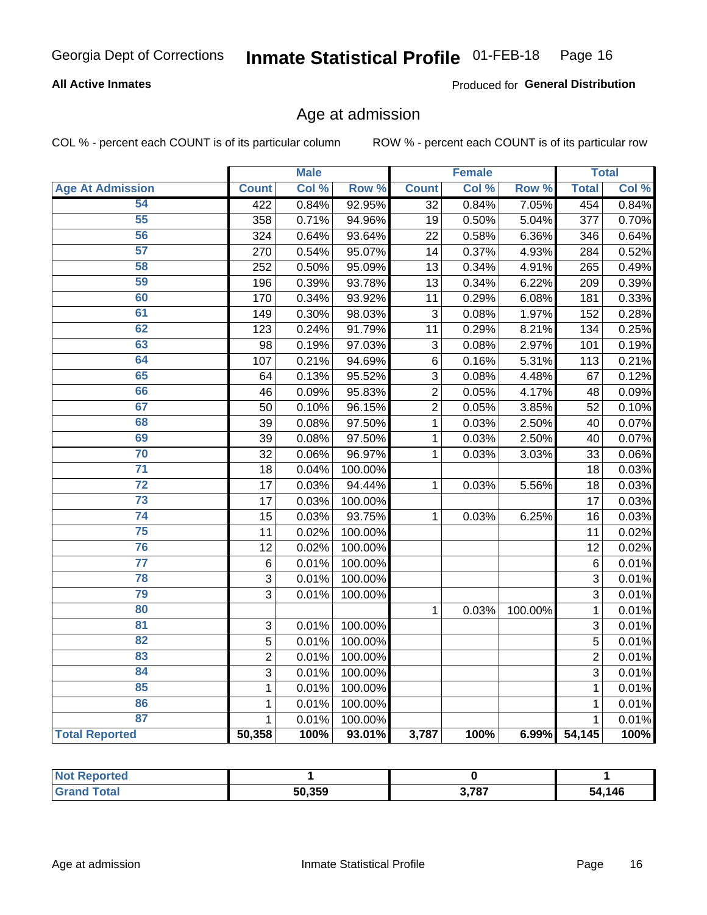# Age at admission

**All Active Inmates** — Produced for **General Distribution**

COL % - percent each COUNT is of its particular column

ROW % - percent each COUNT is of its particular row

| | Male | | | Female | | | Total | |
|---|---|---|---|---|---|---|---|---|
| **Age At Admission** | **Count** | **Col %** | **Row %** | **Count** | **Col %** | **Row %** | **Total** | **Col %** |
| 54 | 422 | 0.84% | 92.95% | 32 | 0.84% | 7.05% | 454 | 0.84% |
| 55 | 358 | 0.71% | 94.96% | 19 | 0.50% | 5.04% | 377 | 0.70% |
| 56 | 324 | 0.64% | 93.64% | 22 | 0.58% | 6.36% | 346 | 0.64% |
| 57 | 270 | 0.54% | 95.07% | 14 | 0.37% | 4.93% | 284 | 0.52% |
| 58 | 252 | 0.50% | 95.09% | 13 | 0.34% | 4.91% | 265 | 0.49% |
| 59 | 196 | 0.39% | 93.78% | 13 | 0.34% | 6.22% | 209 | 0.39% |
| 60 | 170 | 0.34% | 93.92% | 11 | 0.29% | 6.08% | 181 | 0.33% |
| 61 | 149 | 0.30% | 98.03% | 3 | 0.08% | 1.97% | 152 | 0.28% |
| 62 | 123 | 0.24% | 91.79% | 11 | 0.29% | 8.21% | 134 | 0.25% |
| 63 | 98 | 0.19% | 97.03% | 3 | 0.08% | 2.97% | 101 | 0.19% |
| 64 | 107 | 0.21% | 94.69% | 6 | 0.16% | 5.31% | 113 | 0.21% |
| 65 | 64 | 0.13% | 95.52% | 3 | 0.08% | 4.48% | 67 | 0.12% |
| 66 | 46 | 0.09% | 95.83% | 2 | 0.05% | 4.17% | 48 | 0.09% |
| 67 | 50 | 0.10% | 96.15% | 2 | 0.05% | 3.85% | 52 | 0.10% |
| 68 | 39 | 0.08% | 97.50% | 1 | 0.03% | 2.50% | 40 | 0.07% |
| 69 | 39 | 0.08% | 97.50% | 1 | 0.03% | 2.50% | 40 | 0.07% |
| 70 | 32 | 0.06% | 96.97% | 1 | 0.03% | 3.03% | 33 | 0.06% |
| 71 | 18 | 0.04% | 100.00% | | | | 18 | 0.03% |
| 72 | 17 | 0.03% | 94.44% | 1 | 0.03% | 5.56% | 18 | 0.03% |
| 73 | 17 | 0.03% | 100.00% | | | | 17 | 0.03% |
| 74 | 15 | 0.03% | 93.75% | 1 | 0.03% | 6.25% | 16 | 0.03% |
| 75 | 11 | 0.02% | 100.00% | | | | 11 | 0.02% |
| 76 | 12 | 0.02% | 100.00% | | | | 12 | 0.02% |
| 77 | 6 | 0.01% | 100.00% | | | | 6 | 0.01% |
| 78 | 3 | 0.01% | 100.00% | | | | 3 | 0.01% |
| 79 | 3 | 0.01% | 100.00% | | | | 3 | 0.01% |
| 80 | | | | 1 | 0.03% | 100.00% | 1 | 0.01% |
| 81 | 3 | 0.01% | 100.00% | | | | 3 | 0.01% |
| 82 | 5 | 0.01% | 100.00% | | | | 5 | 0.01% |
| 83 | 2 | 0.01% | 100.00% | | | | 2 | 0.01% |
| 84 | 3 | 0.01% | 100.00% | | | | 3 | 0.01% |
| 85 | 1 | 0.01% | 100.00% | | | | 1 | 0.01% |
| 86 | 1 | 0.01% | 100.00% | | | | 1 | 0.01% |
| 87 | 1 | 0.01% | 100.00% | | | | 1 | 0.01% |
| **Total Reported** | **50,358** | **100%** | **93.01%** | **3,787** | **100%** | **6.99%** | **54,145** | **100%** |

| | Male | Female | Total |
|---|---|---|---|
| **Not Reported** | **1** | **0** | **1** |
| **Grand Total** | **50,359** | **3,787** | **54,146** |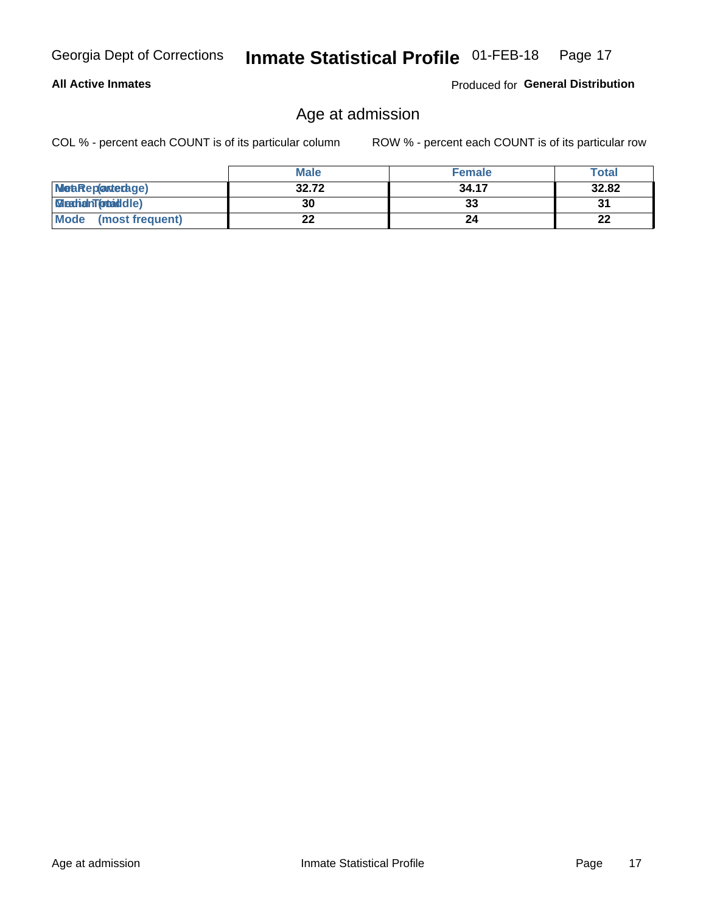**All Active Inmates**

Produced for **General Distribution**

## Age at admission

COL % - percent each COUNT is of its particular column

ROW % - percent each COUNT is of its particular row

| | Male | Female | Total |
|---|---|---|---|
| Mean (average) | 32.72 | 34.17 | 32.82 |
| Median (middle) | 30 | 33 | 31 |
| Mode (most frequent) | 22 | 24 | 22 |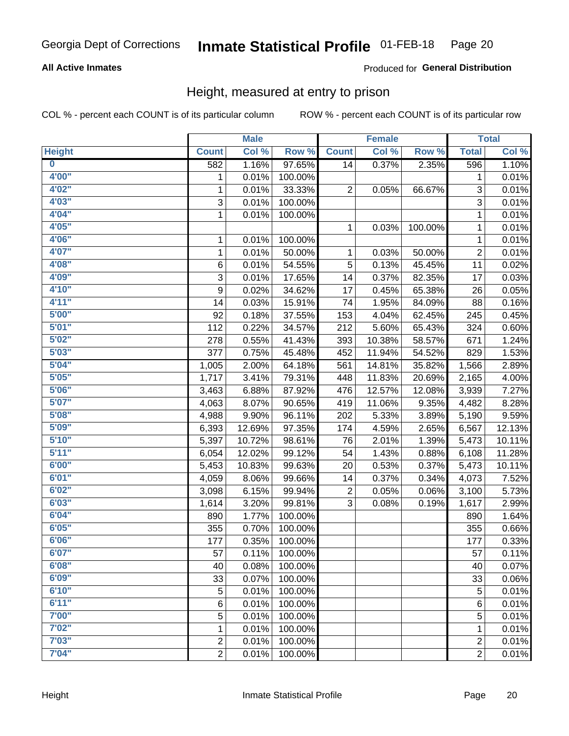Georgia Dept of Corrections **Inmate Statistical Profile** 01-FEB-18

**All Active Inmates**

Produced for **General Distribution**

## Height, measured at entry to prison

COL % - percent each COUNT is of its particular column ROW % - percent each COUNT is of its particular row

| | Male | | | Female | | | Total | |
|---|---|---|---|---|---|---|---|---|
| Height | Count | Col % | Row % | Count | Col % | Row % | Total | Col % |
| 0 | 582 | 1.16% | 97.65% | 14 | 0.37% | 2.35% | 596 | 1.10% |
| 4'00" | 1 | 0.01% | 100.00% | | | | 1 | 0.01% |
| 4'02" | 1 | 0.01% | 33.33% | 2 | 0.05% | 66.67% | 3 | 0.01% |
| 4'03" | 3 | 0.01% | 100.00% | | | | 3 | 0.01% |
| 4'04" | 1 | 0.01% | 100.00% | | | | 1 | 0.01% |
| 4'05" | | | | 1 | 0.03% | 100.00% | 1 | 0.01% |
| 4'06" | 1 | 0.01% | 100.00% | | | | 1 | 0.01% |
| 4'07" | 1 | 0.01% | 50.00% | 1 | 0.03% | 50.00% | 2 | 0.01% |
| 4'08" | 6 | 0.01% | 54.55% | 5 | 0.13% | 45.45% | 11 | 0.02% |
| 4'09" | 3 | 0.01% | 17.65% | 14 | 0.37% | 82.35% | 17 | 0.03% |
| 4'10" | 9 | 0.02% | 34.62% | 17 | 0.45% | 65.38% | 26 | 0.05% |
| 4'11" | 14 | 0.03% | 15.91% | 74 | 1.95% | 84.09% | 88 | 0.16% |
| 5'00" | 92 | 0.18% | 37.55% | 153 | 4.04% | 62.45% | 245 | 0.45% |
| 5'01" | 112 | 0.22% | 34.57% | 212 | 5.60% | 65.43% | 324 | 0.60% |
| 5'02" | 278 | 0.55% | 41.43% | 393 | 10.38% | 58.57% | 671 | 1.24% |
| 5'03" | 377 | 0.75% | 45.48% | 452 | 11.94% | 54.52% | 829 | 1.53% |
| 5'04" | 1,005 | 2.00% | 64.18% | 561 | 14.81% | 35.82% | 1,566 | 2.89% |
| 5'05" | 1,717 | 3.41% | 79.31% | 448 | 11.83% | 20.69% | 2,165 | 4.00% |
| 5'06" | 3,463 | 6.88% | 87.92% | 476 | 12.57% | 12.08% | 3,939 | 7.27% |
| 5'07" | 4,063 | 8.07% | 90.65% | 419 | 11.06% | 9.35% | 4,482 | 8.28% |
| 5'08" | 4,988 | 9.90% | 96.11% | 202 | 5.33% | 3.89% | 5,190 | 9.59% |
| 5'09" | 6,393 | 12.69% | 97.35% | 174 | 4.59% | 2.65% | 6,567 | 12.13% |
| 5'10" | 5,397 | 10.72% | 98.61% | 76 | 2.01% | 1.39% | 5,473 | 10.11% |
| 5'11" | 6,054 | 12.02% | 99.12% | 54 | 1.43% | 0.88% | 6,108 | 11.28% |
| 6'00" | 5,453 | 10.83% | 99.63% | 20 | 0.53% | 0.37% | 5,473 | 10.11% |
| 6'01" | 4,059 | 8.06% | 99.66% | 14 | 0.37% | 0.34% | 4,073 | 7.52% |
| 6'02" | 3,098 | 6.15% | 99.94% | 2 | 0.05% | 0.06% | 3,100 | 5.73% |
| 6'03" | 1,614 | 3.20% | 99.81% | 3 | 0.08% | 0.19% | 1,617 | 2.99% |
| 6'04" | 890 | 1.77% | 100.00% | | | | 890 | 1.64% |
| 6'05" | 355 | 0.70% | 100.00% | | | | 355 | 0.66% |
| 6'06" | 177 | 0.35% | 100.00% | | | | 177 | 0.33% |
| 6'07" | 57 | 0.11% | 100.00% | | | | 57 | 0.11% |
| 6'08" | 40 | 0.08% | 100.00% | | | | 40 | 0.07% |
| 6'09" | 33 | 0.07% | 100.00% | | | | 33 | 0.06% |
| 6'10" | 5 | 0.01% | 100.00% | | | | 5 | 0.01% |
| 6'11" | 6 | 0.01% | 100.00% | | | | 6 | 0.01% |
| 7'00" | 5 | 0.01% | 100.00% | | | | 5 | 0.01% |
| 7'02" | 1 | 0.01% | 100.00% | | | | 1 | 0.01% |
| 7'03" | 2 | 0.01% | 100.00% | | | | 2 | 0.01% |
| 7'04" | 2 | 0.01% | 100.00% | | | | 2 | 0.01% |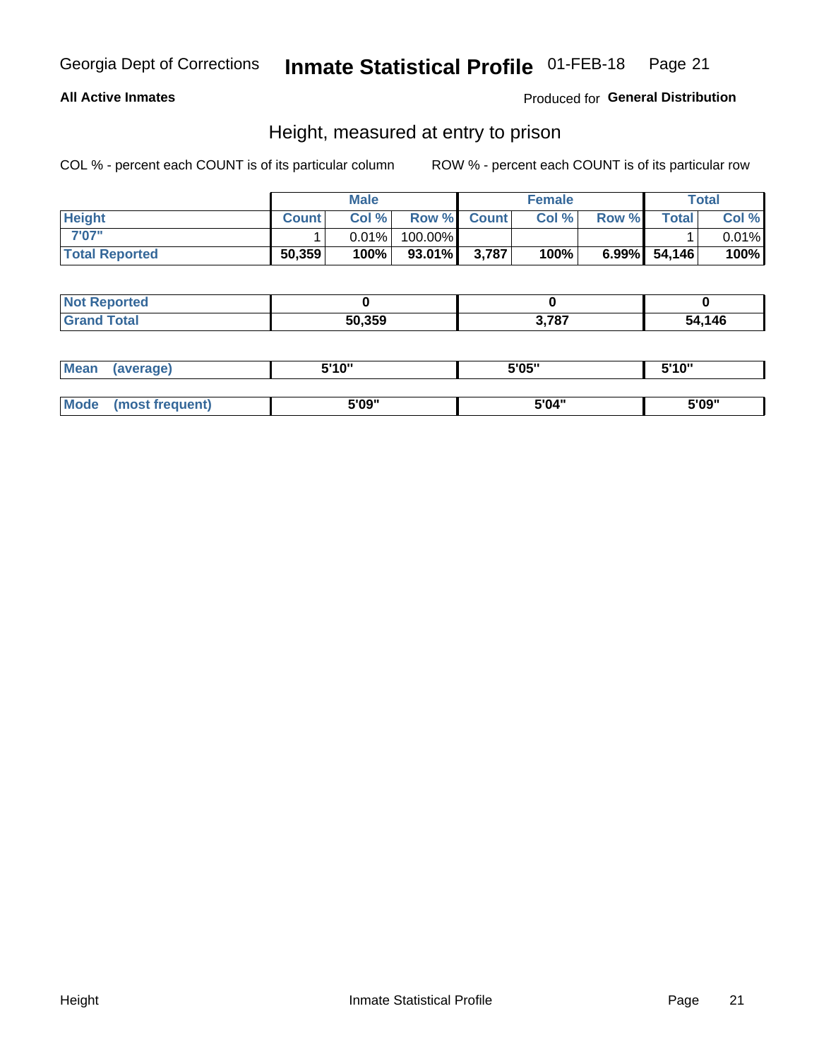Georgia Dept of Corrections **Inmate Statistical Profile** 01-FEB-18

**All Active Inmates**

Produced for **General Distribution**

## Height, measured at entry to prison

COL % - percent each COUNT is of its particular column

ROW % - percent each COUNT is of its particular row

| | Male | | | Female | | | Total | |
|---|---|---|---|---|---|---|---|---|
| **Height** | **Count** | **Col %** | **Row %** | **Count** | **Col %** | **Row %** | **Total** | **Col %** |
| **7'07"** | 1 | 0.01% | 100.00% | | | | 1 | 0.01% |
| **Total Reported** | **50,359** | **100%** | **93.01%** | **3,787** | **100%** | **6.99%** | **54,146** | **100%** |

| | Male | Female | Total |
|---|---|---|---|
| **Not Reported** | **0** | **0** | **0** |
| **Grand Total** | **50,359** | **3,787** | **54,146** |

| | Male | Female | Total |
|---|---|---|---|
| **Mean (average)** | **5'10"** | **5'05"** | **5'10"** |
| **Mode (most frequent)** | **5'09"** | **5'04"** | **5'09"** |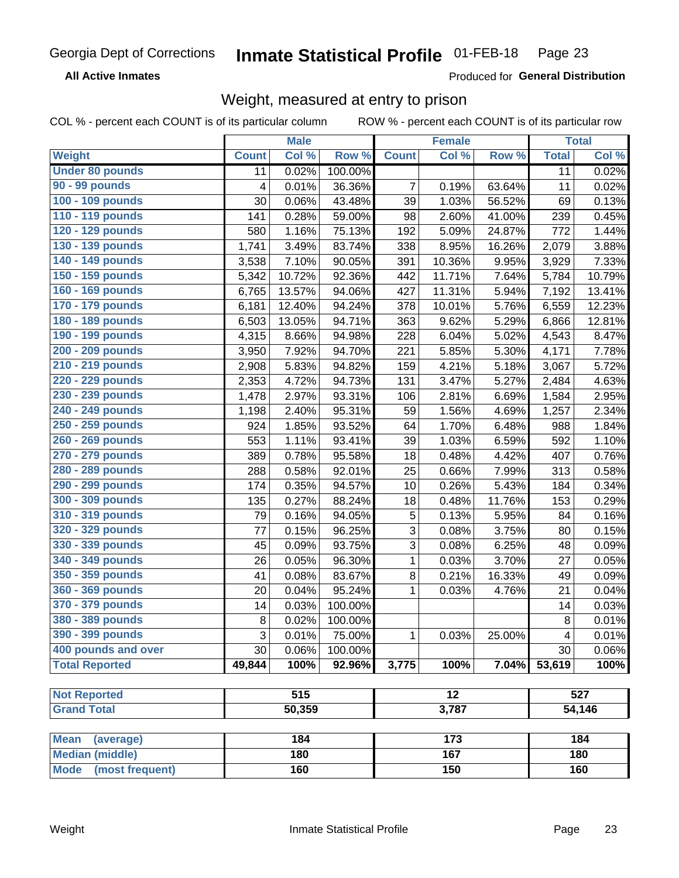Georgia Dept of Corrections **Inmate Statistical Profile** 01-FEB-18

**All Active Inmates**

Produced for **General Distribution**

## Weight, measured at entry to prison

COL % - percent each COUNT is of its particular column ROW % - percent each COUNT is of its particular row

| Weight | Male | | | Female | | | Total | |
|---|---|---|---|---|---|---|---|---|
| | Count | Col % | Row % | Count | Col % | Row % | Total | Col % |
| Under 80 pounds | 11 | 0.02% | 100.00% | | | | 11 | 0.02% |
| 90 - 99 pounds | 4 | 0.01% | 36.36% | 7 | 0.19% | 63.64% | 11 | 0.02% |
| 100 - 109 pounds | 30 | 0.06% | 43.48% | 39 | 1.03% | 56.52% | 69 | 0.13% |
| 110 - 119 pounds | 141 | 0.28% | 59.00% | 98 | 2.60% | 41.00% | 239 | 0.45% |
| 120 - 129 pounds | 580 | 1.16% | 75.13% | 192 | 5.09% | 24.87% | 772 | 1.44% |
| 130 - 139 pounds | 1,741 | 3.49% | 83.74% | 338 | 8.95% | 16.26% | 2,079 | 3.88% |
| 140 - 149 pounds | 3,538 | 7.10% | 90.05% | 391 | 10.36% | 9.95% | 3,929 | 7.33% |
| 150 - 159 pounds | 5,342 | 10.72% | 92.36% | 442 | 11.71% | 7.64% | 5,784 | 10.79% |
| 160 - 169 pounds | 6,765 | 13.57% | 94.06% | 427 | 11.31% | 5.94% | 7,192 | 13.41% |
| 170 - 179 pounds | 6,181 | 12.40% | 94.24% | 378 | 10.01% | 5.76% | 6,559 | 12.23% |
| 180 - 189 pounds | 6,503 | 13.05% | 94.71% | 363 | 9.62% | 5.29% | 6,866 | 12.81% |
| 190 - 199 pounds | 4,315 | 8.66% | 94.98% | 228 | 6.04% | 5.02% | 4,543 | 8.47% |
| 200 - 209 pounds | 3,950 | 7.92% | 94.70% | 221 | 5.85% | 5.30% | 4,171 | 7.78% |
| 210 - 219 pounds | 2,908 | 5.83% | 94.82% | 159 | 4.21% | 5.18% | 3,067 | 5.72% |
| 220 - 229 pounds | 2,353 | 4.72% | 94.73% | 131 | 3.47% | 5.27% | 2,484 | 4.63% |
| 230 - 239 pounds | 1,478 | 2.97% | 93.31% | 106 | 2.81% | 6.69% | 1,584 | 2.95% |
| 240 - 249 pounds | 1,198 | 2.40% | 95.31% | 59 | 1.56% | 4.69% | 1,257 | 2.34% |
| 250 - 259 pounds | 924 | 1.85% | 93.52% | 64 | 1.70% | 6.48% | 988 | 1.84% |
| 260 - 269 pounds | 553 | 1.11% | 93.41% | 39 | 1.03% | 6.59% | 592 | 1.10% |
| 270 - 279 pounds | 389 | 0.78% | 95.58% | 18 | 0.48% | 4.42% | 407 | 0.76% |
| 280 - 289 pounds | 288 | 0.58% | 92.01% | 25 | 0.66% | 7.99% | 313 | 0.58% |
| 290 - 299 pounds | 174 | 0.35% | 94.57% | 10 | 0.26% | 5.43% | 184 | 0.34% |
| 300 - 309 pounds | 135 | 0.27% | 88.24% | 18 | 0.48% | 11.76% | 153 | 0.29% |
| 310 - 319 pounds | 79 | 0.16% | 94.05% | 5 | 0.13% | 5.95% | 84 | 0.16% |
| 320 - 329 pounds | 77 | 0.15% | 96.25% | 3 | 0.08% | 3.75% | 80 | 0.15% |
| 330 - 339 pounds | 45 | 0.09% | 93.75% | 3 | 0.08% | 6.25% | 48 | 0.09% |
| 340 - 349 pounds | 26 | 0.05% | 96.30% | 1 | 0.03% | 3.70% | 27 | 0.05% |
| 350 - 359 pounds | 41 | 0.08% | 83.67% | 8 | 0.21% | 16.33% | 49 | 0.09% |
| 360 - 369 pounds | 20 | 0.04% | 95.24% | 1 | 0.03% | 4.76% | 21 | 0.04% |
| 370 - 379 pounds | 14 | 0.03% | 100.00% | | | | 14 | 0.03% |
| 380 - 389 pounds | 8 | 0.02% | 100.00% | | | | 8 | 0.01% |
| 390 - 399 pounds | 3 | 0.01% | 75.00% | 1 | 0.03% | 25.00% | 4 | 0.01% |
| 400 pounds and over | 30 | 0.06% | 100.00% | | | | 30 | 0.06% |
| **Total Reported** | **49,844** | **100%** | **92.96%** | **3,775** | **100%** | **7.04%** | **53,619** | **100%** |

| | Male | Female | Total |
|---|---|---|---|
| Not Reported | 515 | 12 | 527 |
| Grand Total | 50,359 | 3,787 | 54,146 |

| | Male | Female | Total |
|---|---|---|---|
| Mean (average) | 184 | 173 | 184 |
| Median (middle) | 180 | 167 | 180 |
| Mode (most frequent) | 160 | 150 | 160 |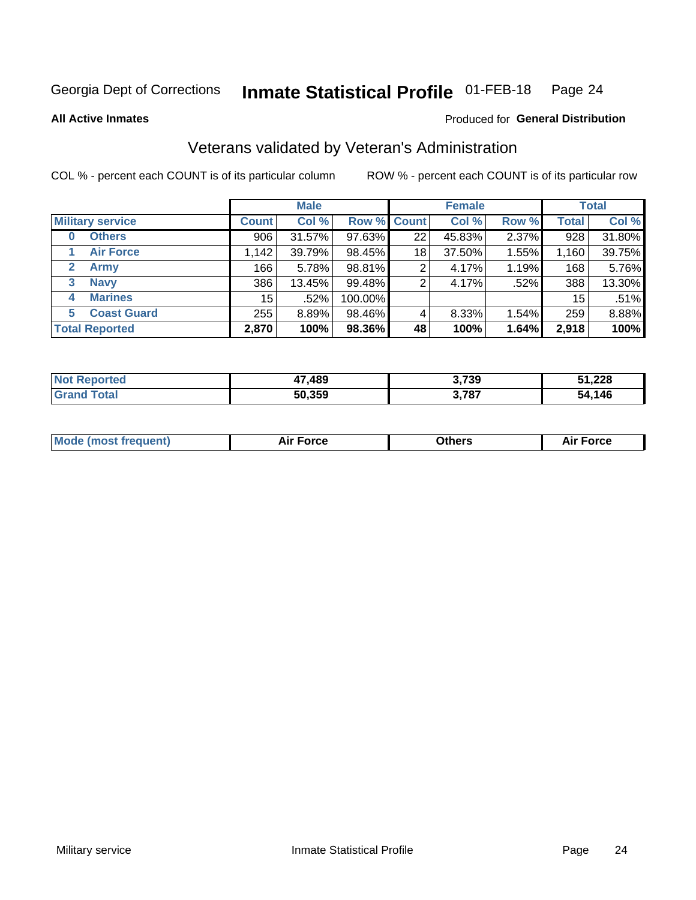Georgia Dept of Corrections **Inmate Statistical Profile** 01-FEB-18

**All Active Inmates**

Produced for **General Distribution**

## Veterans validated by Veteran's Administration

COL % - percent each COUNT is of its particular column ROW % - percent each COUNT is of its particular row

| | Male | | | Female | | | Total | |
|---|---|---|---|---|---|---|---|---|
| **Military service** | **Count** | **Col %** | **Row %** | **Count** | **Col %** | **Row %** | **Total** | **Col %** |
| **0 Others** | 906 | 31.57% | 97.63% | 22 | 45.83% | 2.37% | 928 | 31.80% |
| **1 Air Force** | 1,142 | 39.79% | 98.45% | 18 | 37.50% | 1.55% | 1,160 | 39.75% |
| **2 Army** | 166 | 5.78% | 98.81% | 2 | 4.17% | 1.19% | 168 | 5.76% |
| **3 Navy** | 386 | 13.45% | 99.48% | 2 | 4.17% | .52% | 388 | 13.30% |
| **4 Marines** | 15 | .52% | 100.00% | | | | 15 | .51% |
| **5 Coast Guard** | 255 | 8.89% | 98.46% | 4 | 8.33% | 1.54% | 259 | 8.88% |
| **Total Reported** | **2,870** | **100%** | **98.36%** | **48** | **100%** | **1.64%** | **2,918** | **100%** |

| | Male | Female | Total |
|---|---|---|---|
| **Not Reported** | **47,489** | **3,739** | **51,228** |
| **Grand Total** | **50,359** | **3,787** | **54,146** |

| | Male | Female | Total |
|---|---|---|---|
| **Mode (most frequent)** | **Air Force** | **Others** | **Air Force** |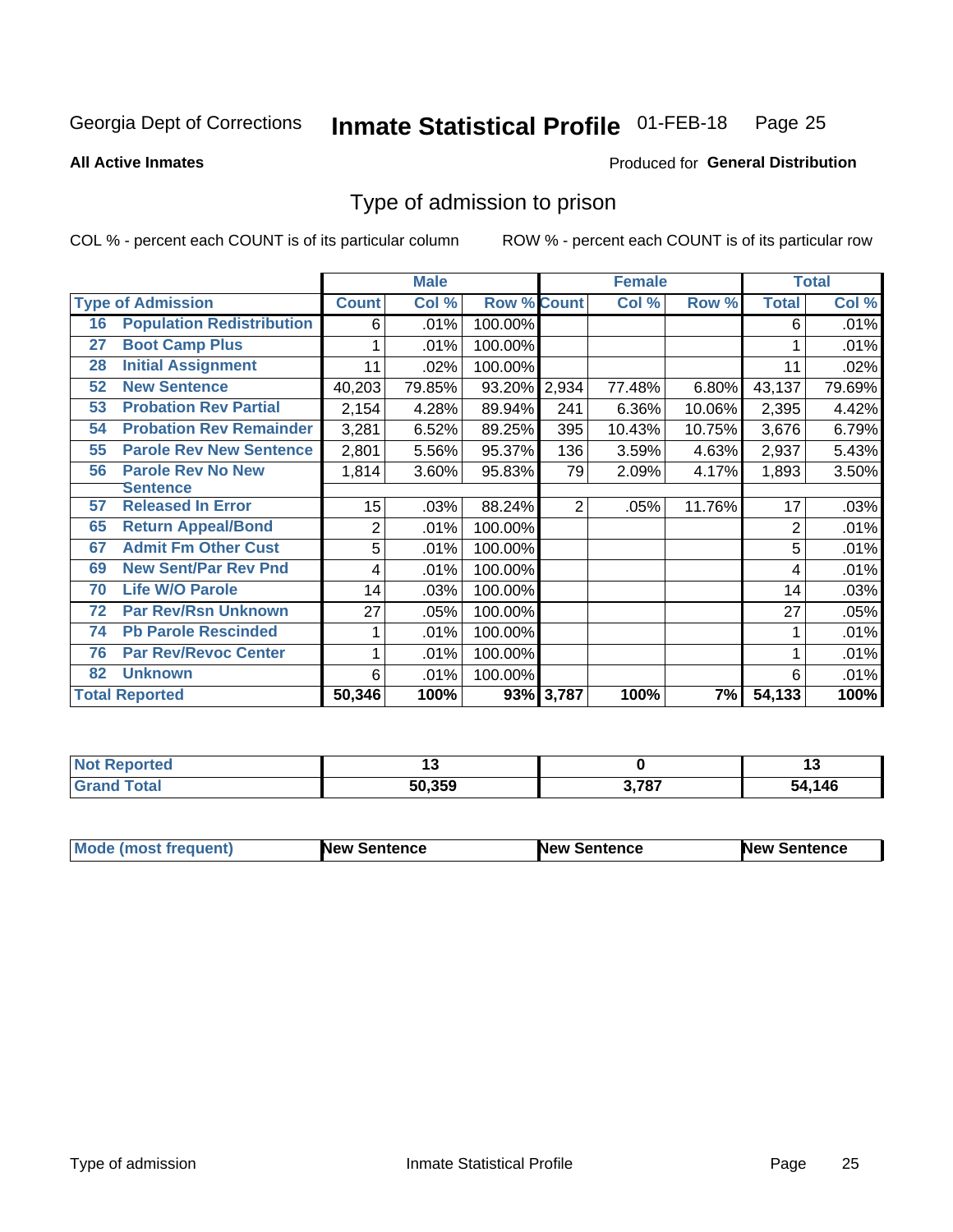Georgia Dept of Corrections **Inmate Statistical Profile** 01-FEB-18

**All Active Inmates** Produced for **General Distribution**

## Type of admission to prison

COL % - percent each COUNT is of its particular column ROW % - percent each COUNT is of its particular row

| Type of Admission | | Male | | | Female | | | Total | |
|---|---|---|---|---|---|---|---|---|---|
| | | Count | Col % | Row % | Count | Col % | Row % | Total | Col % |
| 16 | Population Redistribution | 6 | .01% | 100.00% | | | | 6 | .01% |
| 27 | Boot Camp Plus | 1 | .01% | 100.00% | | | | 1 | .01% |
| 28 | Initial Assignment | 11 | .02% | 100.00% | | | | 11 | .02% |
| 52 | New Sentence | 40,203 | 79.85% | 93.20% | 2,934 | 77.48% | 6.80% | 43,137 | 79.69% |
| 53 | Probation Rev Partial | 2,154 | 4.28% | 89.94% | 241 | 6.36% | 10.06% | 2,395 | 4.42% |
| 54 | Probation Rev Remainder | 3,281 | 6.52% | 89.25% | 395 | 10.43% | 10.75% | 3,676 | 6.79% |
| 55 | Parole Rev New Sentence | 2,801 | 5.56% | 95.37% | 136 | 3.59% | 4.63% | 2,937 | 5.43% |
| 56 | Parole Rev No New Sentence | 1,814 | 3.60% | 95.83% | 79 | 2.09% | 4.17% | 1,893 | 3.50% |
| 57 | Released In Error | 15 | .03% | 88.24% | 2 | .05% | 11.76% | 17 | .03% |
| 65 | Return Appeal/Bond | 2 | .01% | 100.00% | | | | 2 | .01% |
| 67 | Admit Fm Other Cust | 5 | .01% | 100.00% | | | | 5 | .01% |
| 69 | New Sent/Par Rev Pnd | 4 | .01% | 100.00% | | | | 4 | .01% |
| 70 | Life W/O Parole | 14 | .03% | 100.00% | | | | 14 | .03% |
| 72 | Par Rev/Rsn Unknown | 27 | .05% | 100.00% | | | | 27 | .05% |
| 74 | Pb Parole Rescinded | 1 | .01% | 100.00% | | | | 1 | .01% |
| 76 | Par Rev/Revoc Center | 1 | .01% | 100.00% | | | | 1 | .01% |
| 82 | Unknown | 6 | .01% | 100.00% | | | | 6 | .01% |
| **Total Reported** | | **50,346** | **100%** | **93%** | **3,787** | **100%** | **7%** | **54,133** | **100%** |

| | Male | Female | Total |
|---|---|---|---|
| Not Reported | **13** | **0** | **13** |
| Grand Total | **50,359** | **3,787** | **54,146** |

| | Male | Female | Total |
|---|---|---|---|
| Mode (most frequent) | **New Sentence** | **New Sentence** | **New Sentence** |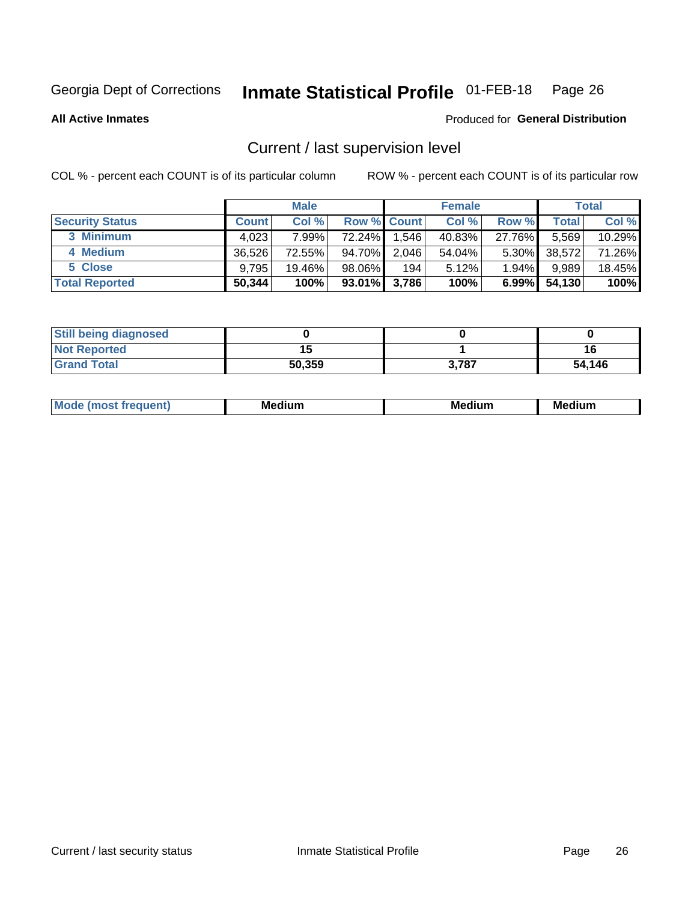Georgia Dept of Corrections **Inmate Statistical Profile** 01-FEB-18

**All Active Inmates**

Produced for **General Distribution**

## Current / last supervision level

COL % - percent each COUNT is of its particular column

ROW % - percent each COUNT is of its particular row

| | Male | | | Female | | | Total | |
|---|---|---|---|---|---|---|---|---|
| **Security Status** | **Count** | **Col %** | **Row %** | **Count** | **Col %** | **Row %** | **Total** | **Col %** |
| 3 Minimum | 4,023 | 7.99% | 72.24% | 1,546 | 40.83% | 27.76% | 5,569 | 10.29% |
| 4 Medium | 36,526 | 72.55% | 94.70% | 2,046 | 54.04% | 5.30% | 38,572 | 71.26% |
| 5 Close | 9,795 | 19.46% | 98.06% | 194 | 5.12% | 1.94% | 9,989 | 18.45% |
| **Total Reported** | **50,344** | **100%** | **93.01%** | **3,786** | **100%** | **6.99%** | **54,130** | **100%** |

| | Male | Female | Total |
|---|---|---|---|
| **Still being diagnosed** | **0** | **0** | **0** |
| **Not Reported** | **15** | **1** | **16** |
| **Grand Total** | **50,359** | **3,787** | **54,146** |

| | Male | Female | Total |
|---|---|---|---|
| **Mode (most frequent)** | **Medium** | **Medium** | **Medium** |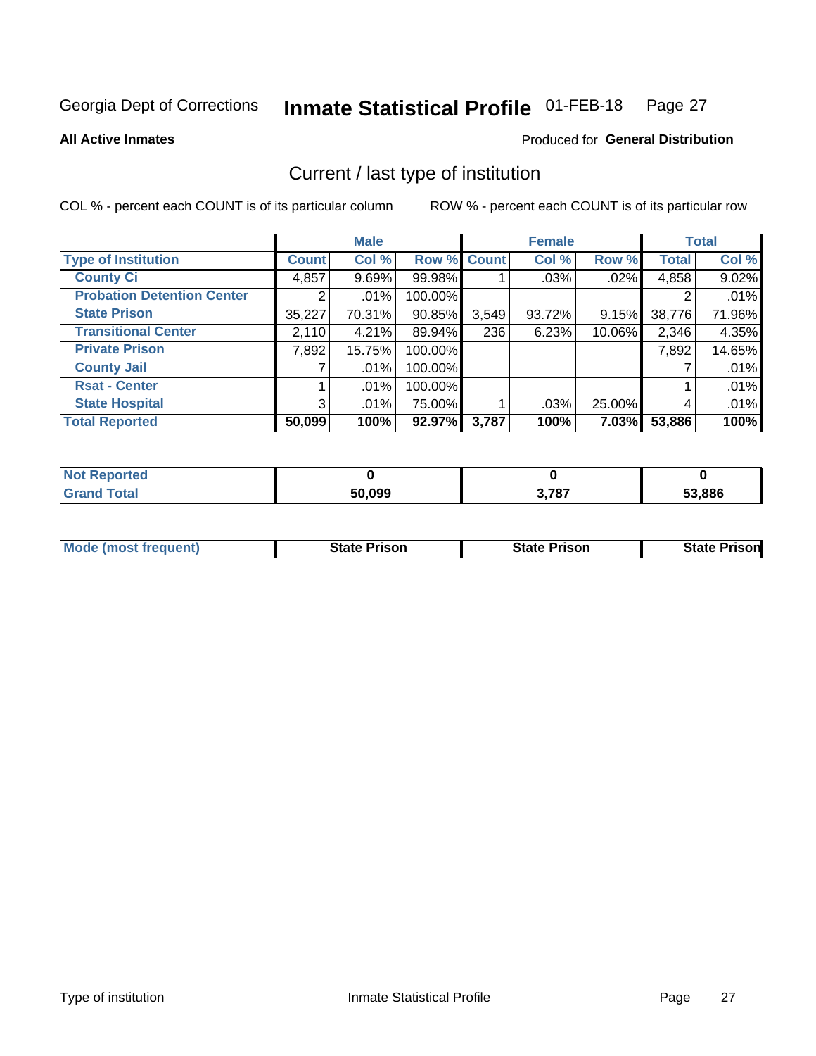Georgia Dept of Corrections **Inmate Statistical Profile** 01-FEB-18 Page 27

**All Active Inmates**

Produced for **General Distribution**

## Current / last type of institution

COL % - percent each COUNT is of its particular column

ROW % - percent each COUNT is of its particular row

| | Male | | | Female | | | Total | |
|---|---|---|---|---|---|---|---|---|
| **Type of Institution** | **Count** | **Col %** | **Row %** | **Count** | **Col %** | **Row %** | **Total** | **Col %** |
| **County Ci** | 4,857 | 9.69% | 99.98% | 1 | .03% | .02% | 4,858 | 9.02% |
| **Probation Detention Center** | 2 | .01% | 100.00% | | | | 2 | .01% |
| **State Prison** | 35,227 | 70.31% | 90.85% | 3,549 | 93.72% | 9.15% | 38,776 | 71.96% |
| **Transitional Center** | 2,110 | 4.21% | 89.94% | 236 | 6.23% | 10.06% | 2,346 | 4.35% |
| **Private Prison** | 7,892 | 15.75% | 100.00% | | | | 7,892 | 14.65% |
| **County Jail** | 7 | .01% | 100.00% | | | | 7 | .01% |
| **Rsat - Center** | 1 | .01% | 100.00% | | | | 1 | .01% |
| **State Hospital** | 3 | .01% | 75.00% | 1 | .03% | 25.00% | 4 | .01% |
| **Total Reported** | **50,099** | **100%** | **92.97%** | **3,787** | **100%** | **7.03%** | **53,886** | **100%** |

| | Male | Female | Total |
|---|---|---|---|
| **Not Reported** | **0** | **0** | **0** |
| **Grand Total** | **50,099** | **3,787** | **53,886** |

| | Male | Female | Total |
|---|---|---|---|
| **Mode (most frequent)** | **State Prison** | **State Prison** | **State Prison** |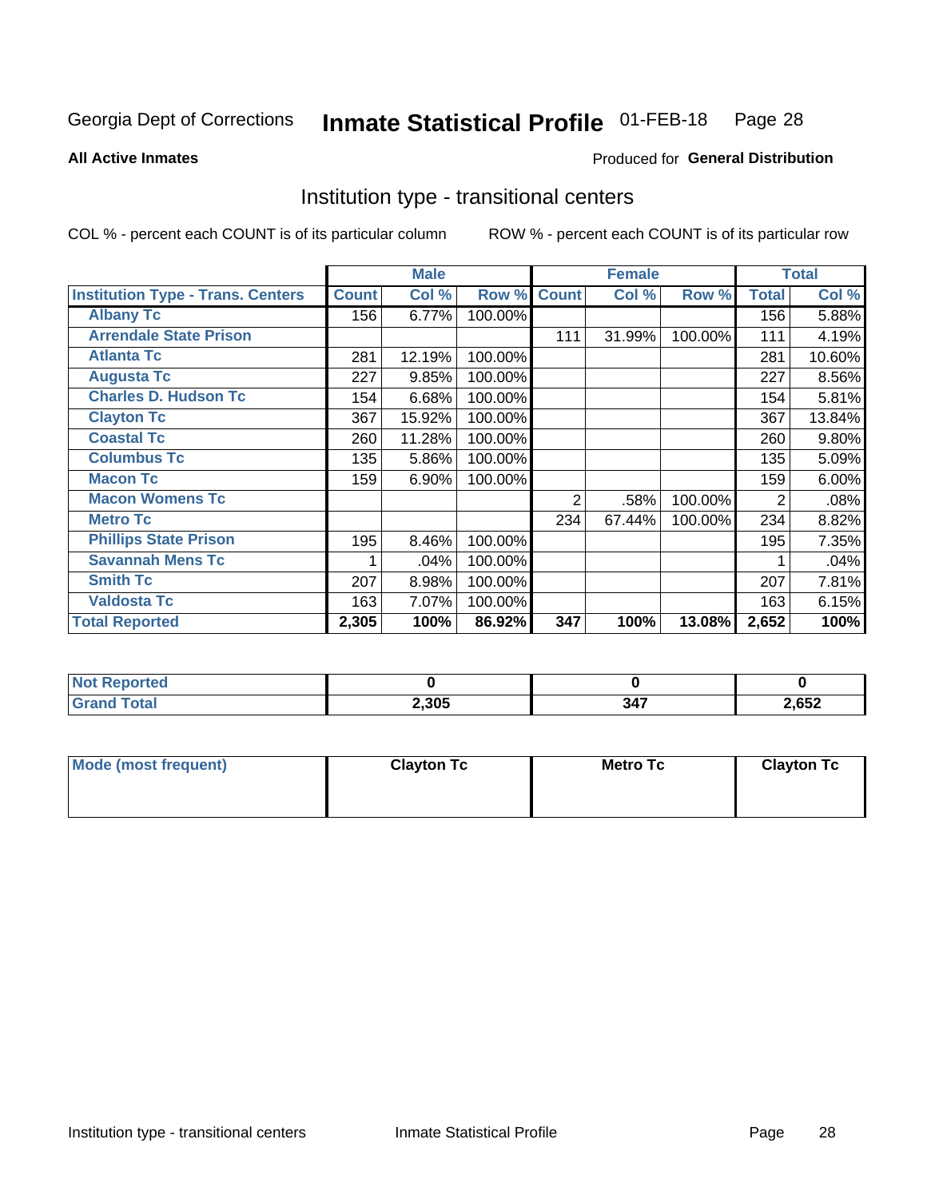Georgia Dept of Corrections **Inmate Statistical Profile** 01-FEB-18

**All Active Inmates**

Produced for **General Distribution**

## Institution type - transitional centers

COL % - percent each COUNT is of its particular column ROW % - percent each COUNT is of its particular row

| | Male | | | Female | | | Total | |
|---|---|---|---|---|---|---|---|---|
| **Institution Type - Trans. Centers** | **Count** | **Col %** | **Row %** | **Count** | **Col %** | **Row %** | **Total** | **Col %** |
| **Albany Tc** | 156 | 6.77% | 100.00% | | | | 156 | 5.88% |
| **Arrendale State Prison** | | | | 111 | 31.99% | 100.00% | 111 | 4.19% |
| **Atlanta Tc** | 281 | 12.19% | 100.00% | | | | 281 | 10.60% |
| **Augusta Tc** | 227 | 9.85% | 100.00% | | | | 227 | 8.56% |
| **Charles D. Hudson Tc** | 154 | 6.68% | 100.00% | | | | 154 | 5.81% |
| **Clayton Tc** | 367 | 15.92% | 100.00% | | | | 367 | 13.84% |
| **Coastal Tc** | 260 | 11.28% | 100.00% | | | | 260 | 9.80% |
| **Columbus Tc** | 135 | 5.86% | 100.00% | | | | 135 | 5.09% |
| **Macon Tc** | 159 | 6.90% | 100.00% | | | | 159 | 6.00% |
| **Macon Womens Tc** | | | | 2 | .58% | 100.00% | 2 | .08% |
| **Metro Tc** | | | | 234 | 67.44% | 100.00% | 234 | 8.82% |
| **Phillips State Prison** | 195 | 8.46% | 100.00% | | | | 195 | 7.35% |
| **Savannah Mens Tc** | 1 | .04% | 100.00% | | | | 1 | .04% |
| **Smith Tc** | 207 | 8.98% | 100.00% | | | | 207 | 7.81% |
| **Valdosta Tc** | 163 | 7.07% | 100.00% | | | | 163 | 6.15% |
| **Total Reported** | **2,305** | **100%** | **86.92%** | **347** | **100%** | **13.08%** | **2,652** | **100%** |

| | Male | Female | Total |
|---|---|---|---|
| **Not Reported** | **0** | **0** | **0** |
| **Grand Total** | **2,305** | **347** | **2,652** |

| | Male | Female | Total |
|---|---|---|---|
| **Mode (most frequent)** | **Clayton Tc** | **Metro Tc** | **Clayton Tc** |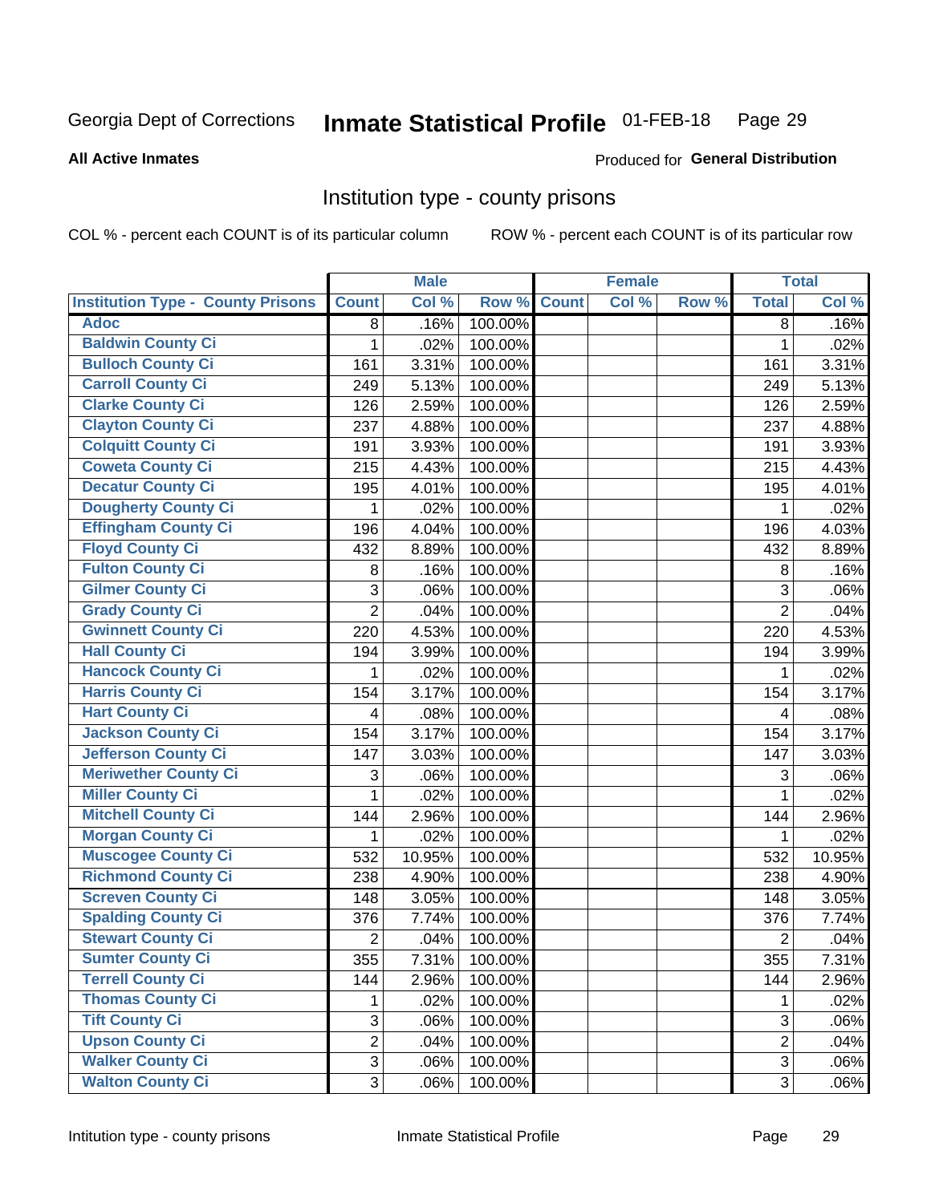Georgia Dept of Corrections **Inmate Statistical Profile** 01-FEB-18

**All Active Inmates**

Produced for **General Distribution**

## Institution type - county prisons

COL % - percent each COUNT is of its particular column

ROW % - percent each COUNT is of its particular row

| Institution Type - County Prisons | Male | | | Female | | | Total | |
|---|---|---|---|---|---|---|---|---|
| | Count | Col % | Row % | Count | Col % | Row % | Total | Col % |
| Adoc | 8 | .16% | 100.00% | | | | 8 | .16% |
| Baldwin County Ci | 1 | .02% | 100.00% | | | | 1 | .02% |
| Bulloch County Ci | 161 | 3.31% | 100.00% | | | | 161 | 3.31% |
| Carroll County Ci | 249 | 5.13% | 100.00% | | | | 249 | 5.13% |
| Clarke County Ci | 126 | 2.59% | 100.00% | | | | 126 | 2.59% |
| Clayton County Ci | 237 | 4.88% | 100.00% | | | | 237 | 4.88% |
| Colquitt County Ci | 191 | 3.93% | 100.00% | | | | 191 | 3.93% |
| Coweta County Ci | 215 | 4.43% | 100.00% | | | | 215 | 4.43% |
| Decatur County Ci | 195 | 4.01% | 100.00% | | | | 195 | 4.01% |
| Dougherty County Ci | 1 | .02% | 100.00% | | | | 1 | .02% |
| Effingham County Ci | 196 | 4.04% | 100.00% | | | | 196 | 4.03% |
| Floyd County Ci | 432 | 8.89% | 100.00% | | | | 432 | 8.89% |
| Fulton County Ci | 8 | .16% | 100.00% | | | | 8 | .16% |
| Gilmer County Ci | 3 | .06% | 100.00% | | | | 3 | .06% |
| Grady County Ci | 2 | .04% | 100.00% | | | | 2 | .04% |
| Gwinnett County Ci | 220 | 4.53% | 100.00% | | | | 220 | 4.53% |
| Hall County Ci | 194 | 3.99% | 100.00% | | | | 194 | 3.99% |
| Hancock County Ci | 1 | .02% | 100.00% | | | | 1 | .02% |
| Harris County Ci | 154 | 3.17% | 100.00% | | | | 154 | 3.17% |
| Hart County Ci | 4 | .08% | 100.00% | | | | 4 | .08% |
| Jackson County Ci | 154 | 3.17% | 100.00% | | | | 154 | 3.17% |
| Jefferson County Ci | 147 | 3.03% | 100.00% | | | | 147 | 3.03% |
| Meriwether County Ci | 3 | .06% | 100.00% | | | | 3 | .06% |
| Miller County Ci | 1 | .02% | 100.00% | | | | 1 | .02% |
| Mitchell County Ci | 144 | 2.96% | 100.00% | | | | 144 | 2.96% |
| Morgan County Ci | 1 | .02% | 100.00% | | | | 1 | .02% |
| Muscogee County Ci | 532 | 10.95% | 100.00% | | | | 532 | 10.95% |
| Richmond County Ci | 238 | 4.90% | 100.00% | | | | 238 | 4.90% |
| Screven County Ci | 148 | 3.05% | 100.00% | | | | 148 | 3.05% |
| Spalding County Ci | 376 | 7.74% | 100.00% | | | | 376 | 7.74% |
| Stewart County Ci | 2 | .04% | 100.00% | | | | 2 | .04% |
| Sumter County Ci | 355 | 7.31% | 100.00% | | | | 355 | 7.31% |
| Terrell County Ci | 144 | 2.96% | 100.00% | | | | 144 | 2.96% |
| Thomas County Ci | 1 | .02% | 100.00% | | | | 1 | .02% |
| Tift County Ci | 3 | .06% | 100.00% | | | | 3 | .06% |
| Upson County Ci | 2 | .04% | 100.00% | | | | 2 | .04% |
| Walker County Ci | 3 | .06% | 100.00% | | | | 3 | .06% |
| Walton County Ci | 3 | .06% | 100.00% | | | | 3 | .06% |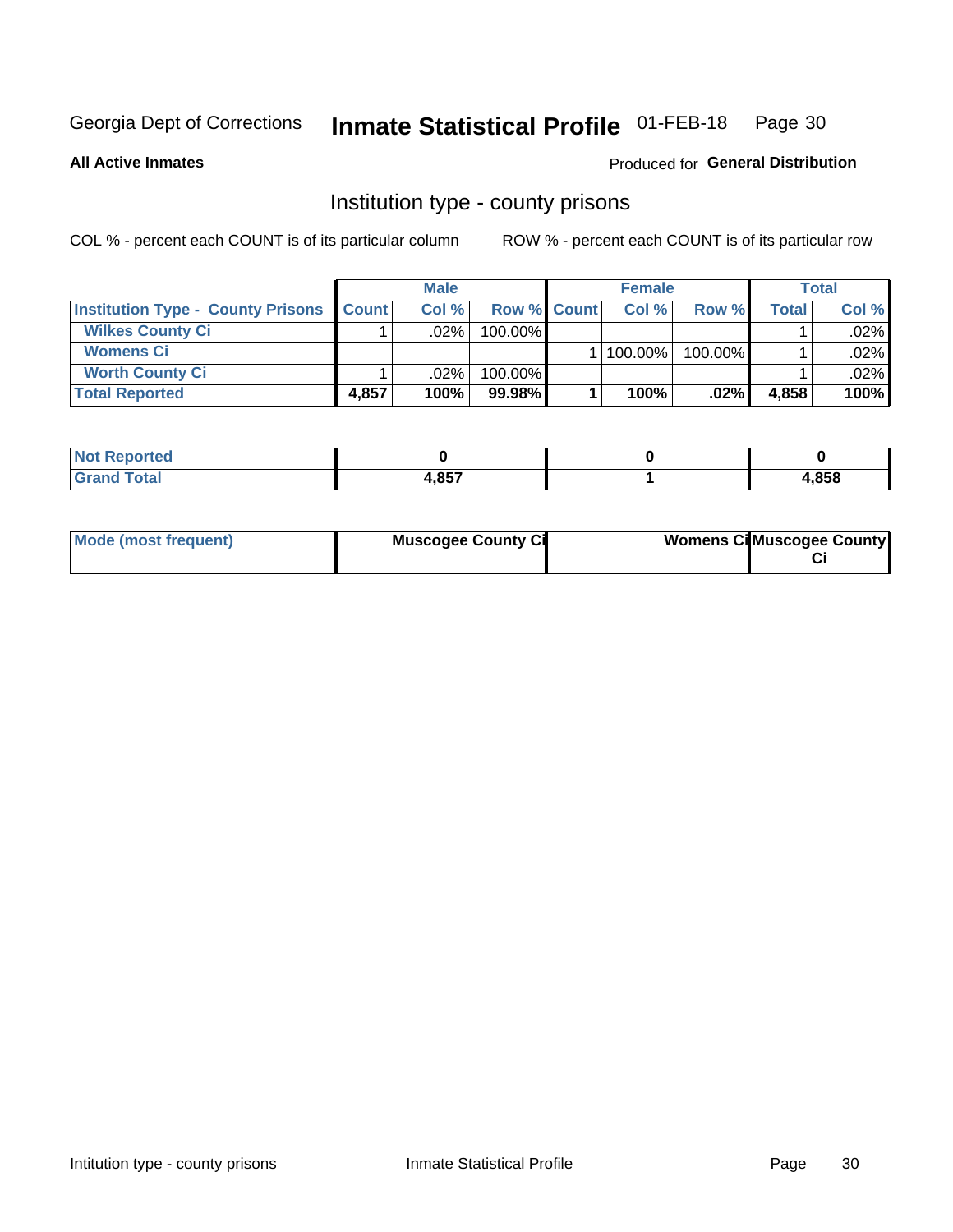Georgia Dept of Corrections **Inmate Statistical Profile** 01-FEB-18

**All Active Inmates**

Produced for **General Distribution**

## Institution type - county prisons

COL % - percent each COUNT is of its particular column

ROW % - percent each COUNT is of its particular row

| | Male | | | Female | | | Total | |
|---|---|---|---|---|---|---|---|---|
| **Institution Type - County Prisons** | **Count** | **Col %** | **Row %** | **Count** | **Col %** | **Row %** | **Total** | **Col %** |
| **Wilkes County Ci** | 1 | .02% | 100.00% | | | | 1 | .02% |
| **Womens Ci** | | | | 1 | 100.00% | 100.00% | 1 | .02% |
| **Worth County Ci** | 1 | .02% | 100.00% | | | | 1 | .02% |
| **Total Reported** | **4,857** | **100%** | **99.98%** | **1** | **100%** | **.02%** | **4,858** | **100%** |

| | Male | Female | Total |
|---|---|---|---|
| **Not Reported** | **0** | **0** | **0** |
| **Grand Total** | **4,857** | **1** | **4,858** |

| | Male | Female | Total |
|---|---|---|---|
| **Mode (most frequent)** | **Muscogee County Ci** | **Womens Ci** | **Muscogee County Ci** |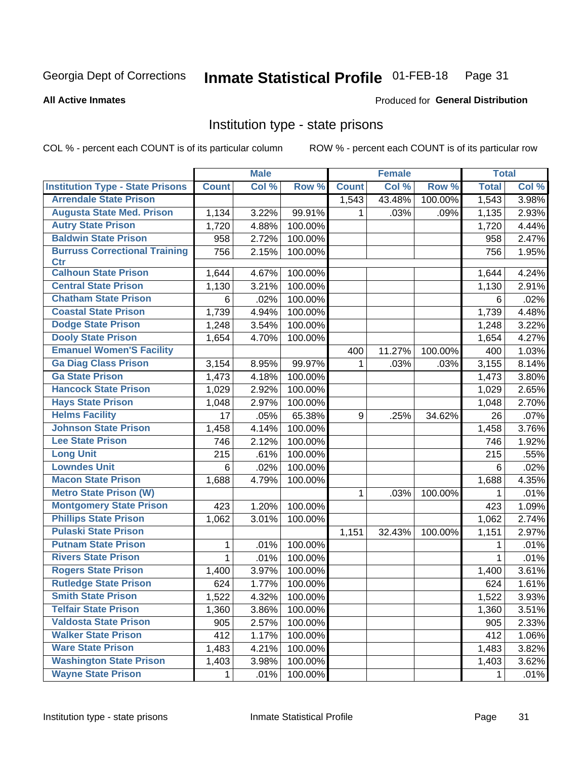Georgia Dept of Corrections **Inmate Statistical Profile** 01-FEB-18

**All Active Inmates**

Produced for **General Distribution**

## Institution type - state prisons

COL % - percent each COUNT is of its particular column ROW % - percent each COUNT is of its particular row

| | Male | | | Female | | | Total | |
|---|---|---|---|---|---|---|---|---|
| **Institution Type - State Prisons** | **Count** | **Col %** | **Row %** | **Count** | **Col %** | **Row %** | **Total** | **Col %** |
| **Arrendale State Prison** | | | | 1,543 | 43.48% | 100.00% | 1,543 | 3.98% |
| **Augusta State Med. Prison** | 1,134 | 3.22% | 99.91% | 1 | .03% | .09% | 1,135 | 2.93% |
| **Autry State Prison** | 1,720 | 4.88% | 100.00% | | | | 1,720 | 4.44% |
| **Baldwin State Prison** | 958 | 2.72% | 100.00% | | | | 958 | 2.47% |
| **Burruss Correctional Training Ctr** | 756 | 2.15% | 100.00% | | | | 756 | 1.95% |
| **Calhoun State Prison** | 1,644 | 4.67% | 100.00% | | | | 1,644 | 4.24% |
| **Central State Prison** | 1,130 | 3.21% | 100.00% | | | | 1,130 | 2.91% |
| **Chatham State Prison** | 6 | .02% | 100.00% | | | | 6 | .02% |
| **Coastal State Prison** | 1,739 | 4.94% | 100.00% | | | | 1,739 | 4.48% |
| **Dodge State Prison** | 1,248 | 3.54% | 100.00% | | | | 1,248 | 3.22% |
| **Dooly State Prison** | 1,654 | 4.70% | 100.00% | | | | 1,654 | 4.27% |
| **Emanuel Women'S Facility** | | | | 400 | 11.27% | 100.00% | 400 | 1.03% |
| **Ga Diag Class Prison** | 3,154 | 8.95% | 99.97% | 1 | .03% | .03% | 3,155 | 8.14% |
| **Ga State Prison** | 1,473 | 4.18% | 100.00% | | | | 1,473 | 3.80% |
| **Hancock State Prison** | 1,029 | 2.92% | 100.00% | | | | 1,029 | 2.65% |
| **Hays State Prison** | 1,048 | 2.97% | 100.00% | | | | 1,048 | 2.70% |
| **Helms Facility** | 17 | .05% | 65.38% | 9 | .25% | 34.62% | 26 | .07% |
| **Johnson State Prison** | 1,458 | 4.14% | 100.00% | | | | 1,458 | 3.76% |
| **Lee State Prison** | 746 | 2.12% | 100.00% | | | | 746 | 1.92% |
| **Long Unit** | 215 | .61% | 100.00% | | | | 215 | .55% |
| **Lowndes Unit** | 6 | .02% | 100.00% | | | | 6 | .02% |
| **Macon State Prison** | 1,688 | 4.79% | 100.00% | | | | 1,688 | 4.35% |
| **Metro State Prison (W)** | | | | 1 | .03% | 100.00% | 1 | .01% |
| **Montgomery State Prison** | 423 | 1.20% | 100.00% | | | | 423 | 1.09% |
| **Phillips State Prison** | 1,062 | 3.01% | 100.00% | | | | 1,062 | 2.74% |
| **Pulaski State Prison** | | | | 1,151 | 32.43% | 100.00% | 1,151 | 2.97% |
| **Putnam State Prison** | 1 | .01% | 100.00% | | | | 1 | .01% |
| **Rivers State Prison** | 1 | .01% | 100.00% | | | | 1 | .01% |
| **Rogers State Prison** | 1,400 | 3.97% | 100.00% | | | | 1,400 | 3.61% |
| **Rutledge State Prison** | 624 | 1.77% | 100.00% | | | | 624 | 1.61% |
| **Smith State Prison** | 1,522 | 4.32% | 100.00% | | | | 1,522 | 3.93% |
| **Telfair State Prison** | 1,360 | 3.86% | 100.00% | | | | 1,360 | 3.51% |
| **Valdosta State Prison** | 905 | 2.57% | 100.00% | | | | 905 | 2.33% |
| **Walker State Prison** | 412 | 1.17% | 100.00% | | | | 412 | 1.06% |
| **Ware State Prison** | 1,483 | 4.21% | 100.00% | | | | 1,483 | 3.82% |
| **Washington State Prison** | 1,403 | 3.98% | 100.00% | | | | 1,403 | 3.62% |
| **Wayne State Prison** | 1 | .01% | 100.00% | | | | 1 | .01% |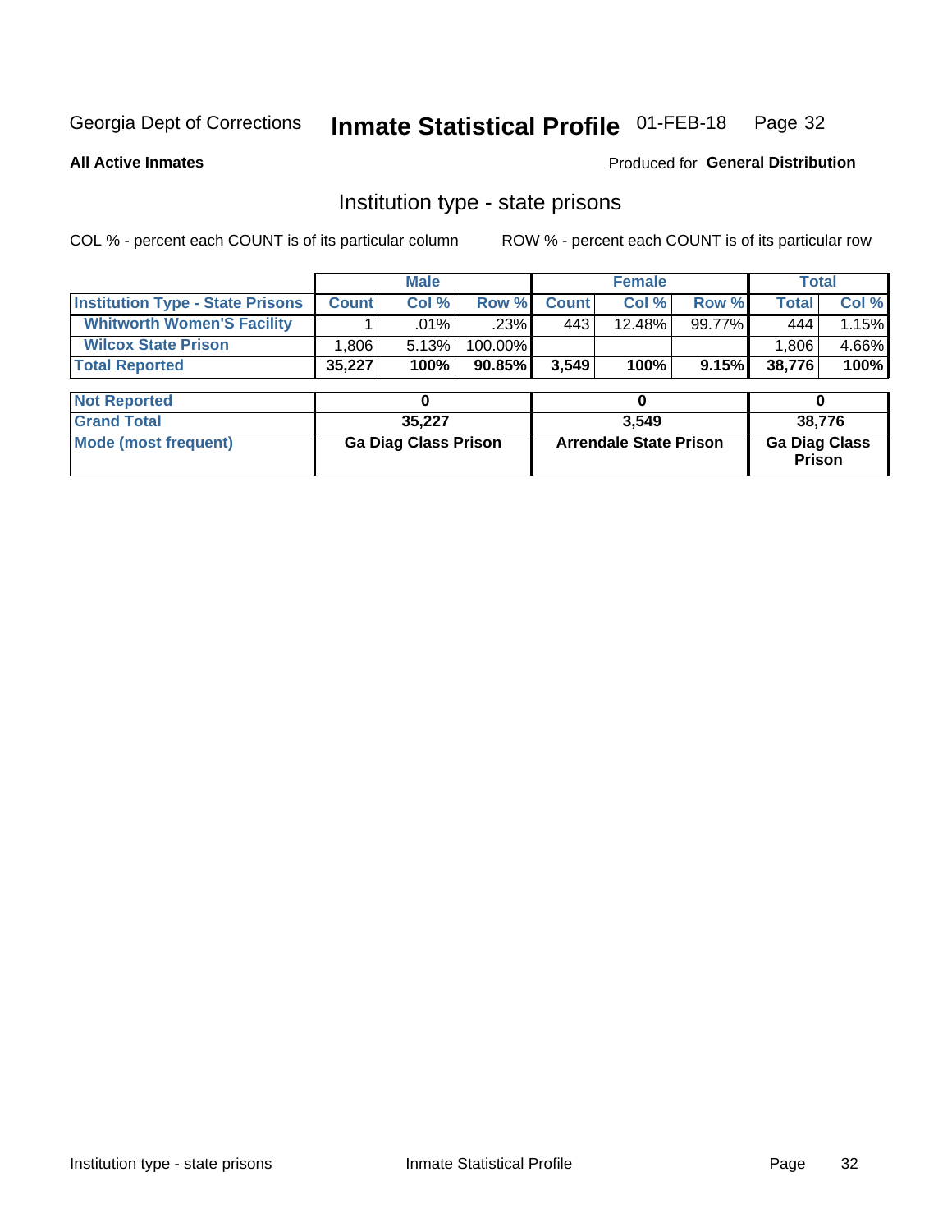Georgia Dept of Corrections **Inmate Statistical Profile** 01-FEB-18

**All Active Inmates**

Produced for **General Distribution**

## Institution type - state prisons

COL % - percent each COUNT is of its particular column ROW % - percent each COUNT is of its particular row

| | Male | | | Female | | | Total | |
|---|---|---|---|---|---|---|---|---|
| **Institution Type - State Prisons** | **Count** | **Col %** | **Row %** | **Count** | **Col %** | **Row %** | **Total** | **Col %** |
| **Whitworth Women'S Facility** | 1 | .01% | .23% | 443 | 12.48% | 99.77% | 444 | 1.15% |
| **Wilcox State Prison** | 1,806 | 5.13% | 100.00% | | | | 1,806 | 4.66% |
| **Total Reported** | **35,227** | **100%** | **90.85%** | **3,549** | **100%** | **9.15%** | **38,776** | **100%** |

| | Male | Female | Total |
|---|---|---|---|
| **Not Reported** | **0** | **0** | **0** |
| **Grand Total** | **35,227** | **3,549** | **38,776** |
| **Mode (most frequent)** | **Ga Diag Class Prison** | **Arrendale State Prison** | **Ga Diag Class Prison** |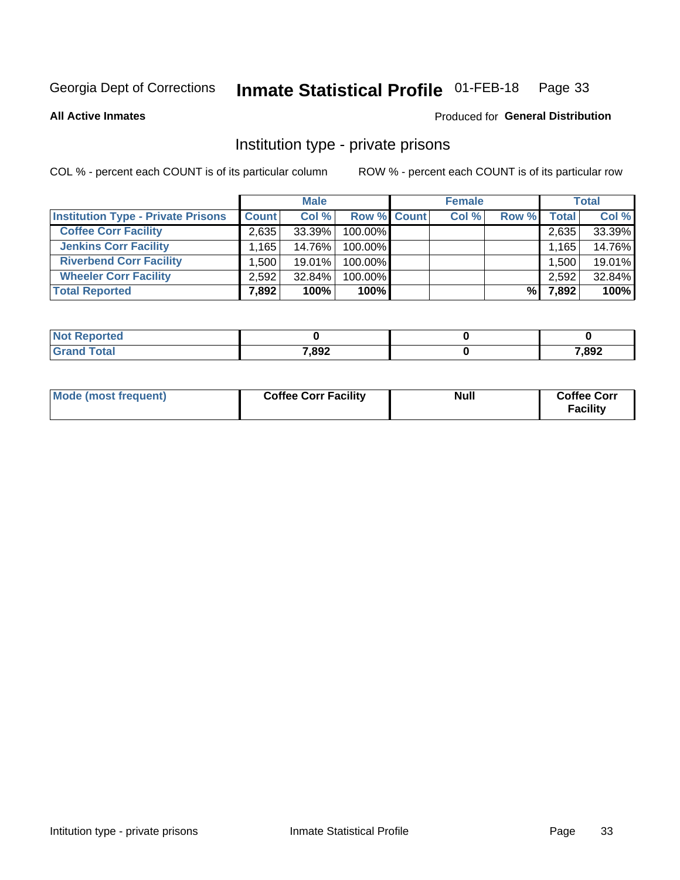Georgia Dept of Corrections **Inmate Statistical Profile** 01-FEB-18

**All Active Inmates**

Produced for **General Distribution**

## Institution type - private prisons

COL % - percent each COUNT is of its particular column

ROW % - percent each COUNT is of its particular row

| | Male | | | Female | | | Total | |
|---|---|---|---|---|---|---|---|---|
| **Institution Type - Private Prisons** | **Count** | **Col %** | **Row %** | **Count** | **Col %** | **Row %** | **Total** | **Col %** |
| **Coffee Corr Facility** | 2,635 | 33.39% | 100.00% | | | | 2,635 | 33.39% |
| **Jenkins Corr Facility** | 1,165 | 14.76% | 100.00% | | | | 1,165 | 14.76% |
| **Riverbend Corr Facility** | 1,500 | 19.01% | 100.00% | | | | 1,500 | 19.01% |
| **Wheeler Corr Facility** | 2,592 | 32.84% | 100.00% | | | | 2,592 | 32.84% |
| **Total Reported** | **7,892** | **100%** | **100%** | | | **%** | **7,892** | **100%** |

| | Male | Female | Total |
|---|---|---|---|
| **Not Reported** | **0** | **0** | **0** |
| **Grand Total** | **7,892** | **0** | **7,892** |

| | Male | Female | Total |
|---|---|---|---|
| **Mode (most frequent)** | **Coffee Corr Facility** | **Null** | **Coffee Corr Facility** |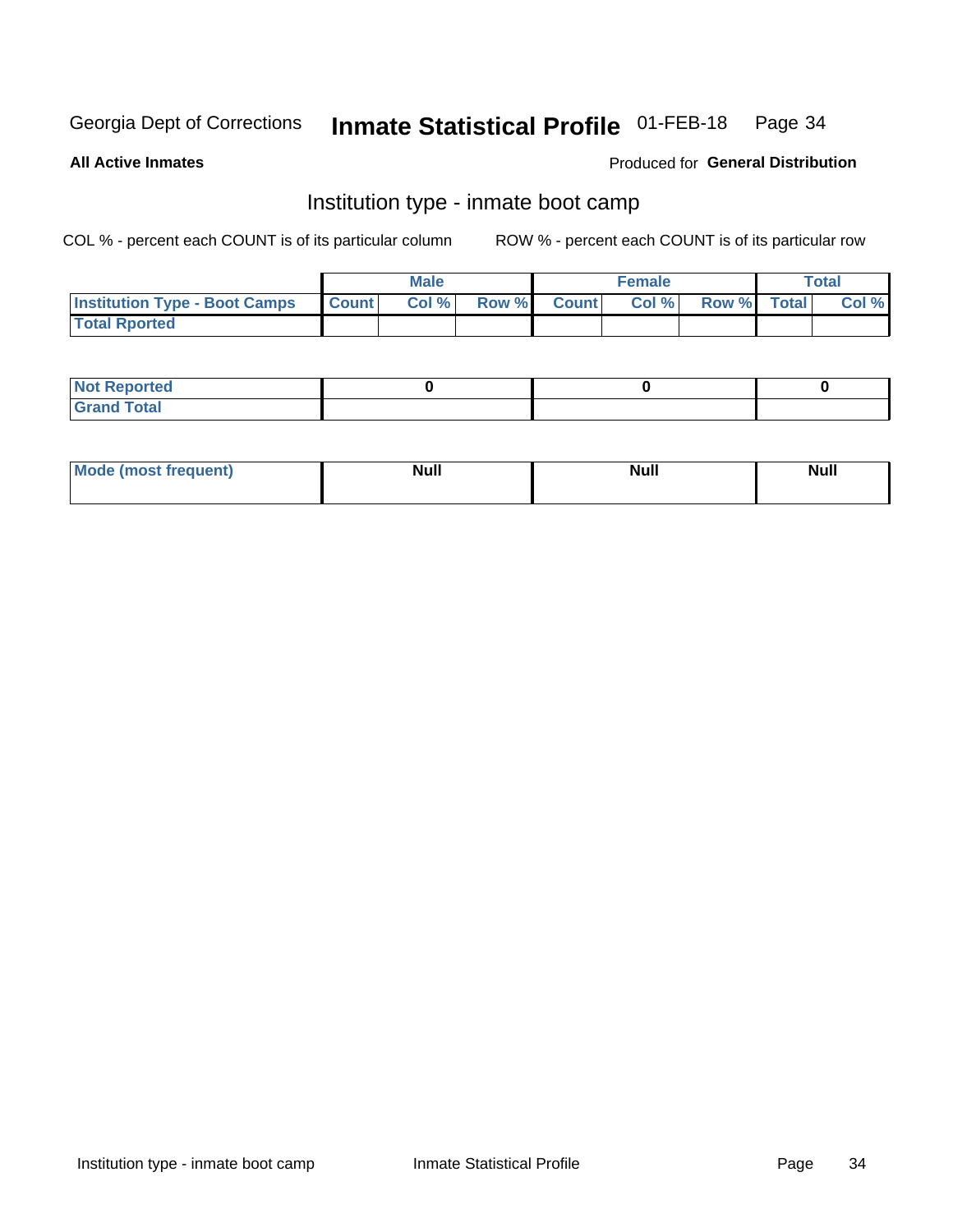Georgia Dept of Corrections **Inmate Statistical Profile** 01-FEB-18

**All Active Inmates**

Produced for **General Distribution**

## Institution type - inmate boot camp

COL % - percent each COUNT is of its particular column

ROW % - percent each COUNT is of its particular row

| | Male | | | Female | | | Total | |
|---|---|---|---|---|---|---|---|---|
| **Institution Type - Boot Camps** | **Count** | **Col %** | **Row %** | **Count** | **Col %** | **Row %** | **Total** | **Col %** |
| **Total Rported** | | | | | | | | |

| | Male | Female | Total |
|---|---|---|---|
| **Not Reported** | **0** | **0** | **0** |
| **Grand Total** | | | |

| | Male | Female | Total |
|---|---|---|---|
| **Mode (most frequent)** | **Null** | **Null** | **Null** |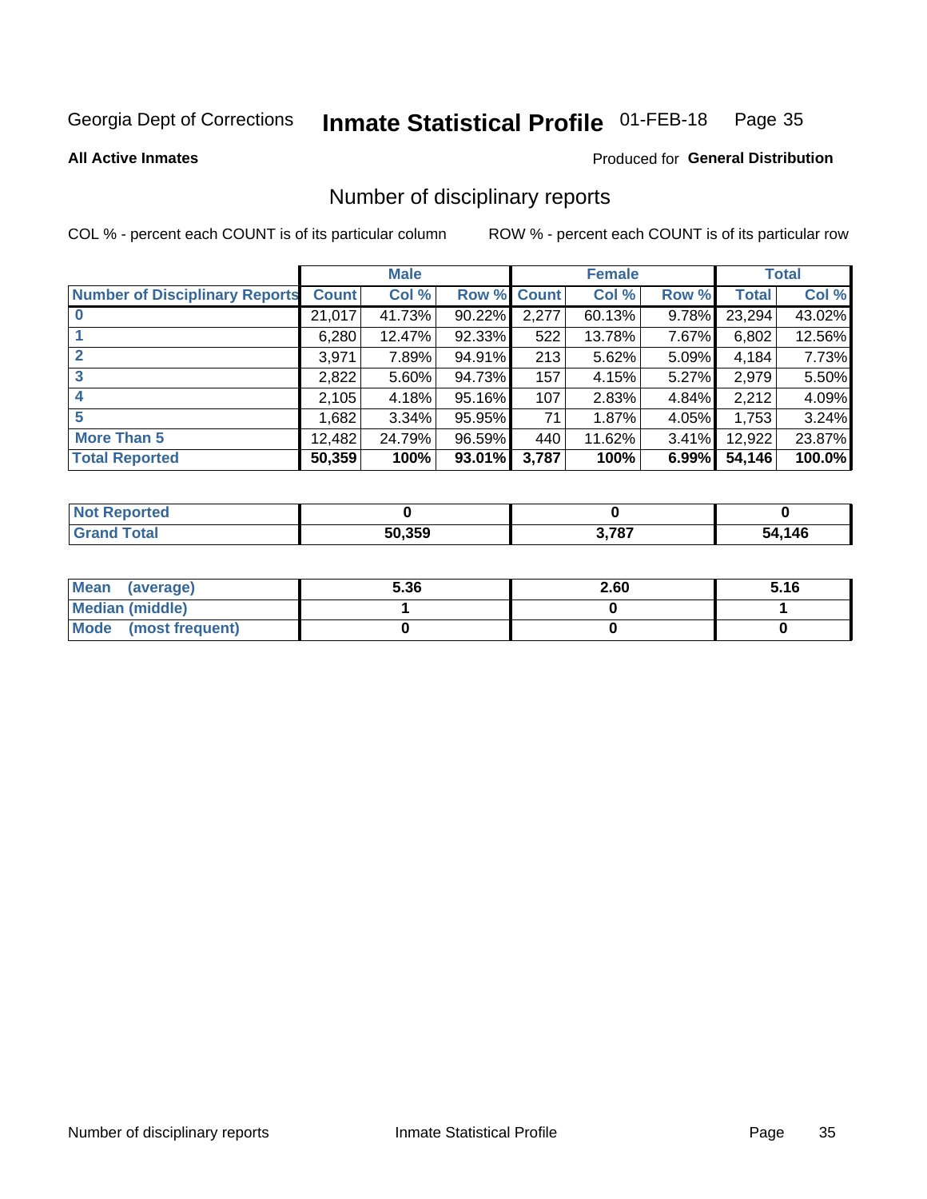Georgia Dept of Corrections **Inmate Statistical Profile** 01-FEB-18

**All Active Inmates**

Produced for **General Distribution**

## Number of disciplinary reports

COL % - percent each COUNT is of its particular column

ROW % - percent each COUNT is of its particular row

| | Male | | | Female | | | Total | |
|---|---|---|---|---|---|---|---|---|
| **Number of Disciplinary Reports** | **Count** | **Col %** | **Row %** | **Count** | **Col %** | **Row %** | **Total** | **Col %** |
| **0** | 21,017 | 41.73% | 90.22% | 2,277 | 60.13% | 9.78% | 23,294 | 43.02% |
| **1** | 6,280 | 12.47% | 92.33% | 522 | 13.78% | 7.67% | 6,802 | 12.56% |
| **2** | 3,971 | 7.89% | 94.91% | 213 | 5.62% | 5.09% | 4,184 | 7.73% |
| **3** | 2,822 | 5.60% | 94.73% | 157 | 4.15% | 5.27% | 2,979 | 5.50% |
| **4** | 2,105 | 4.18% | 95.16% | 107 | 2.83% | 4.84% | 2,212 | 4.09% |
| **5** | 1,682 | 3.34% | 95.95% | 71 | 1.87% | 4.05% | 1,753 | 3.24% |
| **More Than 5** | 12,482 | 24.79% | 96.59% | 440 | 11.62% | 3.41% | 12,922 | 23.87% |
| **Total Reported** | **50,359** | **100%** | **93.01%** | **3,787** | **100%** | **6.99%** | **54,146** | **100.0%** |

| | Male | Female | Total |
|---|---|---|---|
| **Not Reported** | **0** | **0** | **0** |
| **Grand Total** | **50,359** | **3,787** | **54,146** |

| | Male | Female | Total |
|---|---|---|---|
| **Mean (average)** | **5.36** | **2.60** | **5.16** |
| **Median (middle)** | **1** | **0** | **1** |
| **Mode (most frequent)** | **0** | **0** | **0** |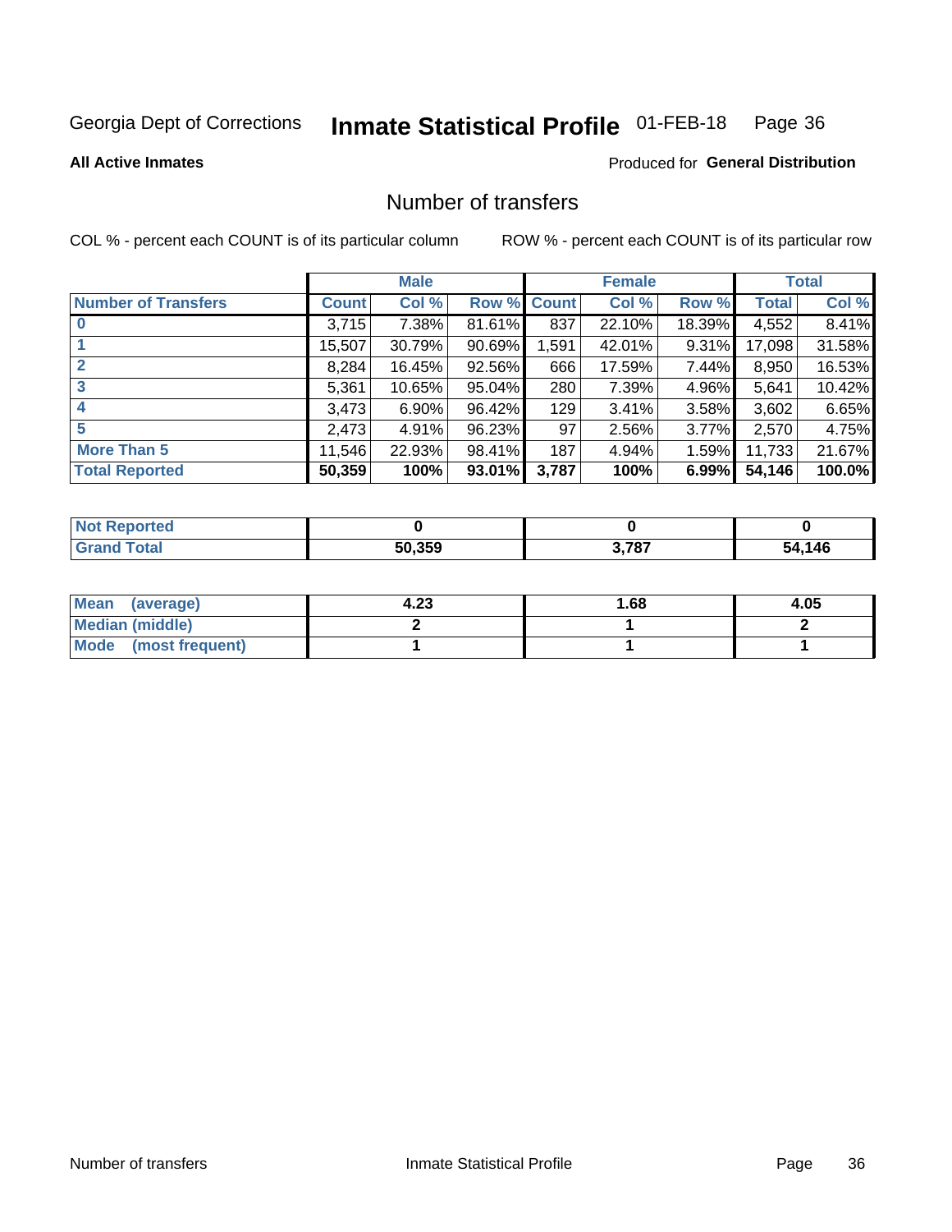Georgia Dept of Corrections **Inmate Statistical Profile** 01-FEB-18

**All Active Inmates**

Produced for **General Distribution**

## Number of transfers

COL % - percent each COUNT is of its particular column ROW % - percent each COUNT is of its particular row

| | Male | | | Female | | | Total | |
|---|---|---|---|---|---|---|---|---|
| **Number of Transfers** | **Count** | **Col %** | **Row %** | **Count** | **Col %** | **Row %** | **Total** | **Col %** |
| **0** | 3,715 | 7.38% | 81.61% | 837 | 22.10% | 18.39% | 4,552 | 8.41% |
| **1** | 15,507 | 30.79% | 90.69% | 1,591 | 42.01% | 9.31% | 17,098 | 31.58% |
| **2** | 8,284 | 16.45% | 92.56% | 666 | 17.59% | 7.44% | 8,950 | 16.53% |
| **3** | 5,361 | 10.65% | 95.04% | 280 | 7.39% | 4.96% | 5,641 | 10.42% |
| **4** | 3,473 | 6.90% | 96.42% | 129 | 3.41% | 3.58% | 3,602 | 6.65% |
| **5** | 2,473 | 4.91% | 96.23% | 97 | 2.56% | 3.77% | 2,570 | 4.75% |
| **More Than 5** | 11,546 | 22.93% | 98.41% | 187 | 4.94% | 1.59% | 11,733 | 21.67% |
| **Total Reported** | **50,359** | **100%** | **93.01%** | **3,787** | **100%** | **6.99%** | **54,146** | **100.0%** |

| | Male | Female | Total |
|---|---|---|---|
| **Not Reported** | **0** | **0** | **0** |
| **Grand Total** | **50,359** | **3,787** | **54,146** |

| | Male | Female | Total |
|---|---|---|---|
| **Mean (average)** | **4.23** | **1.68** | **4.05** |
| **Median (middle)** | **2** | **1** | **2** |
| **Mode (most frequent)** | **1** | **1** | **1** |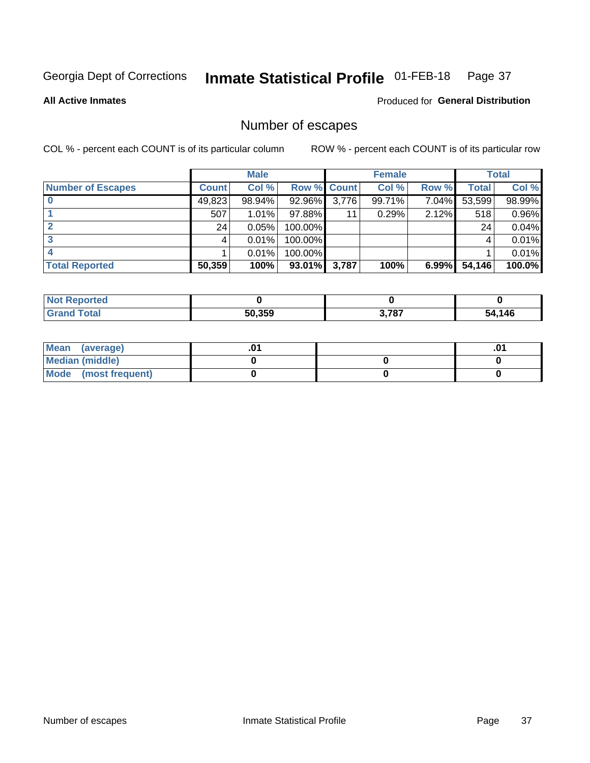Georgia Dept of Corrections **Inmate Statistical Profile** 01-FEB-18

**All Active Inmates**

Produced for **General Distribution**

## Number of escapes

COL % - percent each COUNT is of its particular column

ROW % - percent each COUNT is of its particular row

| | Male | | | Female | | | Total | |
|---|---|---|---|---|---|---|---|---|
| **Number of Escapes** | **Count** | **Col %** | **Row %** | **Count** | **Col %** | **Row %** | **Total** | **Col %** |
| **0** | 49,823 | 98.94% | 92.96% | 3,776 | 99.71% | 7.04% | 53,599 | 98.99% |
| **1** | 507 | 1.01% | 97.88% | 11 | 0.29% | 2.12% | 518 | 0.96% |
| **2** | 24 | 0.05% | 100.00% | | | | 24 | 0.04% |
| **3** | 4 | 0.01% | 100.00% | | | | 4 | 0.01% |
| **4** | 1 | 0.01% | 100.00% | | | | 1 | 0.01% |
| **Total Reported** | **50,359** | **100%** | **93.01%** | **3,787** | **100%** | **6.99%** | **54,146** | **100.0%** |

| | Male | Female | Total |
|---|---|---|---|
| **Not Reported** | **0** | **0** | **0** |
| **Grand Total** | **50,359** | **3,787** | **54,146** |

| | Male | Female | Total |
|---|---|---|---|
| **Mean (average)** | **.01** | | **.01** |
| **Median (middle)** | **0** | **0** | **0** |
| **Mode (most frequent)** | **0** | **0** | **0** |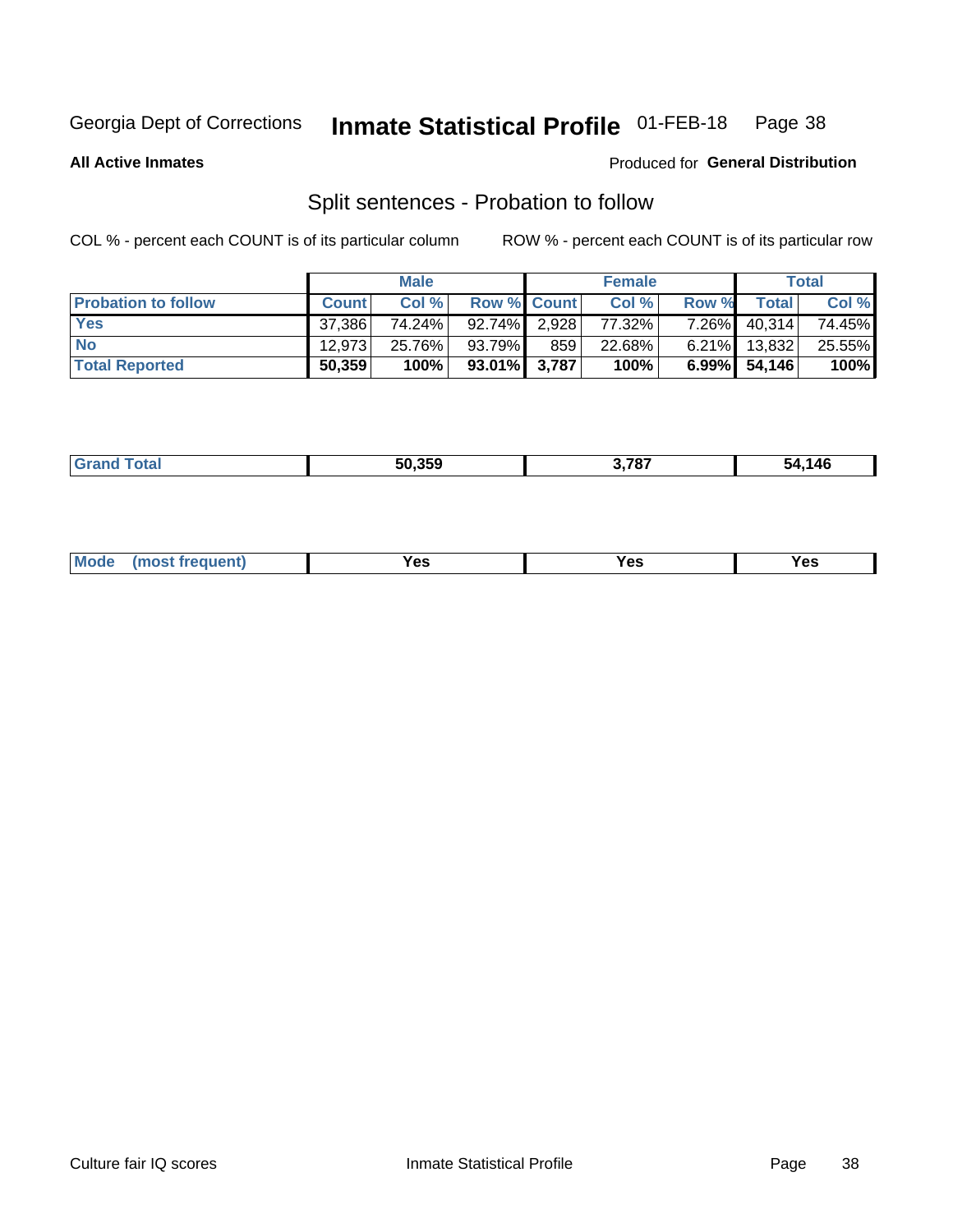Georgia Dept of Corrections **Inmate Statistical Profile** 01-FEB-18

**All Active Inmates**

Produced for **General Distribution**

## Split sentences - Probation to follow

COL % - percent each COUNT is of its particular column

ROW % - percent each COUNT is of its particular row

| | Male | | | Female | | | Total | |
|---|---|---|---|---|---|---|---|---|
| **Probation to follow** | **Count** | **Col %** | **Row %** | **Count** | **Col %** | **Row %** | **Total** | **Col %** |
| **Yes** | 37,386 | 74.24% | 92.74% | 2,928 | 77.32% | 7.26% | 40,314 | 74.45% |
| **No** | 12,973 | 25.76% | 93.79% | 859 | 22.68% | 6.21% | 13,832 | 25.55% |
| **Total Reported** | **50,359** | **100%** | **93.01%** | **3,787** | **100%** | **6.99%** | **54,146** | **100%** |

| | Male | Female | Total |
|---|---|---|---|
| **Grand Total** | **50,359** | **3,787** | **54,146** |
| **Mode (most frequent)** | **Yes** | **Yes** | **Yes** |

Culture fair IQ scores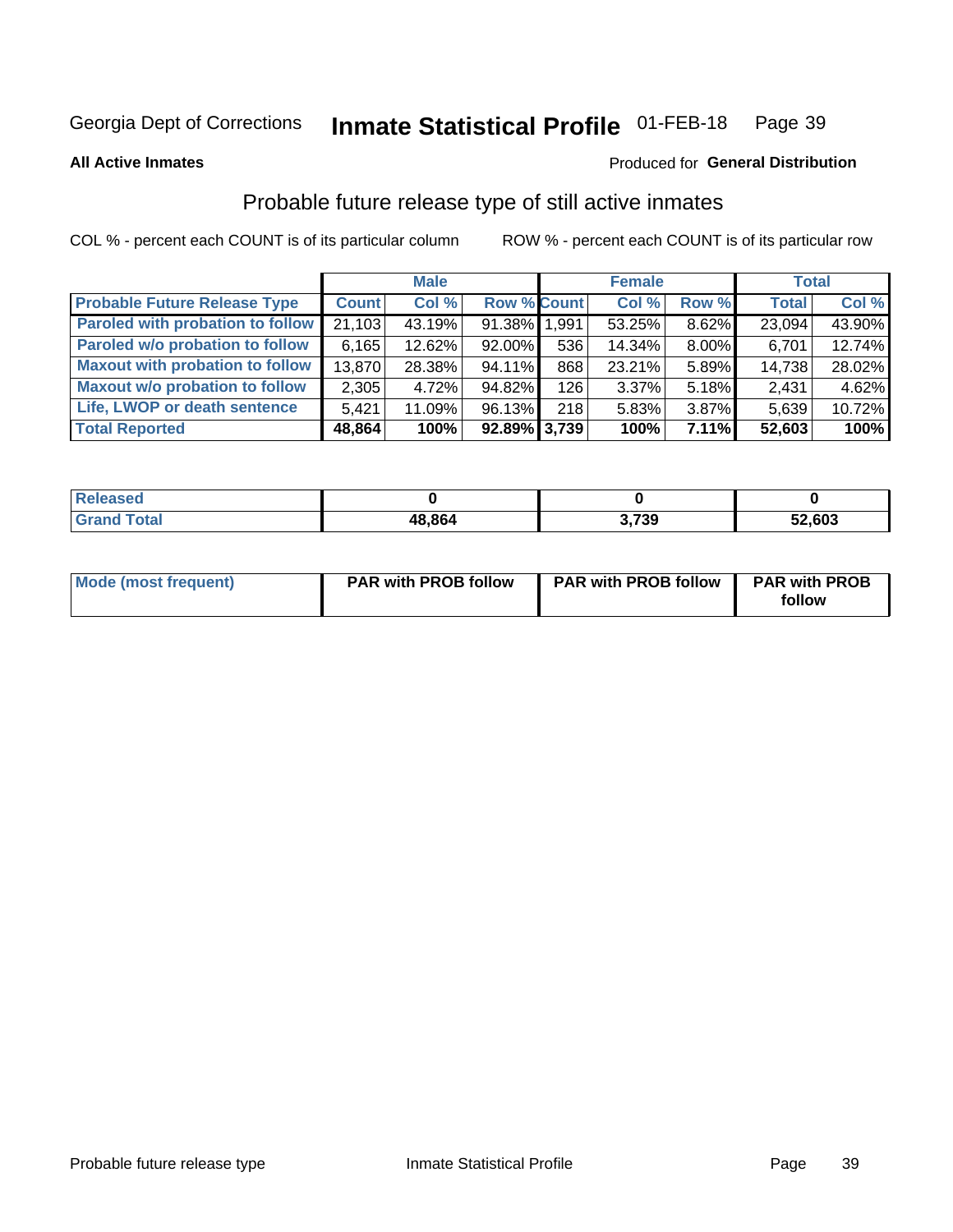Georgia Dept of Corrections **Inmate Statistical Profile** 01-FEB-18

**All Active Inmates**

Produced for **General Distribution**

## Probable future release type of still active inmates

COL % - percent each COUNT is of its particular column ROW % - percent each COUNT is of its particular row

| | Male | | | Female | | | Total | |
|---|---|---|---|---|---|---|---|---|
| **Probable Future Release Type** | **Count** | **Col %** | **Row %** | **Count** | **Col %** | **Row %** | **Total** | **Col %** |
| Paroled with probation to follow | 21,103 | 43.19% | 91.38% | 1,991 | 53.25% | 8.62% | 23,094 | 43.90% |
| Paroled w/o probation to follow | 6,165 | 12.62% | 92.00% | 536 | 14.34% | 8.00% | 6,701 | 12.74% |
| Maxout with probation to follow | 13,870 | 28.38% | 94.11% | 868 | 23.21% | 5.89% | 14,738 | 28.02% |
| Maxout w/o probation to follow | 2,305 | 4.72% | 94.82% | 126 | 3.37% | 5.18% | 2,431 | 4.62% |
| Life, LWOP or death sentence | 5,421 | 11.09% | 96.13% | 218 | 5.83% | 3.87% | 5,639 | 10.72% |
| **Total Reported** | **48,864** | **100%** | **92.89%** | **3,739** | **100%** | **7.11%** | **52,603** | **100%** |

| | Male | Female | Total |
|---|---|---|---|
| **Released** | **0** | **0** | **0** |
| **Grand Total** | **48,864** | **3,739** | **52,603** |

| | Male | Female | Total |
|---|---|---|---|
| **Mode (most frequent)** | **PAR with PROB follow** | **PAR with PROB follow** | **PAR with PROB follow** |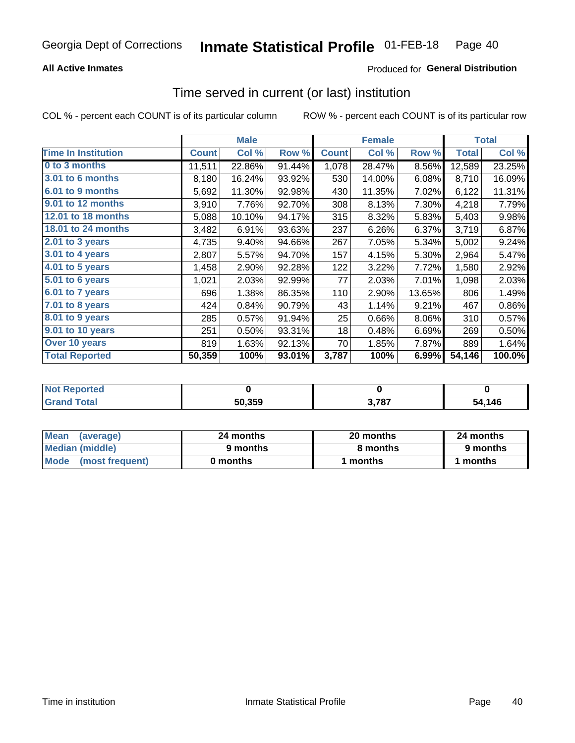Georgia Dept of Corrections **Inmate Statistical Profile** 01-FEB-18

**All Active Inmates**

Produced for **General Distribution**

## Time served in current (or last) institution

COL % - percent each COUNT is of its particular column     ROW % - percent each COUNT is of its particular row

| | Male | | | Female | | | Total | |
|---|---|---|---|---|---|---|---|---|
| **Time In Institution** | **Count** | **Col %** | **Row %** | **Count** | **Col %** | **Row %** | **Total** | **Col %** |
| **0 to 3 months** | 11,511 | 22.86% | 91.44% | 1,078 | 28.47% | 8.56% | 12,589 | 23.25% |
| **3.01 to 6 months** | 8,180 | 16.24% | 93.92% | 530 | 14.00% | 6.08% | 8,710 | 16.09% |
| **6.01 to 9 months** | 5,692 | 11.30% | 92.98% | 430 | 11.35% | 7.02% | 6,122 | 11.31% |
| **9.01 to 12 months** | 3,910 | 7.76% | 92.70% | 308 | 8.13% | 7.30% | 4,218 | 7.79% |
| **12.01 to 18 months** | 5,088 | 10.10% | 94.17% | 315 | 8.32% | 5.83% | 5,403 | 9.98% |
| **18.01 to 24 months** | 3,482 | 6.91% | 93.63% | 237 | 6.26% | 6.37% | 3,719 | 6.87% |
| **2.01 to 3 years** | 4,735 | 9.40% | 94.66% | 267 | 7.05% | 5.34% | 5,002 | 9.24% |
| **3.01 to 4 years** | 2,807 | 5.57% | 94.70% | 157 | 4.15% | 5.30% | 2,964 | 5.47% |
| **4.01 to 5 years** | 1,458 | 2.90% | 92.28% | 122 | 3.22% | 7.72% | 1,580 | 2.92% |
| **5.01 to 6 years** | 1,021 | 2.03% | 92.99% | 77 | 2.03% | 7.01% | 1,098 | 2.03% |
| **6.01 to 7 years** | 696 | 1.38% | 86.35% | 110 | 2.90% | 13.65% | 806 | 1.49% |
| **7.01 to 8 years** | 424 | 0.84% | 90.79% | 43 | 1.14% | 9.21% | 467 | 0.86% |
| **8.01 to 9 years** | 285 | 0.57% | 91.94% | 25 | 0.66% | 8.06% | 310 | 0.57% |
| **9.01 to 10 years** | 251 | 0.50% | 93.31% | 18 | 0.48% | 6.69% | 269 | 0.50% |
| **Over 10 years** | 819 | 1.63% | 92.13% | 70 | 1.85% | 7.87% | 889 | 1.64% |
| **Total Reported** | **50,359** | **100%** | **93.01%** | **3,787** | **100%** | **6.99%** | **54,146** | **100.0%** |

| | Male | Female | Total |
|---|---|---|---|
| **Not Reported** | **0** | **0** | **0** |
| **Grand Total** | **50,359** | **3,787** | **54,146** |

| | Male | Female | Total |
|---|---|---|---|
| **Mean (average)** | **24 months** | **20 months** | **24 months** |
| **Median (middle)** | **9 months** | **8 months** | **9 months** |
| **Mode (most frequent)** | **0 months** | **1 months** | **1 months** |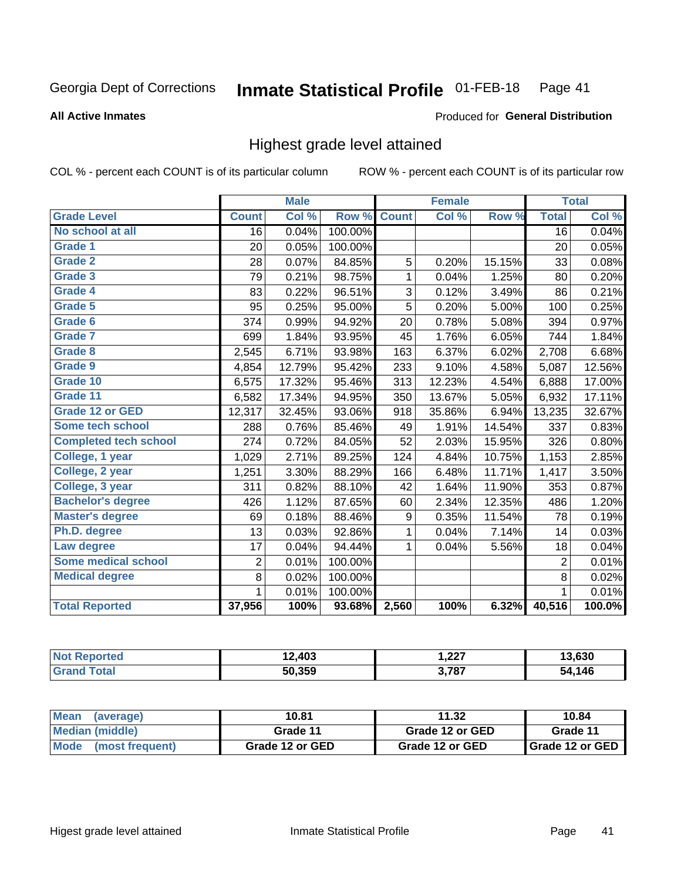Georgia Dept of Corrections **Inmate Statistical Profile** 01-FEB-18

**All Active Inmates**

Produced for **General Distribution**

## Highest grade level attained

COL % - percent each COUNT is of its particular column ROW % - percent each COUNT is of its particular row

| | Male | | | Female | | | Total | |
|---|---|---|---|---|---|---|---|---|
| **Grade Level** | **Count** | **Col %** | **Row %** | **Count** | **Col %** | **Row %** | **Total** | **Col %** |
| **No school at all** | 16 | 0.04% | 100.00% | | | | 16 | 0.04% |
| **Grade 1** | 20 | 0.05% | 100.00% | | | | 20 | 0.05% |
| **Grade 2** | 28 | 0.07% | 84.85% | 5 | 0.20% | 15.15% | 33 | 0.08% |
| **Grade 3** | 79 | 0.21% | 98.75% | 1 | 0.04% | 1.25% | 80 | 0.20% |
| **Grade 4** | 83 | 0.22% | 96.51% | 3 | 0.12% | 3.49% | 86 | 0.21% |
| **Grade 5** | 95 | 0.25% | 95.00% | 5 | 0.20% | 5.00% | 100 | 0.25% |
| **Grade 6** | 374 | 0.99% | 94.92% | 20 | 0.78% | 5.08% | 394 | 0.97% |
| **Grade 7** | 699 | 1.84% | 93.95% | 45 | 1.76% | 6.05% | 744 | 1.84% |
| **Grade 8** | 2,545 | 6.71% | 93.98% | 163 | 6.37% | 6.02% | 2,708 | 6.68% |
| **Grade 9** | 4,854 | 12.79% | 95.42% | 233 | 9.10% | 4.58% | 5,087 | 12.56% |
| **Grade 10** | 6,575 | 17.32% | 95.46% | 313 | 12.23% | 4.54% | 6,888 | 17.00% |
| **Grade 11** | 6,582 | 17.34% | 94.95% | 350 | 13.67% | 5.05% | 6,932 | 17.11% |
| **Grade 12 or GED** | 12,317 | 32.45% | 93.06% | 918 | 35.86% | 6.94% | 13,235 | 32.67% |
| **Some tech school** | 288 | 0.76% | 85.46% | 49 | 1.91% | 14.54% | 337 | 0.83% |
| **Completed tech school** | 274 | 0.72% | 84.05% | 52 | 2.03% | 15.95% | 326 | 0.80% |
| **College, 1 year** | 1,029 | 2.71% | 89.25% | 124 | 4.84% | 10.75% | 1,153 | 2.85% |
| **College, 2 year** | 1,251 | 3.30% | 88.29% | 166 | 6.48% | 11.71% | 1,417 | 3.50% |
| **College, 3 year** | 311 | 0.82% | 88.10% | 42 | 1.64% | 11.90% | 353 | 0.87% |
| **Bachelor's degree** | 426 | 1.12% | 87.65% | 60 | 2.34% | 12.35% | 486 | 1.20% |
| **Master's degree** | 69 | 0.18% | 88.46% | 9 | 0.35% | 11.54% | 78 | 0.19% |
| **Ph.D. degree** | 13 | 0.03% | 92.86% | 1 | 0.04% | 7.14% | 14 | 0.03% |
| **Law degree** | 17 | 0.04% | 94.44% | 1 | 0.04% | 5.56% | 18 | 0.04% |
| **Some medical school** | 2 | 0.01% | 100.00% | | | | 2 | 0.01% |
| **Medical degree** | 8 | 0.02% | 100.00% | | | | 8 | 0.02% |
| | 1 | 0.01% | 100.00% | | | | 1 | 0.01% |
| **Total Reported** | **37,956** | **100%** | **93.68%** | **2,560** | **100%** | **6.32%** | **40,516** | **100.0%** |

| | Male | Female | Total |
|---|---|---|---|
| **Not Reported** | **12,403** | **1,227** | **13,630** |
| **Grand Total** | **50,359** | **3,787** | **54,146** |

| | Male | Female | Total |
|---|---|---|---|
| **Mean (average)** | **10.81** | **11.32** | **10.84** |
| **Median (middle)** | **Grade 11** | **Grade 12 or GED** | **Grade 11** |
| **Mode (most frequent)** | **Grade 12 or GED** | **Grade 12 or GED** | **Grade 12 or GED** |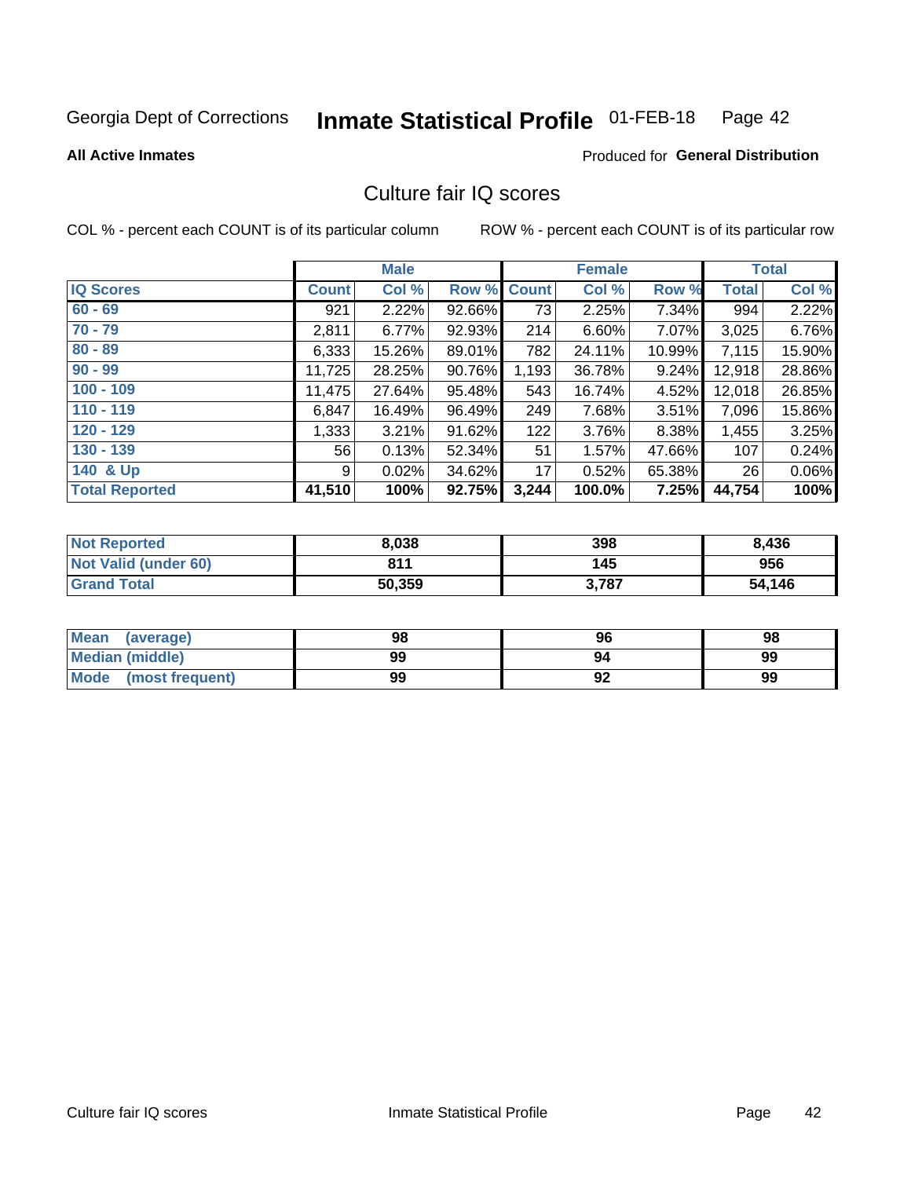Georgia Dept of Corrections **Inmate Statistical Profile** 01-FEB-18

**All Active Inmates**

Produced for **General Distribution**

## Culture fair IQ scores

COL % - percent each COUNT is of its particular column

ROW % - percent each COUNT is of its particular row

| | Male | | | Female | | | Total | |
|---|---|---|---|---|---|---|---|---|
| **IQ Scores** | **Count** | **Col %** | **Row %** | **Count** | **Col %** | **Row %** | **Total** | **Col %** |
| 60 - 69 | 921 | 2.22% | 92.66% | 73 | 2.25% | 7.34% | 994 | 2.22% |
| 70 - 79 | 2,811 | 6.77% | 92.93% | 214 | 6.60% | 7.07% | 3,025 | 6.76% |
| 80 - 89 | 6,333 | 15.26% | 89.01% | 782 | 24.11% | 10.99% | 7,115 | 15.90% |
| 90 - 99 | 11,725 | 28.25% | 90.76% | 1,193 | 36.78% | 9.24% | 12,918 | 28.86% |
| 100 - 109 | 11,475 | 27.64% | 95.48% | 543 | 16.74% | 4.52% | 12,018 | 26.85% |
| 110 - 119 | 6,847 | 16.49% | 96.49% | 249 | 7.68% | 3.51% | 7,096 | 15.86% |
| 120 - 129 | 1,333 | 3.21% | 91.62% | 122 | 3.76% | 8.38% | 1,455 | 3.25% |
| 130 - 139 | 56 | 0.13% | 52.34% | 51 | 1.57% | 47.66% | 107 | 0.24% |
| 140 & Up | 9 | 0.02% | 34.62% | 17 | 0.52% | 65.38% | 26 | 0.06% |
| **Total Reported** | **41,510** | **100%** | **92.75%** | **3,244** | **100.0%** | **7.25%** | **44,754** | **100%** |

| | Male | Female | Total |
|---|---|---|---|
| Not Reported | 8,038 | 398 | 8,436 |
| Not Valid (under 60) | 811 | 145 | 956 |
| Grand Total | 50,359 | 3,787 | 54,146 |

| | Male | Female | Total |
|---|---|---|---|
| Mean (average) | 98 | 96 | 98 |
| Median (middle) | 99 | 94 | 99 |
| Mode (most frequent) | 99 | 92 | 99 |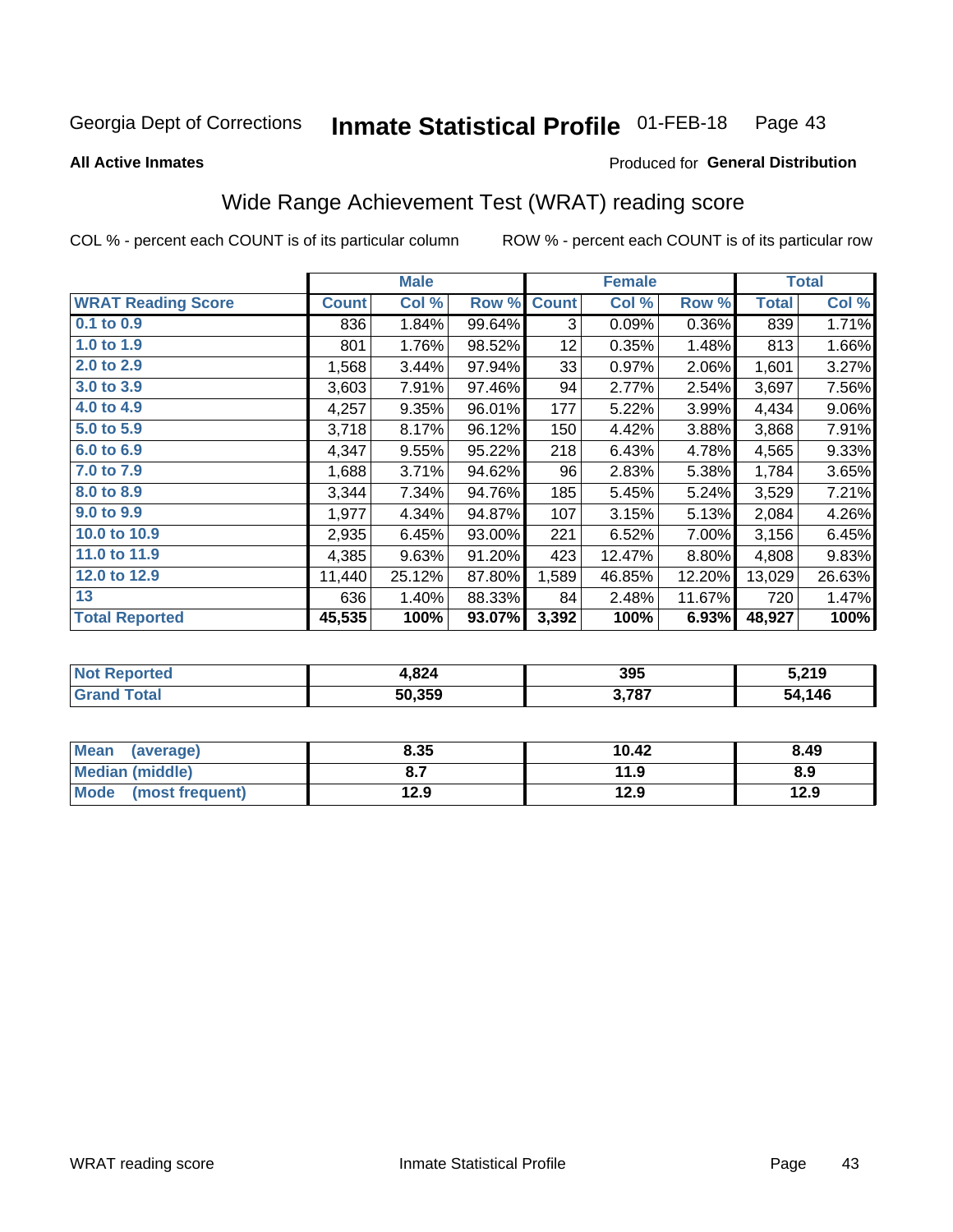Georgia Dept of Corrections **Inmate Statistical Profile** 01-FEB-18

**All Active Inmates**

Produced for **General Distribution**

## Wide Range Achievement Test (WRAT) reading score

COL % - percent each COUNT is of its particular column ROW % - percent each COUNT is of its particular row

| | Male | | | Female | | | Total | |
|---|---|---|---|---|---|---|---|---|
| **WRAT Reading Score** | **Count** | **Col %** | **Row %** | **Count** | **Col %** | **Row %** | **Total** | **Col %** |
| 0.1 to 0.9 | 836 | 1.84% | 99.64% | 3 | 0.09% | 0.36% | 839 | 1.71% |
| 1.0 to 1.9 | 801 | 1.76% | 98.52% | 12 | 0.35% | 1.48% | 813 | 1.66% |
| 2.0 to 2.9 | 1,568 | 3.44% | 97.94% | 33 | 0.97% | 2.06% | 1,601 | 3.27% |
| 3.0 to 3.9 | 3,603 | 7.91% | 97.46% | 94 | 2.77% | 2.54% | 3,697 | 7.56% |
| 4.0 to 4.9 | 4,257 | 9.35% | 96.01% | 177 | 5.22% | 3.99% | 4,434 | 9.06% |
| 5.0 to 5.9 | 3,718 | 8.17% | 96.12% | 150 | 4.42% | 3.88% | 3,868 | 7.91% |
| 6.0 to 6.9 | 4,347 | 9.55% | 95.22% | 218 | 6.43% | 4.78% | 4,565 | 9.33% |
| 7.0 to 7.9 | 1,688 | 3.71% | 94.62% | 96 | 2.83% | 5.38% | 1,784 | 3.65% |
| 8.0 to 8.9 | 3,344 | 7.34% | 94.76% | 185 | 5.45% | 5.24% | 3,529 | 7.21% |
| 9.0 to 9.9 | 1,977 | 4.34% | 94.87% | 107 | 3.15% | 5.13% | 2,084 | 4.26% |
| 10.0 to 10.9 | 2,935 | 6.45% | 93.00% | 221 | 6.52% | 7.00% | 3,156 | 6.45% |
| 11.0 to 11.9 | 4,385 | 9.63% | 91.20% | 423 | 12.47% | 8.80% | 4,808 | 9.83% |
| 12.0 to 12.9 | 11,440 | 25.12% | 87.80% | 1,589 | 46.85% | 12.20% | 13,029 | 26.63% |
| 13 | 636 | 1.40% | 88.33% | 84 | 2.48% | 11.67% | 720 | 1.47% |
| **Total Reported** | **45,535** | **100%** | **93.07%** | **3,392** | **100%** | **6.93%** | **48,927** | **100%** |

| | Male | Female | Total |
|---|---|---|---|
| **Not Reported** | **4,824** | **395** | **5,219** |
| **Grand Total** | **50,359** | **3,787** | **54,146** |

| | Male | Female | Total |
|---|---|---|---|
| **Mean (average)** | **8.35** | **10.42** | **8.49** |
| **Median (middle)** | **8.7** | **11.9** | **8.9** |
| **Mode (most frequent)** | **12.9** | **12.9** | **12.9** |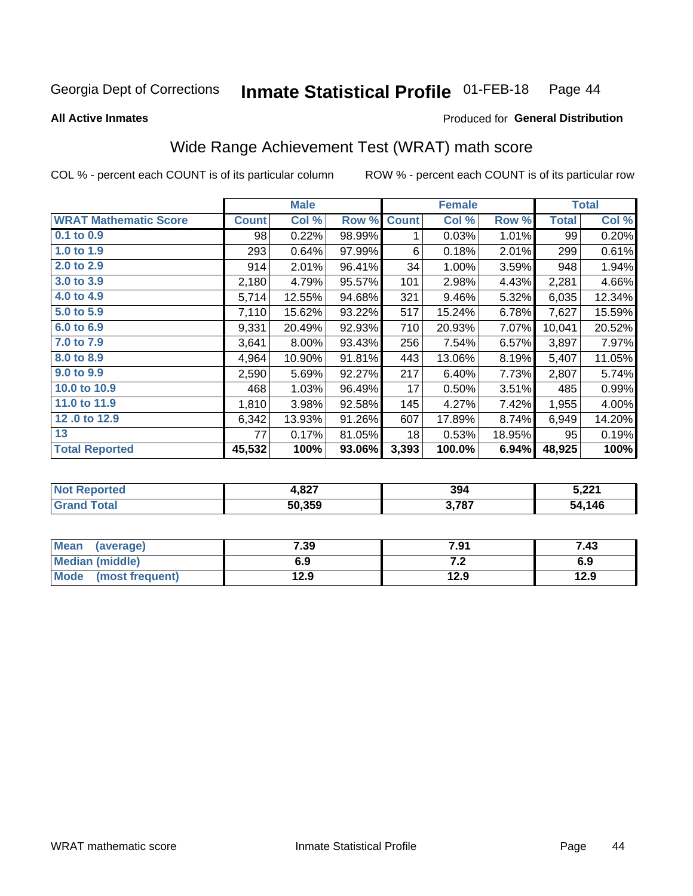Georgia Dept of Corrections **Inmate Statistical Profile** 01-FEB-18

**All Active Inmates**

Produced for **General Distribution**

## Wide Range Achievement Test (WRAT) math score

COL % - percent each COUNT is of its particular column ROW % - percent each COUNT is of its particular row

| | Male | | | Female | | | Total | |
|---|---|---|---|---|---|---|---|---|
| **WRAT Mathematic Score** | **Count** | **Col %** | **Row %** | **Count** | **Col %** | **Row %** | **Total** | **Col %** |
| 0.1 to 0.9 | 98 | 0.22% | 98.99% | 1 | 0.03% | 1.01% | 99 | 0.20% |
| 1.0 to 1.9 | 293 | 0.64% | 97.99% | 6 | 0.18% | 2.01% | 299 | 0.61% |
| 2.0 to 2.9 | 914 | 2.01% | 96.41% | 34 | 1.00% | 3.59% | 948 | 1.94% |
| 3.0 to 3.9 | 2,180 | 4.79% | 95.57% | 101 | 2.98% | 4.43% | 2,281 | 4.66% |
| 4.0 to 4.9 | 5,714 | 12.55% | 94.68% | 321 | 9.46% | 5.32% | 6,035 | 12.34% |
| 5.0 to 5.9 | 7,110 | 15.62% | 93.22% | 517 | 15.24% | 6.78% | 7,627 | 15.59% |
| 6.0 to 6.9 | 9,331 | 20.49% | 92.93% | 710 | 20.93% | 7.07% | 10,041 | 20.52% |
| 7.0 to 7.9 | 3,641 | 8.00% | 93.43% | 256 | 7.54% | 6.57% | 3,897 | 7.97% |
| 8.0 to 8.9 | 4,964 | 10.90% | 91.81% | 443 | 13.06% | 8.19% | 5,407 | 11.05% |
| 9.0 to 9.9 | 2,590 | 5.69% | 92.27% | 217 | 6.40% | 7.73% | 2,807 | 5.74% |
| 10.0 to 10.9 | 468 | 1.03% | 96.49% | 17 | 0.50% | 3.51% | 485 | 0.99% |
| 11.0 to 11.9 | 1,810 | 3.98% | 92.58% | 145 | 4.27% | 7.42% | 1,955 | 4.00% |
| 12 .0 to 12.9 | 6,342 | 13.93% | 91.26% | 607 | 17.89% | 8.74% | 6,949 | 14.20% |
| 13 | 77 | 0.17% | 81.05% | 18 | 0.53% | 18.95% | 95 | 0.19% |
| **Total Reported** | **45,532** | **100%** | **93.06%** | **3,393** | **100.0%** | **6.94%** | **48,925** | **100%** |

| | Male | Female | Total |
|---|---|---|---|
| Not Reported | 4,827 | 394 | 5,221 |
| Grand Total | 50,359 | 3,787 | 54,146 |

| | Male | Female | Total |
|---|---|---|---|
| Mean (average) | 7.39 | 7.91 | 7.43 |
| Median (middle) | 6.9 | 7.2 | 6.9 |
| Mode (most frequent) | 12.9 | 12.9 | 12.9 |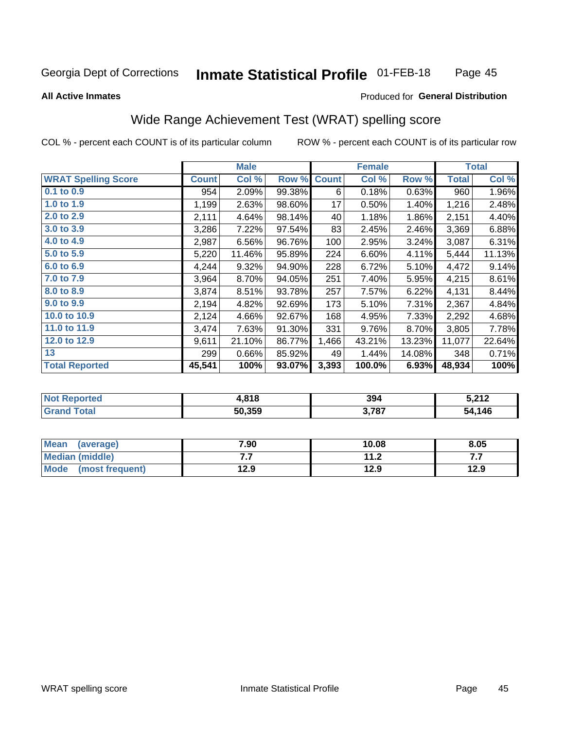Georgia Dept of Corrections **Inmate Statistical Profile** 01-FEB-18

**All Active Inmates**

Produced for **General Distribution**

## Wide Range Achievement Test (WRAT) spelling score

COL % - percent each COUNT is of its particular column

ROW % - percent each COUNT is of its particular row

| | Male | | | Female | | | Total | |
|---|---|---|---|---|---|---|---|---|
| **WRAT Spelling Score** | **Count** | **Col %** | **Row %** | **Count** | **Col %** | **Row %** | **Total** | **Col %** |
| 0.1 to 0.9 | 954 | 2.09% | 99.38% | 6 | 0.18% | 0.63% | 960 | 1.96% |
| 1.0 to 1.9 | 1,199 | 2.63% | 98.60% | 17 | 0.50% | 1.40% | 1,216 | 2.48% |
| 2.0 to 2.9 | 2,111 | 4.64% | 98.14% | 40 | 1.18% | 1.86% | 2,151 | 4.40% |
| 3.0 to 3.9 | 3,286 | 7.22% | 97.54% | 83 | 2.45% | 2.46% | 3,369 | 6.88% |
| 4.0 to 4.9 | 2,987 | 6.56% | 96.76% | 100 | 2.95% | 3.24% | 3,087 | 6.31% |
| 5.0 to 5.9 | 5,220 | 11.46% | 95.89% | 224 | 6.60% | 4.11% | 5,444 | 11.13% |
| 6.0 to 6.9 | 4,244 | 9.32% | 94.90% | 228 | 6.72% | 5.10% | 4,472 | 9.14% |
| 7.0 to 7.9 | 3,964 | 8.70% | 94.05% | 251 | 7.40% | 5.95% | 4,215 | 8.61% |
| 8.0 to 8.9 | 3,874 | 8.51% | 93.78% | 257 | 7.57% | 6.22% | 4,131 | 8.44% |
| 9.0 to 9.9 | 2,194 | 4.82% | 92.69% | 173 | 5.10% | 7.31% | 2,367 | 4.84% |
| 10.0 to 10.9 | 2,124 | 4.66% | 92.67% | 168 | 4.95% | 7.33% | 2,292 | 4.68% |
| 11.0 to 11.9 | 3,474 | 7.63% | 91.30% | 331 | 9.76% | 8.70% | 3,805 | 7.78% |
| 12.0 to 12.9 | 9,611 | 21.10% | 86.77% | 1,466 | 43.21% | 13.23% | 11,077 | 22.64% |
| 13 | 299 | 0.66% | 85.92% | 49 | 1.44% | 14.08% | 348 | 0.71% |
| **Total Reported** | **45,541** | **100%** | **93.07%** | **3,393** | **100.0%** | **6.93%** | **48,934** | **100%** |

| | Male | Female | Total |
|---|---|---|---|
| Not Reported | 4,818 | 394 | 5,212 |
| Grand Total | 50,359 | 3,787 | 54,146 |

| | Male | Female | Total |
|---|---|---|---|
| Mean (average) | 7.90 | 10.08 | 8.05 |
| Median (middle) | 7.7 | 11.2 | 7.7 |
| Mode (most frequent) | 12.9 | 12.9 | 12.9 |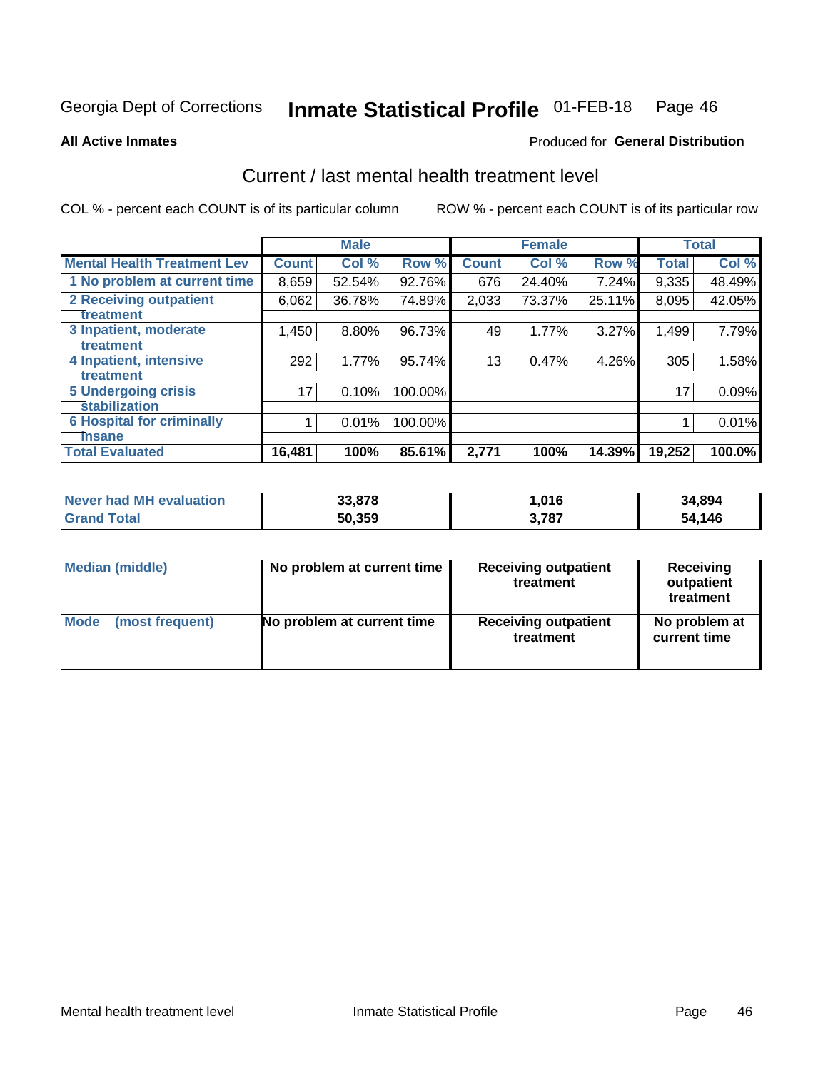Georgia Dept of Corrections **Inmate Statistical Profile** 01-FEB-18 Page 46

**All Active Inmates**

Produced for **General Distribution**

## Current / last mental health treatment level

COL % - percent each COUNT is of its particular column

ROW % - percent each COUNT is of its particular row

| | Male | | | Female | | | Total | |
|---|---|---|---|---|---|---|---|---|
| **Mental Health Treatment Lev** | **Count** | **Col %** | **Row %** | **Count** | **Col %** | **Row %** | **Total** | **Col %** |
| 1 No problem at current time | 8,659 | 52.54% | 92.76% | 676 | 24.40% | 7.24% | 9,335 | 48.49% |
| 2 Receiving outpatient treatment | 6,062 | 36.78% | 74.89% | 2,033 | 73.37% | 25.11% | 8,095 | 42.05% |
| 3 Inpatient, moderate treatment | 1,450 | 8.80% | 96.73% | 49 | 1.77% | 3.27% | 1,499 | 7.79% |
| 4 Inpatient, intensive treatment | 292 | 1.77% | 95.74% | 13 | 0.47% | 4.26% | 305 | 1.58% |
| 5 Undergoing crisis stabilization | 17 | 0.10% | 100.00% | | | | 17 | 0.09% |
| 6 Hospital for criminally insane | 1 | 0.01% | 100.00% | | | | 1 | 0.01% |
| **Total Evaluated** | **16,481** | **100%** | **85.61%** | **2,771** | **100%** | **14.39%** | **19,252** | **100.0%** |

| | Male | Female | Total |
|---|---|---|---|
| **Never had MH evaluation** | **33,878** | **1,016** | **34,894** |
| **Grand Total** | **50,359** | **3,787** | **54,146** |

| | Male | Female | Total |
|---|---|---|---|
| **Median (middle)** | **No problem at current time** | **Receiving outpatient treatment** | **Receiving outpatient treatment** |
| **Mode (most frequent)** | **No problem at current time** | **Receiving outpatient treatment** | **No problem at current time** |

Mental health treatment level Inmate Statistical Profile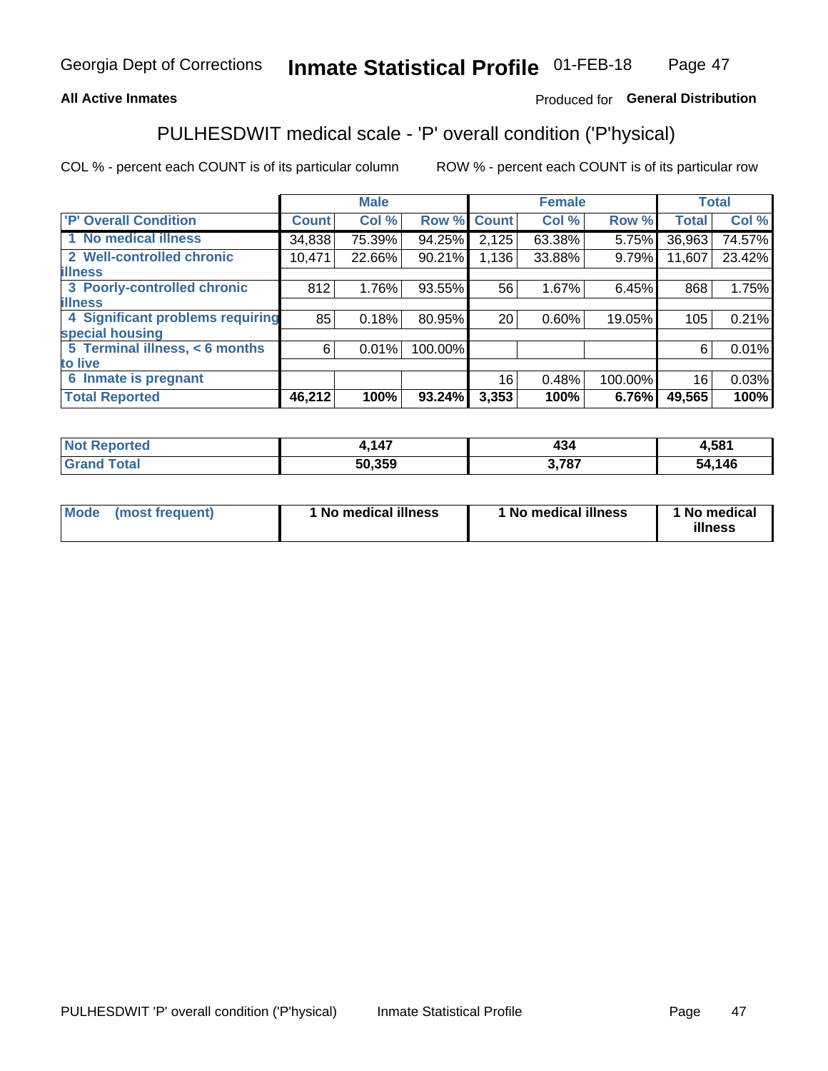**All Active Inmates**

Produced for **General Distribution**

## PULHESDWIT medical scale - 'P' overall condition ('P'hysical)

COL % - percent each COUNT is of its particular column

ROW % - percent each COUNT is of its particular row

| | Male | | | Female | | | Total | |
|---|---|---|---|---|---|---|---|---|
| 'P' Overall Condition | Count | Col % | Row % | Count | Col % | Row % | Total | Col % |
| 1 No medical illness | 34,838 | 75.39% | 94.25% | 2,125 | 63.38% | 5.75% | 36,963 | 74.57% |
| 2 Well-controlled chronic illness | 10,471 | 22.66% | 90.21% | 1,136 | 33.88% | 9.79% | 11,607 | 23.42% |
| 3 Poorly-controlled chronic illness | 812 | 1.76% | 93.55% | 56 | 1.67% | 6.45% | 868 | 1.75% |
| 4 Significant problems requiring special housing | 85 | 0.18% | 80.95% | 20 | 0.60% | 19.05% | 105 | 0.21% |
| 5 Terminal illness, < 6 months to live | 6 | 0.01% | 100.00% | | | | 6 | 0.01% |
| 6 Inmate is pregnant | | | | 16 | 0.48% | 100.00% | 16 | 0.03% |
| **Total Reported** | **46,212** | **100%** | **93.24%** | **3,353** | **100%** | **6.76%** | **49,565** | **100%** |

| | Male | Female | Total |
|---|---|---|---|
| Not Reported | 4,147 | 434 | 4,581 |
| Grand Total | 50,359 | 3,787 | 54,146 |

| | Male | Female | Total |
|---|---|---|---|
| Mode (most frequent) | 1 No medical illness | 1 No medical illness | 1 No medical illness |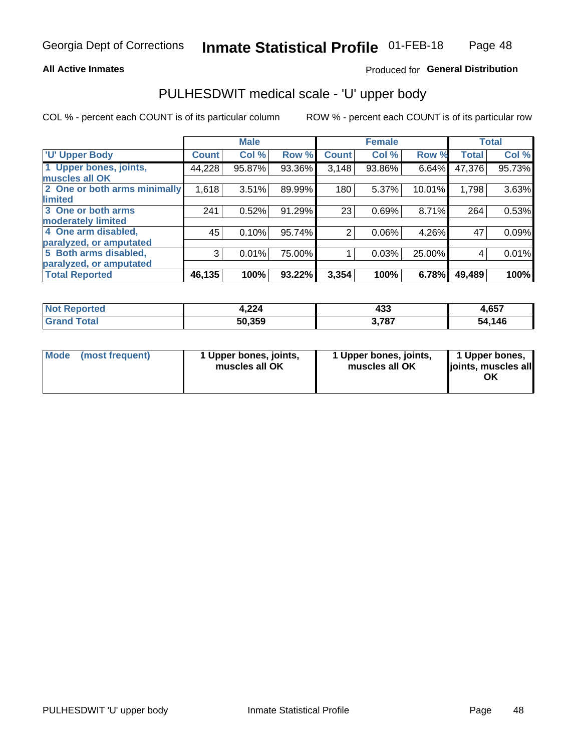Georgia Dept of Corrections **Inmate Statistical Profile** 01-FEB-18

**All Active Inmates**

Produced for **General Distribution**

## PULHESDWIT medical scale - 'U' upper body

COL % - percent each COUNT is of its particular column

ROW % - percent each COUNT is of its particular row

| | Male | | | Female | | | Total | |
|---|---|---|---|---|---|---|---|---|
| **'U' Upper Body** | **Count** | **Col %** | **Row %** | **Count** | **Col %** | **Row %** | **Total** | **Col %** |
| **1 Upper bones, joints, muscles all OK** | 44,228 | 95.87% | 93.36% | 3,148 | 93.86% | 6.64% | 47,376 | 95.73% |
| **2 One or both arms minimally limited** | 1,618 | 3.51% | 89.99% | 180 | 5.37% | 10.01% | 1,798 | 3.63% |
| **3 One or both arms moderately limited** | 241 | 0.52% | 91.29% | 23 | 0.69% | 8.71% | 264 | 0.53% |
| **4 One arm disabled, paralyzed, or amputated** | 45 | 0.10% | 95.74% | 2 | 0.06% | 4.26% | 47 | 0.09% |
| **5 Both arms disabled, paralyzed, or amputated** | 3 | 0.01% | 75.00% | 1 | 0.03% | 25.00% | 4 | 0.01% |
| **Total Reported** | **46,135** | **100%** | **93.22%** | **3,354** | **100%** | **6.78%** | **49,489** | **100%** |

| | Male | Female | Total |
|---|---|---|---|
| **Not Reported** | **4,224** | **433** | **4,657** |
| **Grand Total** | **50,359** | **3,787** | **54,146** |

| | Male | Female | Total |
|---|---|---|---|
| **Mode (most frequent)** | **1 Upper bones, joints, muscles all OK** | **1 Upper bones, joints, muscles all OK** | **1 Upper bones, joints, muscles all OK** |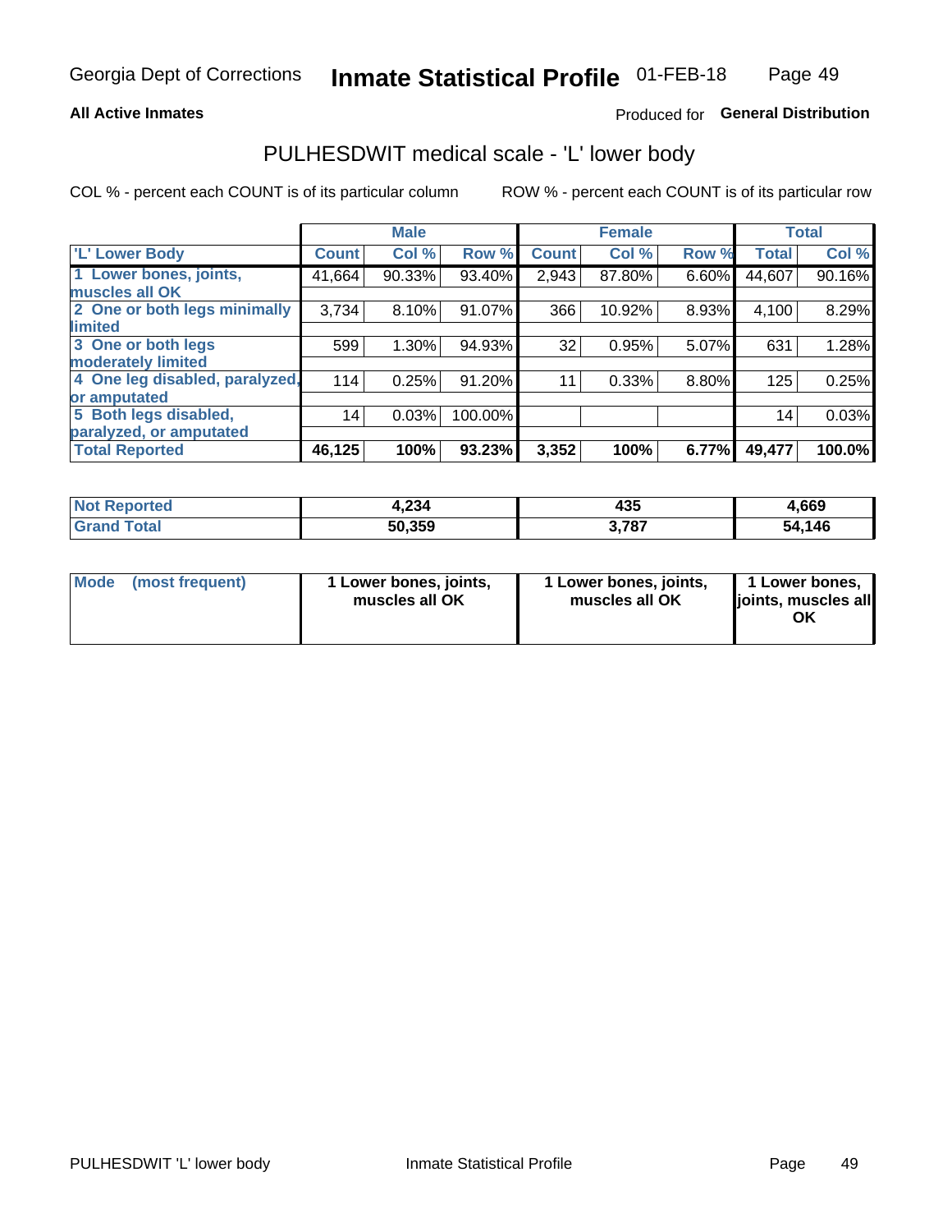Georgia Dept of Corrections **Inmate Statistical Profile** 01-FEB-18

**All Active Inmates** Produced for **General Distribution**

## PULHESDWIT medical scale - 'L' lower body

COL % - percent each COUNT is of its particular column ROW % - percent each COUNT is of its particular row

| | Male | | | Female | | | Total | |
|---|---|---|---|---|---|---|---|---|
| 'L' Lower Body | Count | Col % | Row % | Count | Col % | Row % | Total | Col % |
| 1 Lower bones, joints, muscles all OK | 41,664 | 90.33% | 93.40% | 2,943 | 87.80% | 6.60% | 44,607 | 90.16% |
| 2 One or both legs minimally limited | 3,734 | 8.10% | 91.07% | 366 | 10.92% | 8.93% | 4,100 | 8.29% |
| 3 One or both legs moderately limited | 599 | 1.30% | 94.93% | 32 | 0.95% | 5.07% | 631 | 1.28% |
| 4 One leg disabled, paralyzed, or amputated | 114 | 0.25% | 91.20% | 11 | 0.33% | 8.80% | 125 | 0.25% |
| 5 Both legs disabled, paralyzed, or amputated | 14 | 0.03% | 100.00% | | | | 14 | 0.03% |
| **Total Reported** | **46,125** | **100%** | **93.23%** | **3,352** | **100%** | **6.77%** | **49,477** | **100.0%** |

| | Male | Female | Total |
|---|---|---|---|
| **Not Reported** | **4,234** | **435** | **4,669** |
| **Grand Total** | **50,359** | **3,787** | **54,146** |

| | Male | Female | Total |
|---|---|---|---|
| **Mode (most frequent)** | **1 Lower bones, joints, muscles all OK** | **1 Lower bones, joints, muscles all OK** | **1 Lower bones, joints, muscles all OK** |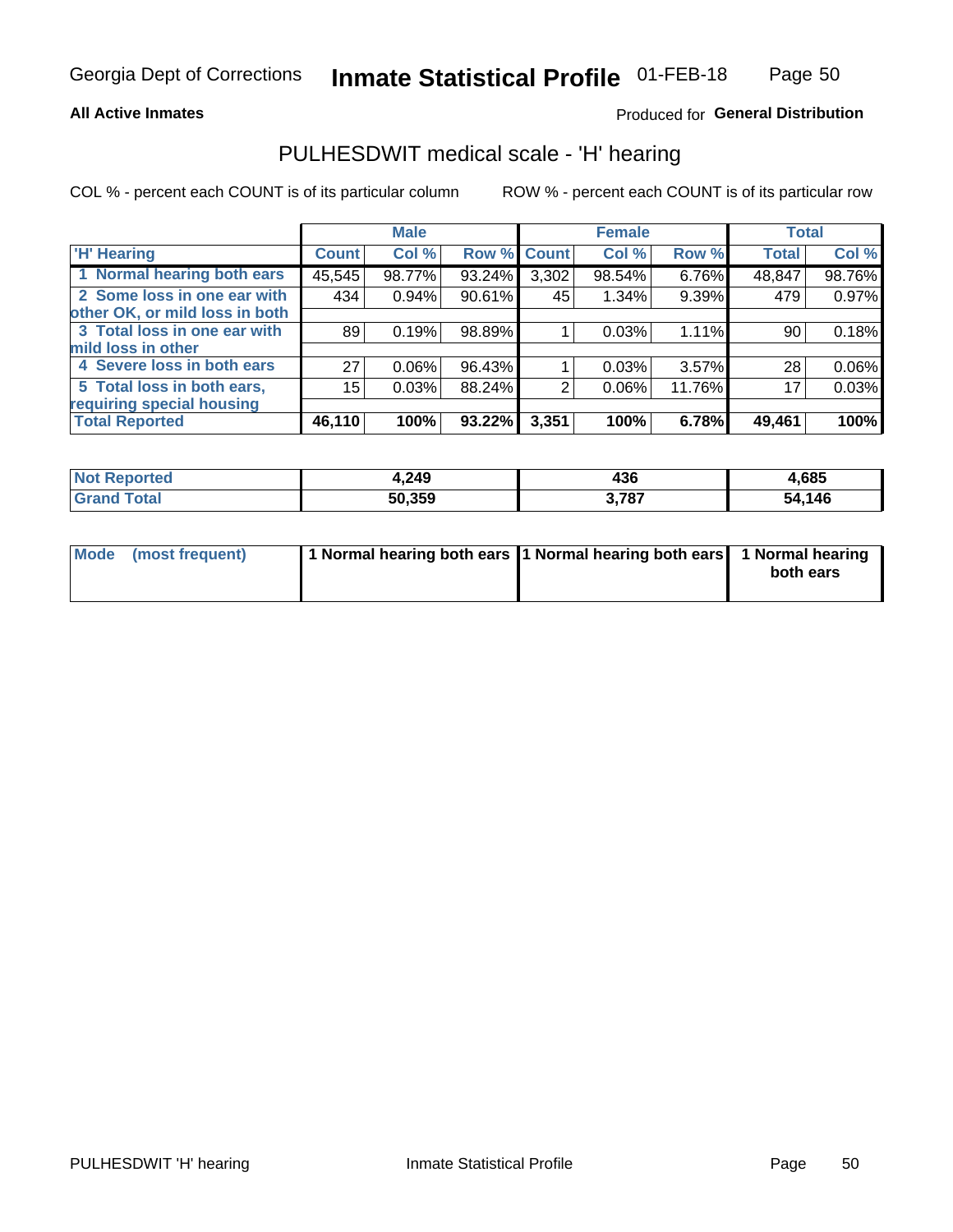Georgia Dept of Corrections **Inmate Statistical Profile** 01-FEB-18

**All Active Inmates**

Produced for **General Distribution**

## PULHESDWIT medical scale - 'H' hearing

COL % - percent each COUNT is of its particular column

ROW % - percent each COUNT is of its particular row

| | Male | | | Female | | | Total | |
|---|---|---|---|---|---|---|---|---|
| 'H' Hearing | Count | Col % | Row % | Count | Col % | Row % | Total | Col % |
| 1 Normal hearing both ears | 45,545 | 98.77% | 93.24% | 3,302 | 98.54% | 6.76% | 48,847 | 98.76% |
| 2 Some loss in one ear with other OK, or mild loss in both | 434 | 0.94% | 90.61% | 45 | 1.34% | 9.39% | 479 | 0.97% |
| 3 Total loss in one ear with mild loss in other | 89 | 0.19% | 98.89% | 1 | 0.03% | 1.11% | 90 | 0.18% |
| 4 Severe loss in both ears | 27 | 0.06% | 96.43% | 1 | 0.03% | 3.57% | 28 | 0.06% |
| 5 Total loss in both ears, requiring special housing | 15 | 0.03% | 88.24% | 2 | 0.06% | 11.76% | 17 | 0.03% |
| **Total Reported** | **46,110** | **100%** | **93.22%** | **3,351** | **100%** | **6.78%** | **49,461** | **100%** |

| | Male | Female | Total |
|---|---|---|---|
| Not Reported | 4,249 | 436 | 4,685 |
| Grand Total | 50,359 | 3,787 | 54,146 |

| | Male | Female | Total |
|---|---|---|---|
| Mode (most frequent) | 1 Normal hearing both ears | 1 Normal hearing both ears | 1 Normal hearing both ears |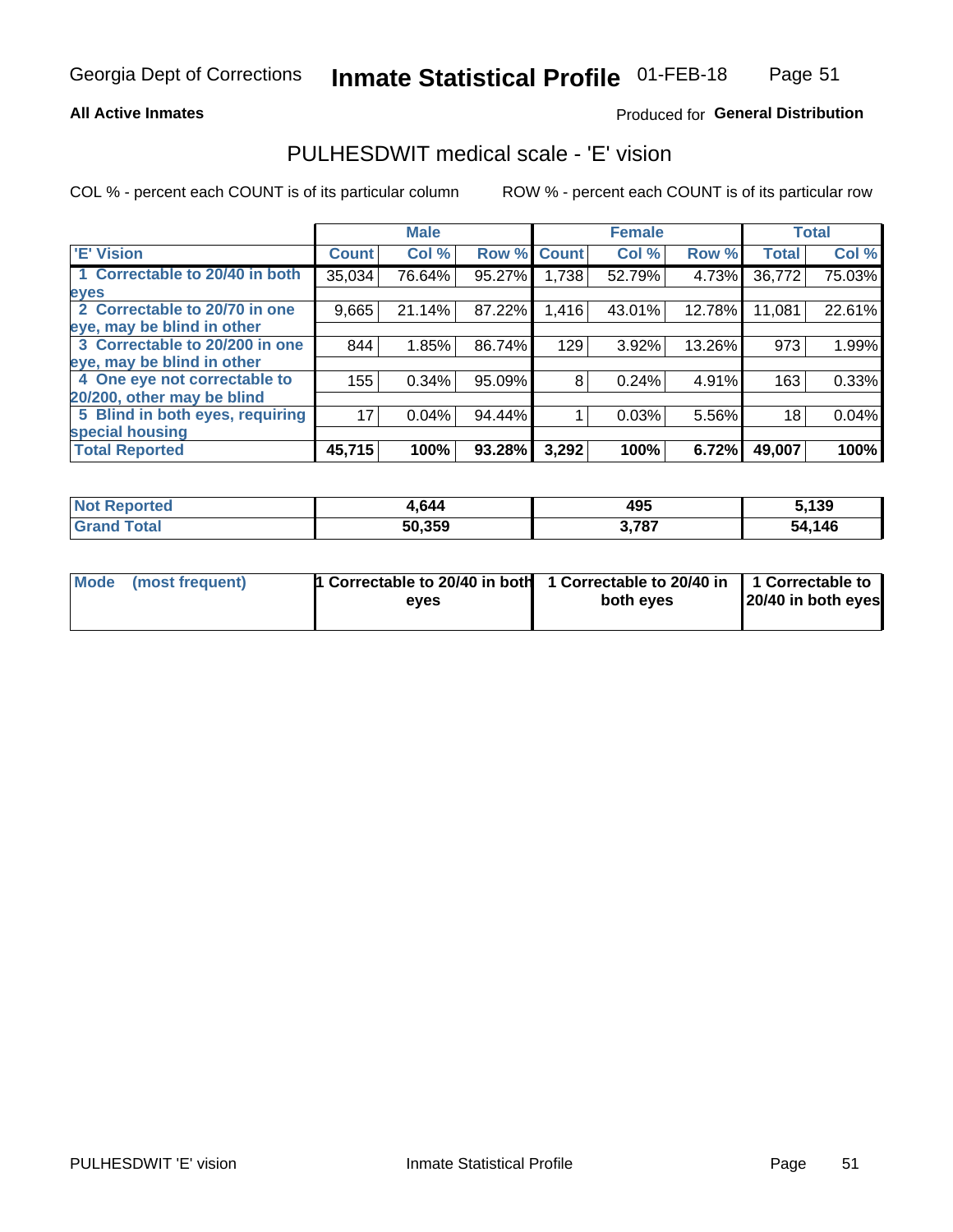**All Active Inmates**

Produced for **General Distribution**

## PULHESDWIT medical scale - 'E' vision

COL % - percent each COUNT is of its particular column

ROW % - percent each COUNT is of its particular row

| | Male | | | Female | | | Total | |
|---|---|---|---|---|---|---|---|---|
| 'E' Vision | Count | Col % | Row % | Count | Col % | Row % | Total | Col % |
| 1 Correctable to 20/40 in both eyes | 35,034 | 76.64% | 95.27% | 1,738 | 52.79% | 4.73% | 36,772 | 75.03% |
| 2 Correctable to 20/70 in one eye, may be blind in other | 9,665 | 21.14% | 87.22% | 1,416 | 43.01% | 12.78% | 11,081 | 22.61% |
| 3 Correctable to 20/200 in one eye, may be blind in other | 844 | 1.85% | 86.74% | 129 | 3.92% | 13.26% | 973 | 1.99% |
| 4 One eye not correctable to 20/200, other may be blind | 155 | 0.34% | 95.09% | 8 | 0.24% | 4.91% | 163 | 0.33% |
| 5 Blind in both eyes, requiring special housing | 17 | 0.04% | 94.44% | 1 | 0.03% | 5.56% | 18 | 0.04% |
| **Total Reported** | **45,715** | **100%** | **93.28%** | **3,292** | **100%** | **6.72%** | **49,007** | **100%** |

| | Male | Female | Total |
|---|---|---|---|
| **Not Reported** | **4,644** | **495** | **5,139** |
| **Grand Total** | **50,359** | **3,787** | **54,146** |

| | Male | Female | Total |
|---|---|---|---|
| **Mode (most frequent)** | **1 Correctable to 20/40 in both eyes** | **1 Correctable to 20/40 in both eyes** | **1 Correctable to 20/40 in both eyes** |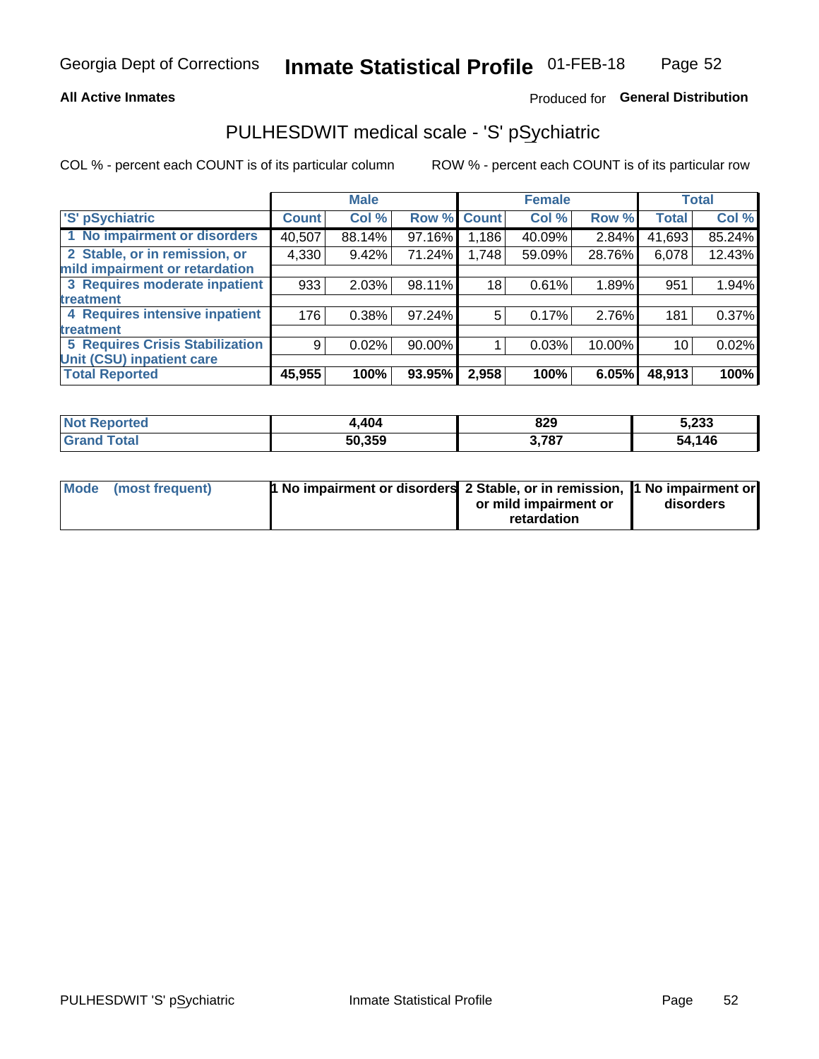**All Active Inmates** — Produced for **General Distribution**

## PULHESDWIT medical scale - 'S' pSychiatric

COL % - percent each COUNT is of its particular column        ROW % - percent each COUNT is of its particular row

| 'S' pSychiatric | Male | | | Female | | | Total | |
|---|---|---|---|---|---|---|---|---|
| | Count | Col % | Row % | Count | Col % | Row % | Total | Col % |
| 1 No impairment or disorders | 40,507 | 88.14% | 97.16% | 1,186 | 40.09% | 2.84% | 41,693 | 85.24% |
| 2 Stable, or in remission, or mild impairment or retardation | 4,330 | 9.42% | 71.24% | 1,748 | 59.09% | 28.76% | 6,078 | 12.43% |
| 3 Requires moderate inpatient treatment | 933 | 2.03% | 98.11% | 18 | 0.61% | 1.89% | 951 | 1.94% |
| 4 Requires intensive inpatient treatment | 176 | 0.38% | 97.24% | 5 | 0.17% | 2.76% | 181 | 0.37% |
| 5 Requires Crisis Stabilization Unit (CSU) inpatient care | 9 | 0.02% | 90.00% | 1 | 0.03% | 10.00% | 10 | 0.02% |
| **Total Reported** | **45,955** | **100%** | **93.95%** | **2,958** | **100%** | **6.05%** | **48,913** | **100%** |

| | Male | Female | Total |
|---|---|---|---|
| Not Reported | 4,404 | 829 | 5,233 |
| Grand Total | 50,359 | 3,787 | 54,146 |

| | Male | Female | Total |
|---|---|---|---|
| Mode (most frequent) | 1 No impairment or disorders | 2 Stable, or in remission, or mild impairment or retardation | 1 No impairment or disorders |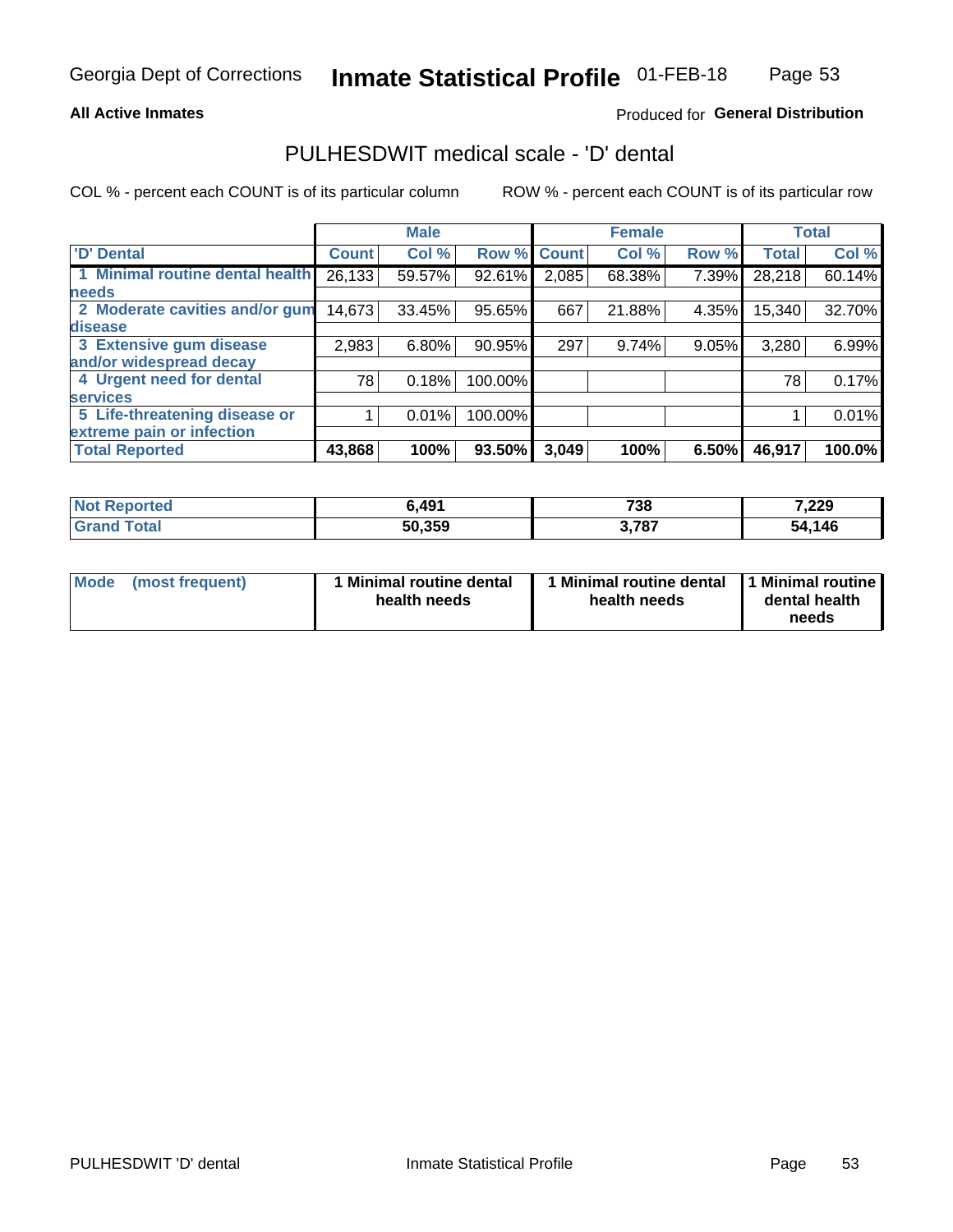Georgia Dept of Corrections **Inmate Statistical Profile** 01-FEB-18

**All Active Inmates**

Produced for **General Distribution**

## PULHESDWIT medical scale - 'D' dental

COL % - percent each COUNT is of its particular column    ROW % - percent each COUNT is of its particular row

| | Male | | | Female | | | Total | |
|---|---|---|---|---|---|---|---|---|
| 'D' Dental | Count | Col % | Row % | Count | Col % | Row % | Total | Col % |
| 1 Minimal routine dental health needs | 26,133 | 59.57% | 92.61% | 2,085 | 68.38% | 7.39% | 28,218 | 60.14% |
| 2 Moderate cavities and/or gum disease | 14,673 | 33.45% | 95.65% | 667 | 21.88% | 4.35% | 15,340 | 32.70% |
| 3 Extensive gum disease and/or widespread decay | 2,983 | 6.80% | 90.95% | 297 | 9.74% | 9.05% | 3,280 | 6.99% |
| 4 Urgent need for dental services | 78 | 0.18% | 100.00% | | | | 78 | 0.17% |
| 5 Life-threatening disease or extreme pain or infection | 1 | 0.01% | 100.00% | | | | 1 | 0.01% |
| **Total Reported** | **43,868** | **100%** | **93.50%** | **3,049** | **100%** | **6.50%** | **46,917** | **100.0%** |

| | Male | Female | Total |
|---|---|---|---|
| **Not Reported** | **6,491** | **738** | **7,229** |
| **Grand Total** | **50,359** | **3,787** | **54,146** |

| | Male | Female | Total |
|---|---|---|---|
| **Mode (most frequent)** | **1 Minimal routine dental health needs** | **1 Minimal routine dental health needs** | **1 Minimal routine dental health needs** |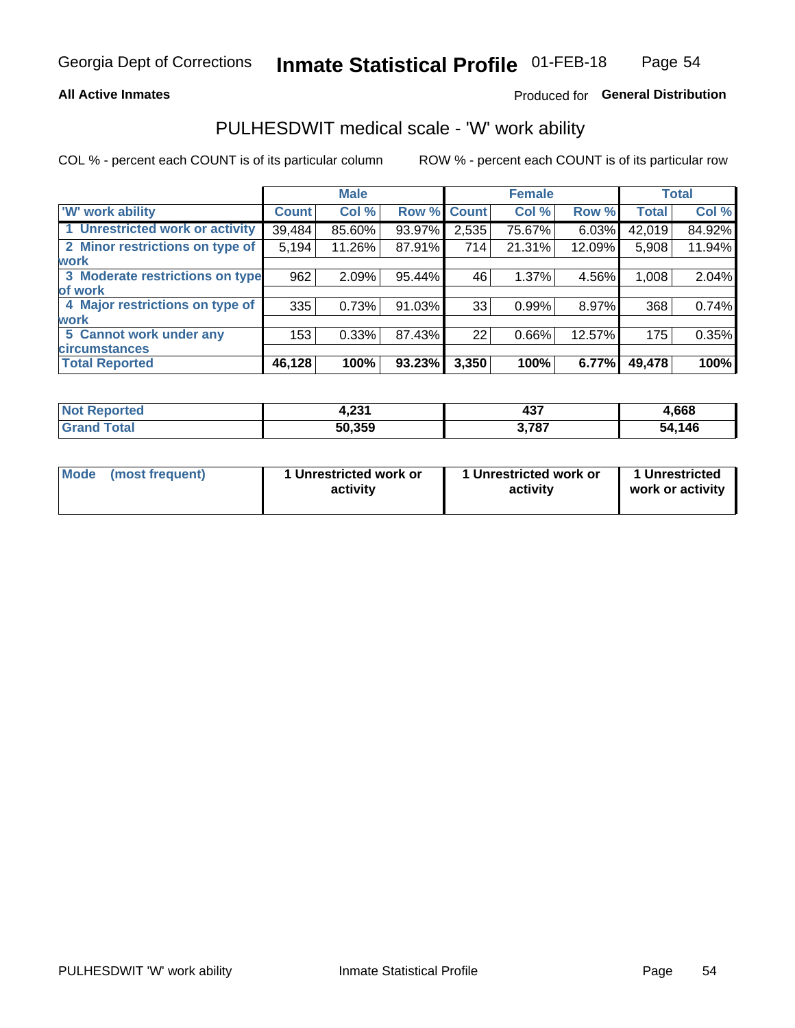**All Active Inmates**

Produced for **General Distribution**

## PULHESDWIT medical scale - 'W' work ability

COL % - percent each COUNT is of its particular column

ROW % - percent each COUNT is of its particular row

| | Male | | | Female | | | Total | |
|---|---|---|---|---|---|---|---|---|
| 'W' work ability | Count | Col % | Row % | Count | Col % | Row % | Total | Col % |
| 1 Unrestricted work or activity | 39,484 | 85.60% | 93.97% | 2,535 | 75.67% | 6.03% | 42,019 | 84.92% |
| 2 Minor restrictions on type of work | 5,194 | 11.26% | 87.91% | 714 | 21.31% | 12.09% | 5,908 | 11.94% |
| 3 Moderate restrictions on type of work | 962 | 2.09% | 95.44% | 46 | 1.37% | 4.56% | 1,008 | 2.04% |
| 4 Major restrictions on type of work | 335 | 0.73% | 91.03% | 33 | 0.99% | 8.97% | 368 | 0.74% |
| 5 Cannot work under any circumstances | 153 | 0.33% | 87.43% | 22 | 0.66% | 12.57% | 175 | 0.35% |
| **Total Reported** | **46,128** | **100%** | **93.23%** | **3,350** | **100%** | **6.77%** | **49,478** | **100%** |

| | Male | Female | Total |
|---|---|---|---|
| Not Reported | 4,231 | 437 | 4,668 |
| Grand Total | 50,359 | 3,787 | 54,146 |

| | Male | Female | Total |
|---|---|---|---|
| Mode (most frequent) | 1 Unrestricted work or activity | 1 Unrestricted work or activity | 1 Unrestricted work or activity |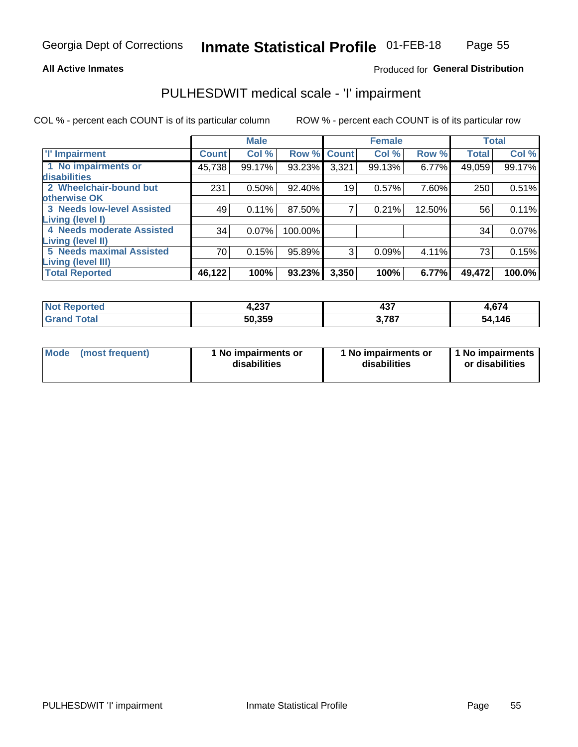Georgia Dept of Corrections **Inmate Statistical Profile** 01-FEB-18

**All Active Inmates**

Produced for **General Distribution**

## PULHESDWIT medical scale - 'I' impairment

COL % - percent each COUNT is of its particular column ROW % - percent each COUNT is of its particular row

| | Male | | | Female | | | Total | |
|---|---|---|---|---|---|---|---|---|
| 'I' Impairment | Count | Col % | Row % | Count | Col % | Row % | Total | Col % |
| 1 No impairments or disabilities | 45,738 | 99.17% | 93.23% | 3,321 | 99.13% | 6.77% | 49,059 | 99.17% |
| 2 Wheelchair-bound but otherwise OK | 231 | 0.50% | 92.40% | 19 | 0.57% | 7.60% | 250 | 0.51% |
| 3 Needs low-level Assisted Living (level I) | 49 | 0.11% | 87.50% | 7 | 0.21% | 12.50% | 56 | 0.11% |
| 4 Needs moderate Assisted Living (level II) | 34 | 0.07% | 100.00% | | | | 34 | 0.07% |
| 5 Needs maximal Assisted Living (level III) | 70 | 0.15% | 95.89% | 3 | 0.09% | 4.11% | 73 | 0.15% |
| **Total Reported** | **46,122** | **100%** | **93.23%** | **3,350** | **100%** | **6.77%** | **49,472** | **100.0%** |

| | Male | Female | Total |
|---|---|---|---|
| Not Reported | 4,237 | 437 | 4,674 |
| Grand Total | 50,359 | 3,787 | 54,146 |

| | Male | Female | Total |
|---|---|---|---|
| Mode (most frequent) | 1 No impairments or disabilities | 1 No impairments or disabilities | 1 No impairments or disabilities |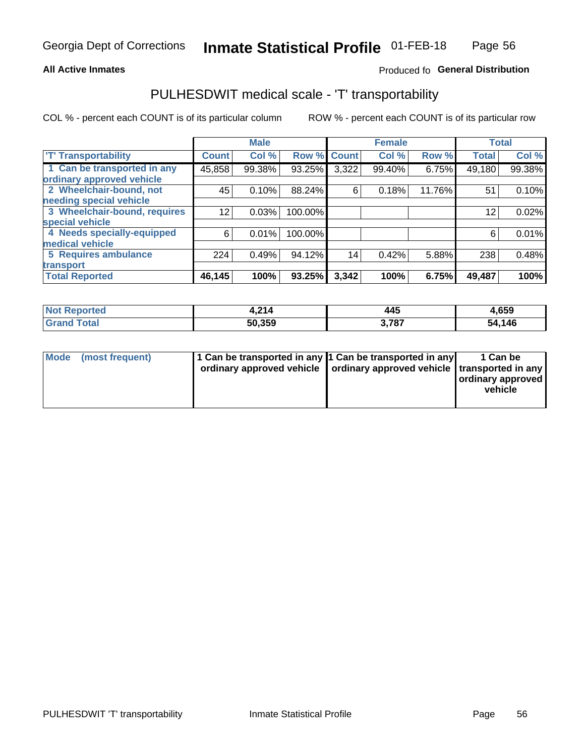**All Active Inmates**

Produced fo **General Distribution**

## PULHESDWIT medical scale - 'T' transportability

COL % - percent each COUNT is of its particular column

ROW % - percent each COUNT is of its particular row

| | Male | | | Female | | | Total | |
|---|---|---|---|---|---|---|---|---|
| 'T' Transportability | Count | Col % | Row % | Count | Col % | Row % | Total | Col % |
| 1 Can be transported in any ordinary approved vehicle | 45,858 | 99.38% | 93.25% | 3,322 | 99.40% | 6.75% | 49,180 | 99.38% |
| 2 Wheelchair-bound, not needing special vehicle | 45 | 0.10% | 88.24% | 6 | 0.18% | 11.76% | 51 | 0.10% |
| 3 Wheelchair-bound, requires special vehicle | 12 | 0.03% | 100.00% | | | | 12 | 0.02% |
| 4 Needs specially-equipped medical vehicle | 6 | 0.01% | 100.00% | | | | 6 | 0.01% |
| 5 Requires ambulance transport | 224 | 0.49% | 94.12% | 14 | 0.42% | 5.88% | 238 | 0.48% |
| **Total Reported** | **46,145** | **100%** | **93.25%** | **3,342** | **100%** | **6.75%** | **49,487** | **100%** |

| | Male | Female | Total |
|---|---|---|---|
| **Not Reported** | **4,214** | **445** | **4,659** |
| **Grand Total** | **50,359** | **3,787** | **54,146** |

| | Male | Female | Total |
|---|---|---|---|
| **Mode (most frequent)** | **1 Can be transported in any ordinary approved vehicle** | **1 Can be transported in any ordinary approved vehicle** | **1 Can be transported in any ordinary approved vehicle** |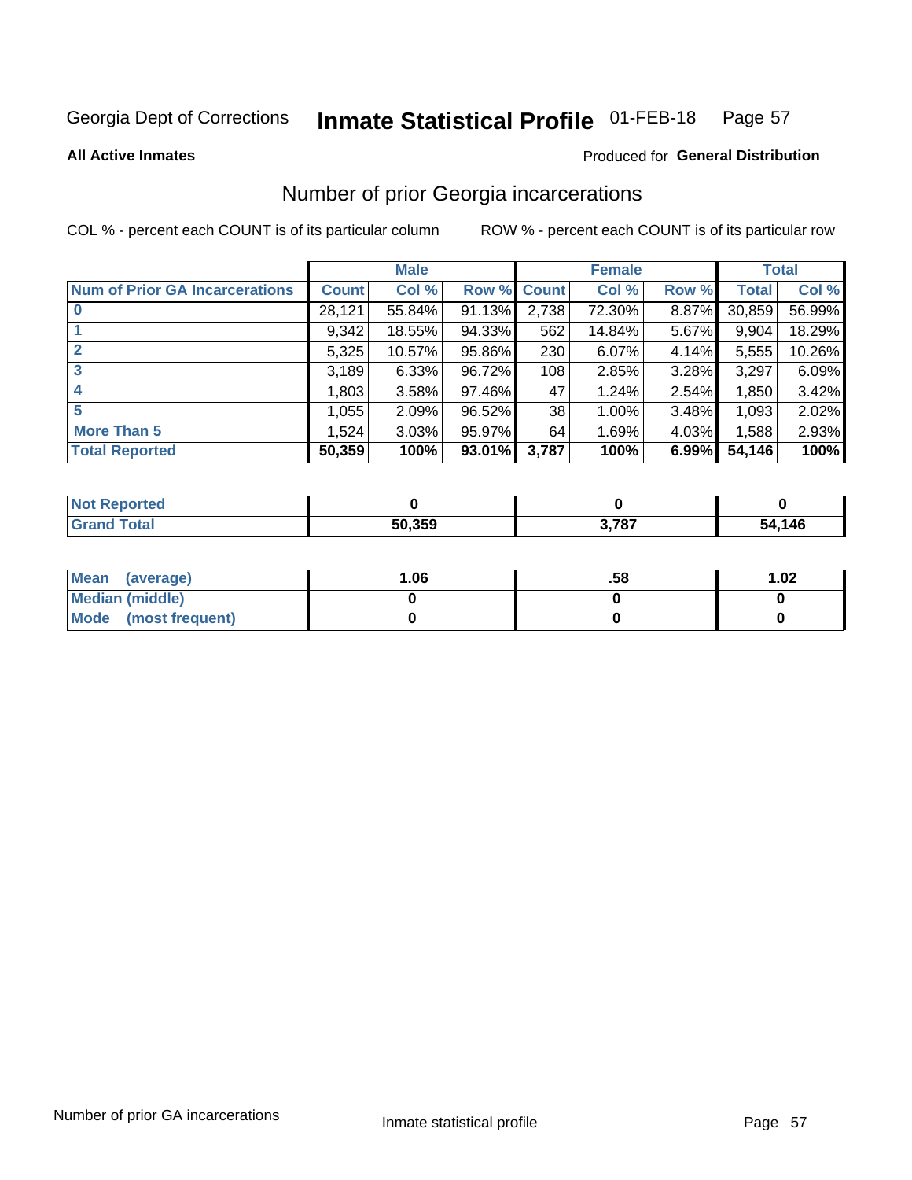Georgia Dept of Corrections **Inmate Statistical Profile** 01-FEB-18

**All Active Inmates**

Produced for **General Distribution**

## Number of prior Georgia incarcerations

COL % - percent each COUNT is of its particular column

ROW % - percent each COUNT is of its particular row

| | Male | | | Female | | | Total | |
|---|---|---|---|---|---|---|---|---|
| **Num of Prior GA Incarcerations** | **Count** | **Col %** | **Row %** | **Count** | **Col %** | **Row %** | **Total** | **Col %** |
| **0** | 28,121 | 55.84% | 91.13% | 2,738 | 72.30% | 8.87% | 30,859 | 56.99% |
| **1** | 9,342 | 18.55% | 94.33% | 562 | 14.84% | 5.67% | 9,904 | 18.29% |
| **2** | 5,325 | 10.57% | 95.86% | 230 | 6.07% | 4.14% | 5,555 | 10.26% |
| **3** | 3,189 | 6.33% | 96.72% | 108 | 2.85% | 3.28% | 3,297 | 6.09% |
| **4** | 1,803 | 3.58% | 97.46% | 47 | 1.24% | 2.54% | 1,850 | 3.42% |
| **5** | 1,055 | 2.09% | 96.52% | 38 | 1.00% | 3.48% | 1,093 | 2.02% |
| **More Than 5** | 1,524 | 3.03% | 95.97% | 64 | 1.69% | 4.03% | 1,588 | 2.93% |
| **Total Reported** | **50,359** | **100%** | **93.01%** | **3,787** | **100%** | **6.99%** | **54,146** | **100%** |

| | Male | Female | Total |
|---|---|---|---|
| **Not Reported** | **0** | **0** | **0** |
| **Grand Total** | **50,359** | **3,787** | **54,146** |

| | Male | Female | Total |
|---|---|---|---|
| **Mean (average)** | **1.06** | **.58** | **1.02** |
| **Median (middle)** | **0** | **0** | **0** |
| **Mode (most frequent)** | **0** | **0** | **0** |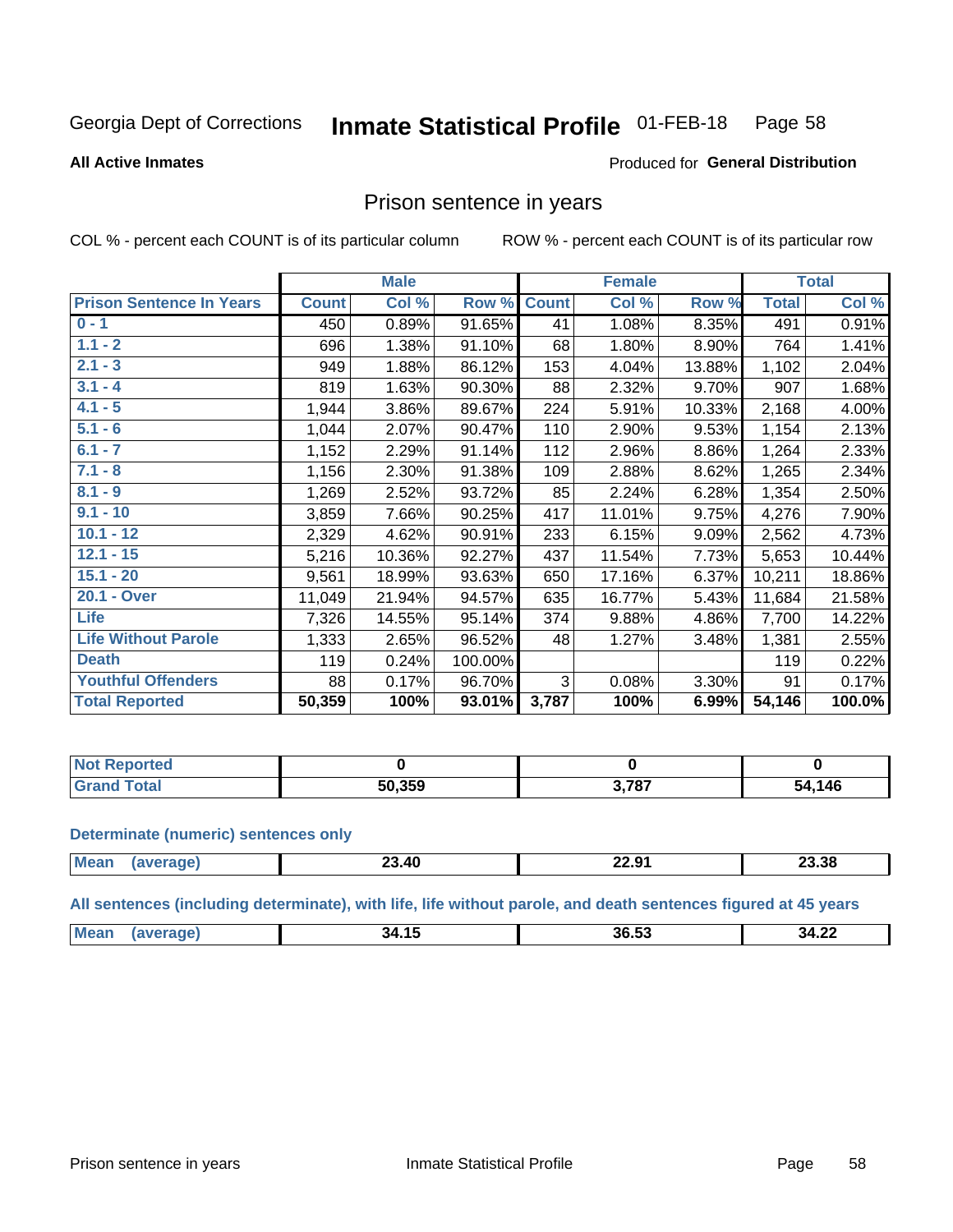Georgia Dept of Corrections **Inmate Statistical Profile** 01-FEB-18 Page 58

**All Active Inmates**

Produced for **General Distribution**

## Prison sentence in years

COL % - percent each COUNT is of its particular column ROW % - percent each COUNT is of its particular row

| | Male | | | Female | | | Total | |
|---|---|---|---|---|---|---|---|---|
| **Prison Sentence In Years** | **Count** | **Col %** | **Row %** | **Count** | **Col %** | **Row %** | **Total** | **Col %** |
| 0 - 1 | 450 | 0.89% | 91.65% | 41 | 1.08% | 8.35% | 491 | 0.91% |
| 1.1 - 2 | 696 | 1.38% | 91.10% | 68 | 1.80% | 8.90% | 764 | 1.41% |
| 2.1 - 3 | 949 | 1.88% | 86.12% | 153 | 4.04% | 13.88% | 1,102 | 2.04% |
| 3.1 - 4 | 819 | 1.63% | 90.30% | 88 | 2.32% | 9.70% | 907 | 1.68% |
| 4.1 - 5 | 1,944 | 3.86% | 89.67% | 224 | 5.91% | 10.33% | 2,168 | 4.00% |
| 5.1 - 6 | 1,044 | 2.07% | 90.47% | 110 | 2.90% | 9.53% | 1,154 | 2.13% |
| 6.1 - 7 | 1,152 | 2.29% | 91.14% | 112 | 2.96% | 8.86% | 1,264 | 2.33% |
| 7.1 - 8 | 1,156 | 2.30% | 91.38% | 109 | 2.88% | 8.62% | 1,265 | 2.34% |
| 8.1 - 9 | 1,269 | 2.52% | 93.72% | 85 | 2.24% | 6.28% | 1,354 | 2.50% |
| 9.1 - 10 | 3,859 | 7.66% | 90.25% | 417 | 11.01% | 9.75% | 4,276 | 7.90% |
| 10.1 - 12 | 2,329 | 4.62% | 90.91% | 233 | 6.15% | 9.09% | 2,562 | 4.73% |
| 12.1 - 15 | 5,216 | 10.36% | 92.27% | 437 | 11.54% | 7.73% | 5,653 | 10.44% |
| 15.1 - 20 | 9,561 | 18.99% | 93.63% | 650 | 17.16% | 6.37% | 10,211 | 18.86% |
| 20.1 - Over | 11,049 | 21.94% | 94.57% | 635 | 16.77% | 5.43% | 11,684 | 21.58% |
| Life | 7,326 | 14.55% | 95.14% | 374 | 9.88% | 4.86% | 7,700 | 14.22% |
| Life Without Parole | 1,333 | 2.65% | 96.52% | 48 | 1.27% | 3.48% | 1,381 | 2.55% |
| Death | 119 | 0.24% | 100.00% | | | | 119 | 0.22% |
| Youthful Offenders | 88 | 0.17% | 96.70% | 3 | 0.08% | 3.30% | 91 | 0.17% |
| **Total Reported** | **50,359** | **100%** | **93.01%** | **3,787** | **100%** | **6.99%** | **54,146** | **100.0%** |

| | Male | Female | Total |
|---|---|---|---|
| Not Reported | **0** | **0** | **0** |
| Grand Total | **50,359** | **3,787** | **54,146** |

**Determinate (numeric) sentences only**

| | Male | Female | Total |
|---|---|---|---|
| Mean (average) | **23.40** | **22.91** | **23.38** |

**All sentences (including determinate), with life, life without parole, and death sentences figured at 45 years**

| | Male | Female | Total |
|---|---|---|---|
| Mean (average) | **34.15** | **36.53** | **34.22** |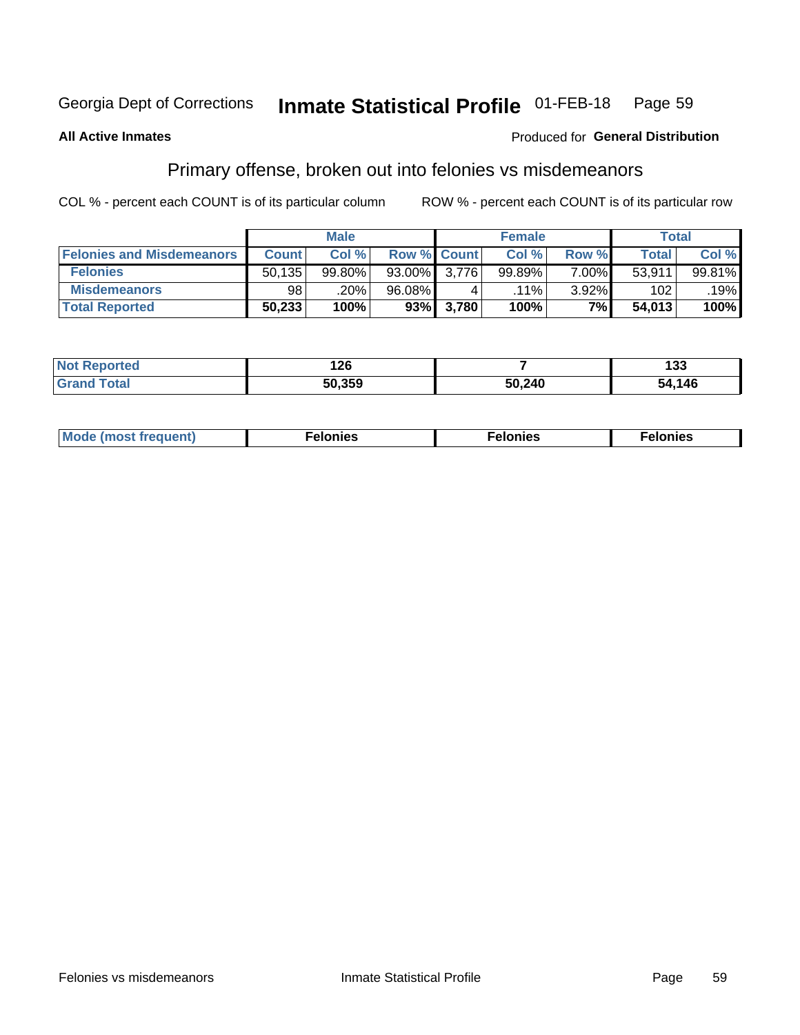Georgia Dept of Corrections **Inmate Statistical Profile** 01-FEB-18

**All Active Inmates**

Produced for **General Distribution**

## Primary offense, broken out into felonies vs misdemeanors

COL % - percent each COUNT is of its particular column

ROW % - percent each COUNT is of its particular row

| | Male | | | Female | | | Total | |
|---|---|---|---|---|---|---|---|---|
| **Felonies and Misdemeanors** | **Count** | **Col %** | **Row %** | **Count** | **Col %** | **Row %** | **Total** | **Col %** |
| **Felonies** | 50,135 | 99.80% | 93.00% | 3,776 | 99.89% | 7.00% | 53,911 | 99.81% |
| **Misdemeanors** | 98 | .20% | 96.08% | 4 | .11% | 3.92% | 102 | .19% |
| **Total Reported** | **50,233** | **100%** | **93%** | **3,780** | **100%** | **7%** | **54,013** | **100%** |

| | Male | Female | Total |
|---|---|---|---|
| **Not Reported** | **126** | **7** | **133** |
| **Grand Total** | **50,359** | **50,240** | **54,146** |

| | Male | Female | Total |
|---|---|---|---|
| **Mode (most frequent)** | **Felonies** | **Felonies** | **Felonies** |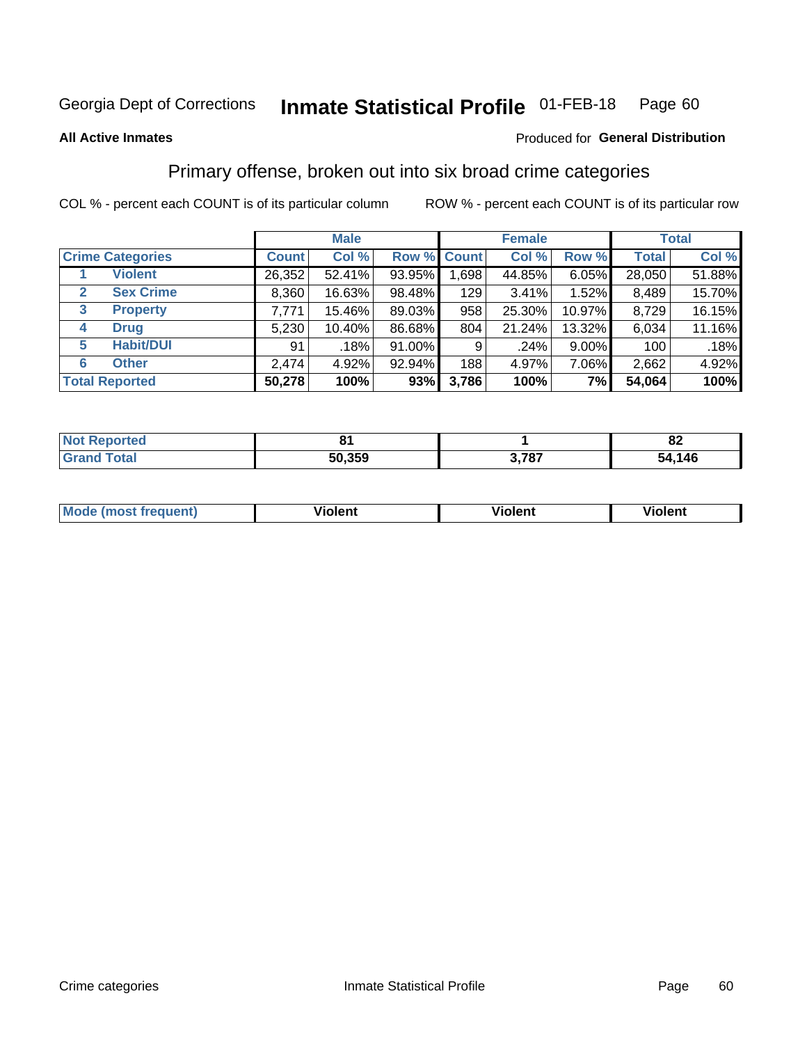Georgia Dept of Corrections **Inmate Statistical Profile** 01-FEB-18

**All Active Inmates**

Produced for **General Distribution**

## Primary offense, broken out into six broad crime categories

COL % - percent each COUNT is of its particular column ROW % - percent each COUNT is of its particular row

| Crime Categories | | Male | | | Female | | | Total | |
|---|---|---|---|---|---|---|---|---|---|
| | | Count | Col % | Row % | Count | Col % | Row % | Total | Col % |
| 1 | Violent | 26,352 | 52.41% | 93.95% | 1,698 | 44.85% | 6.05% | 28,050 | 51.88% |
| 2 | Sex Crime | 8,360 | 16.63% | 98.48% | 129 | 3.41% | 1.52% | 8,489 | 15.70% |
| 3 | Property | 7,771 | 15.46% | 89.03% | 958 | 25.30% | 10.97% | 8,729 | 16.15% |
| 4 | Drug | 5,230 | 10.40% | 86.68% | 804 | 21.24% | 13.32% | 6,034 | 11.16% |
| 5 | Habit/DUI | 91 | .18% | 91.00% | 9 | .24% | 9.00% | 100 | .18% |
| 6 | Other | 2,474 | 4.92% | 92.94% | 188 | 4.97% | 7.06% | 2,662 | 4.92% |
| **Total Reported** | | **50,278** | **100%** | **93%** | **3,786** | **100%** | **7%** | **54,064** | **100%** |

| | Male | Female | Total |
|---|---|---|---|
| Not Reported | **81** | **1** | **82** |
| Grand Total | **50,359** | **3,787** | **54,146** |

| | Male | Female | Total |
|---|---|---|---|
| Mode (most frequent) | **Violent** | **Violent** | **Violent** |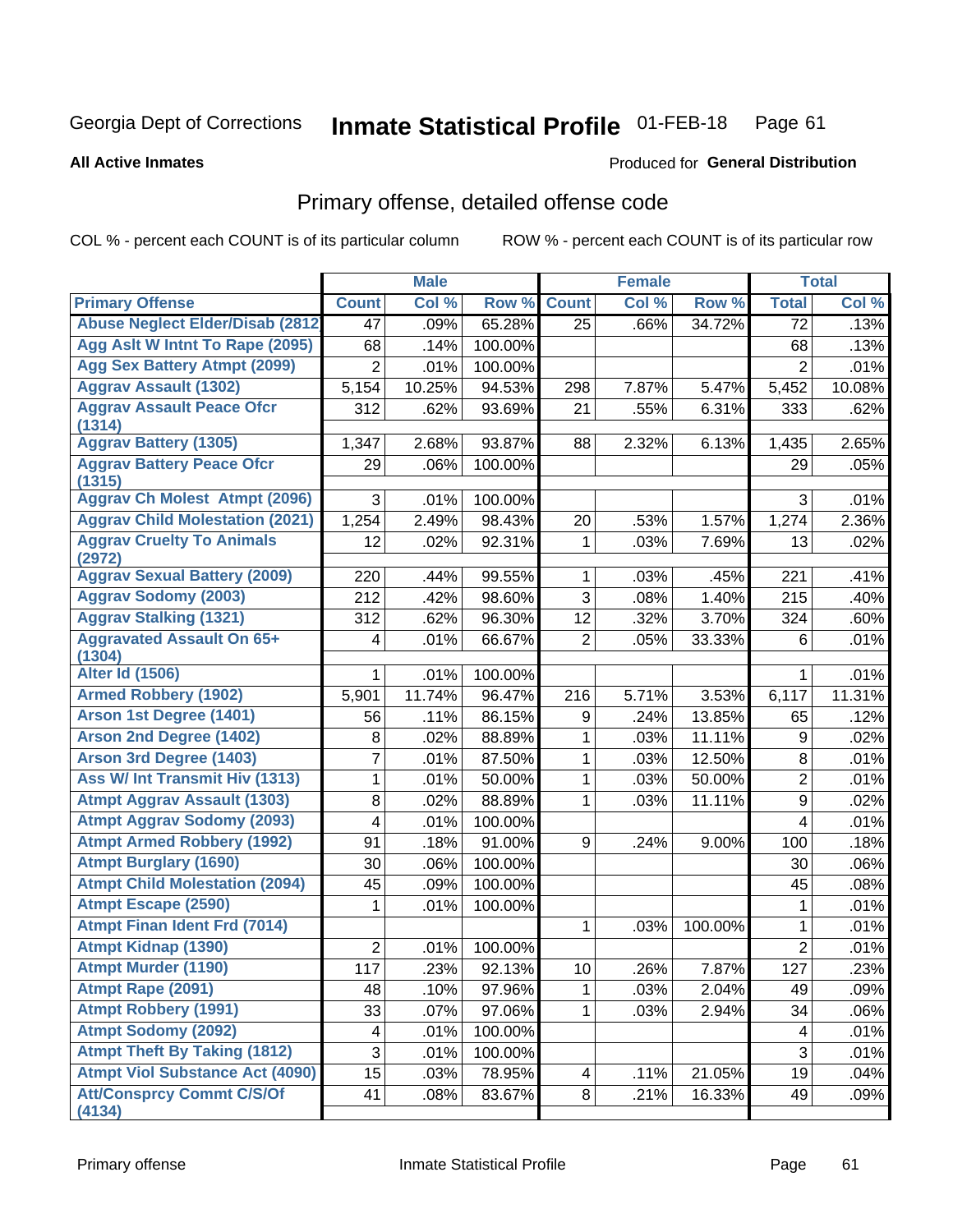Georgia Dept of Corrections **Inmate Statistical Profile** 01-FEB-18

**All Active Inmates**

Produced for **General Distribution**

## Primary offense, detailed offense code

COL % - percent each COUNT is of its particular column

ROW % - percent each COUNT is of its particular row

| | Male | | | Female | | | Total | |
|---|---|---|---|---|---|---|---|---|
| Primary Offense | Count | Col % | Row % | Count | Col % | Row % | Total | Col % |
| Abuse Neglect Elder/Disab (2812 | 47 | .09% | 65.28% | 25 | .66% | 34.72% | 72 | .13% |
| Agg Aslt W Intnt To Rape (2095) | 68 | .14% | 100.00% | | | | 68 | .13% |
| Agg Sex Battery Atmpt (2099) | 2 | .01% | 100.00% | | | | 2 | .01% |
| Aggrav Assault (1302) | 5,154 | 10.25% | 94.53% | 298 | 7.87% | 5.47% | 5,452 | 10.08% |
| Aggrav Assault Peace Ofcr (1314) | 312 | .62% | 93.69% | 21 | .55% | 6.31% | 333 | .62% |
| Aggrav Battery (1305) | 1,347 | 2.68% | 93.87% | 88 | 2.32% | 6.13% | 1,435 | 2.65% |
| Aggrav Battery Peace Ofcr (1315) | 29 | .06% | 100.00% | | | | 29 | .05% |
| Aggrav Ch Molest Atmpt (2096) | 3 | .01% | 100.00% | | | | 3 | .01% |
| Aggrav Child Molestation (2021) | 1,254 | 2.49% | 98.43% | 20 | .53% | 1.57% | 1,274 | 2.36% |
| Aggrav Cruelty To Animals (2972) | 12 | .02% | 92.31% | 1 | .03% | 7.69% | 13 | .02% |
| Aggrav Sexual Battery (2009) | 220 | .44% | 99.55% | 1 | .03% | .45% | 221 | .41% |
| Aggrav Sodomy (2003) | 212 | .42% | 98.60% | 3 | .08% | 1.40% | 215 | .40% |
| Aggrav Stalking (1321) | 312 | .62% | 96.30% | 12 | .32% | 3.70% | 324 | .60% |
| Aggravated Assault On 65+ (1304) | 4 | .01% | 66.67% | 2 | .05% | 33.33% | 6 | .01% |
| Alter Id (1506) | 1 | .01% | 100.00% | | | | 1 | .01% |
| Armed Robbery (1902) | 5,901 | 11.74% | 96.47% | 216 | 5.71% | 3.53% | 6,117 | 11.31% |
| Arson 1st Degree (1401) | 56 | .11% | 86.15% | 9 | .24% | 13.85% | 65 | .12% |
| Arson 2nd Degree (1402) | 8 | .02% | 88.89% | 1 | .03% | 11.11% | 9 | .02% |
| Arson 3rd Degree (1403) | 7 | .01% | 87.50% | 1 | .03% | 12.50% | 8 | .01% |
| Ass W/ Int Transmit Hiv (1313) | 1 | .01% | 50.00% | 1 | .03% | 50.00% | 2 | .01% |
| Atmpt Aggrav Assault (1303) | 8 | .02% | 88.89% | 1 | .03% | 11.11% | 9 | .02% |
| Atmpt Aggrav Sodomy (2093) | 4 | .01% | 100.00% | | | | 4 | .01% |
| Atmpt Armed Robbery (1992) | 91 | .18% | 91.00% | 9 | .24% | 9.00% | 100 | .18% |
| Atmpt Burglary (1690) | 30 | .06% | 100.00% | | | | 30 | .06% |
| Atmpt Child Molestation (2094) | 45 | .09% | 100.00% | | | | 45 | .08% |
| Atmpt Escape (2590) | 1 | .01% | 100.00% | | | | 1 | .01% |
| Atmpt Finan Ident Frd (7014) | | | | 1 | .03% | 100.00% | 1 | .01% |
| Atmpt Kidnap (1390) | 2 | .01% | 100.00% | | | | 2 | .01% |
| Atmpt Murder (1190) | 117 | .23% | 92.13% | 10 | .26% | 7.87% | 127 | .23% |
| Atmpt Rape (2091) | 48 | .10% | 97.96% | 1 | .03% | 2.04% | 49 | .09% |
| Atmpt Robbery (1991) | 33 | .07% | 97.06% | 1 | .03% | 2.94% | 34 | .06% |
| Atmpt Sodomy (2092) | 4 | .01% | 100.00% | | | | 4 | .01% |
| Atmpt Theft By Taking (1812) | 3 | .01% | 100.00% | | | | 3 | .01% |
| Atmpt Viol Substance Act (4090) | 15 | .03% | 78.95% | 4 | .11% | 21.05% | 19 | .04% |
| Att/Consprcy Commt C/S/Of (4134) | 41 | .08% | 83.67% | 8 | .21% | 16.33% | 49 | .09% |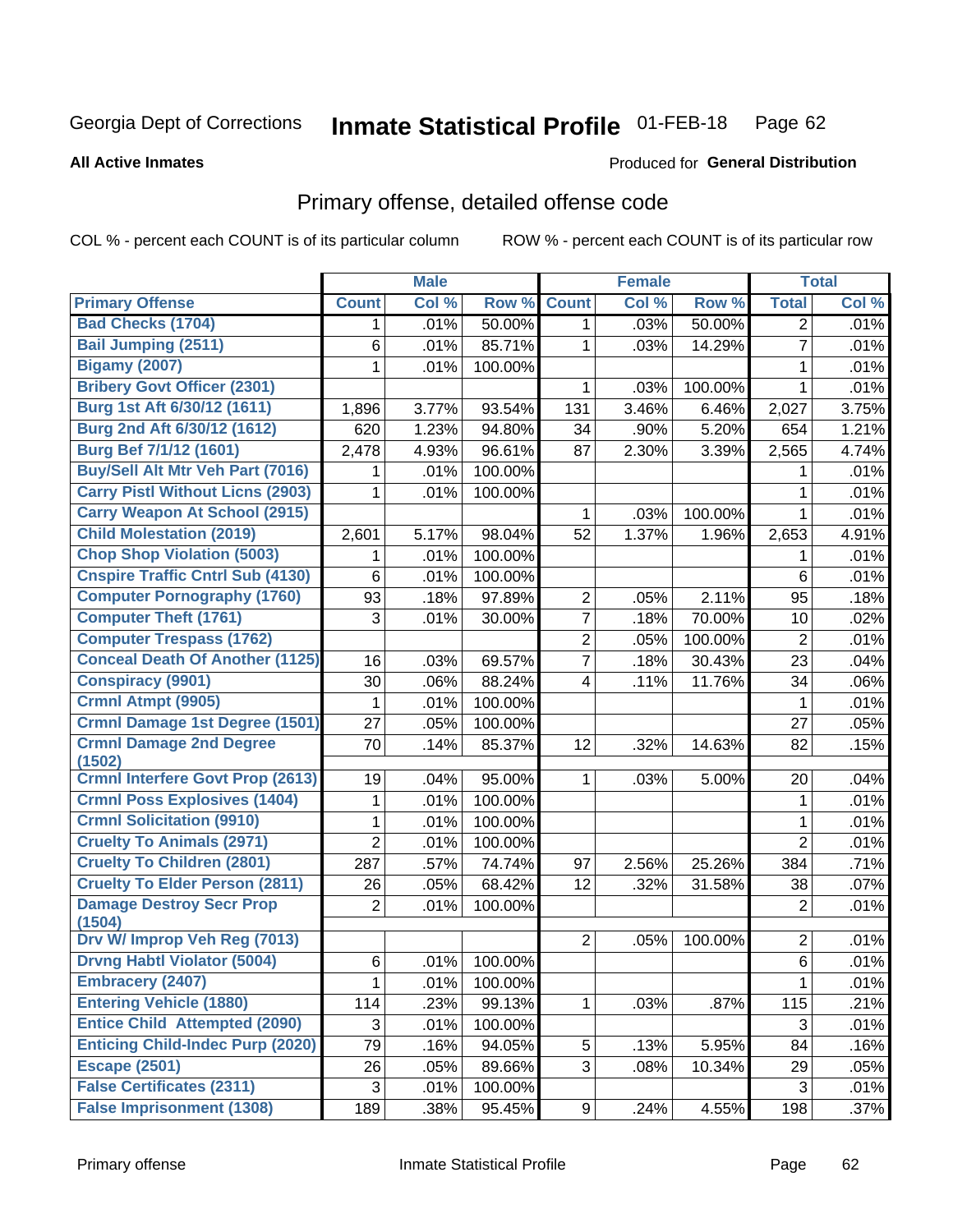Georgia Dept of Corrections **Inmate Statistical Profile** 01-FEB-18

**All Active Inmates**

Produced for **General Distribution**

## Primary offense, detailed offense code

COL % - percent each COUNT is of its particular column ROW % - percent each COUNT is of its particular row

| | Male | | | Female | | | Total | |
|---|---|---|---|---|---|---|---|---|
| **Primary Offense** | **Count** | **Col %** | **Row %** | **Count** | **Col %** | **Row %** | **Total** | **Col %** |
| Bad Checks (1704) | 1 | .01% | 50.00% | 1 | .03% | 50.00% | 2 | .01% |
| Bail Jumping (2511) | 6 | .01% | 85.71% | 1 | .03% | 14.29% | 7 | .01% |
| Bigamy (2007) | 1 | .01% | 100.00% | | | | 1 | .01% |
| Bribery Govt Officer (2301) | | | | 1 | .03% | 100.00% | 1 | .01% |
| Burg 1st Aft 6/30/12 (1611) | 1,896 | 3.77% | 93.54% | 131 | 3.46% | 6.46% | 2,027 | 3.75% |
| Burg 2nd Aft 6/30/12 (1612) | 620 | 1.23% | 94.80% | 34 | .90% | 5.20% | 654 | 1.21% |
| Burg Bef 7/1/12 (1601) | 2,478 | 4.93% | 96.61% | 87 | 2.30% | 3.39% | 2,565 | 4.74% |
| Buy/Sell Alt Mtr Veh Part (7016) | 1 | .01% | 100.00% | | | | 1 | .01% |
| Carry Pistl Without Licns (2903) | 1 | .01% | 100.00% | | | | 1 | .01% |
| Carry Weapon At School (2915) | | | | 1 | .03% | 100.00% | 1 | .01% |
| Child Molestation (2019) | 2,601 | 5.17% | 98.04% | 52 | 1.37% | 1.96% | 2,653 | 4.91% |
| Chop Shop Violation (5003) | 1 | .01% | 100.00% | | | | 1 | .01% |
| Cnspire Traffic Cntrl Sub (4130) | 6 | .01% | 100.00% | | | | 6 | .01% |
| Computer Pornography (1760) | 93 | .18% | 97.89% | 2 | .05% | 2.11% | 95 | .18% |
| Computer Theft (1761) | 3 | .01% | 30.00% | 7 | .18% | 70.00% | 10 | .02% |
| Computer Trespass (1762) | | | | 2 | .05% | 100.00% | 2 | .01% |
| Conceal Death Of Another (1125) | 16 | .03% | 69.57% | 7 | .18% | 30.43% | 23 | .04% |
| Conspiracy (9901) | 30 | .06% | 88.24% | 4 | .11% | 11.76% | 34 | .06% |
| Crmnl Atmpt (9905) | 1 | .01% | 100.00% | | | | 1 | .01% |
| Crmnl Damage 1st Degree (1501) | 27 | .05% | 100.00% | | | | 27 | .05% |
| Crmnl Damage 2nd Degree (1502) | 70 | .14% | 85.37% | 12 | .32% | 14.63% | 82 | .15% |
| Crmnl Interfere Govt Prop (2613) | 19 | .04% | 95.00% | 1 | .03% | 5.00% | 20 | .04% |
| Crmnl Poss Explosives (1404) | 1 | .01% | 100.00% | | | | 1 | .01% |
| Crmnl Solicitation (9910) | 1 | .01% | 100.00% | | | | 1 | .01% |
| Cruelty To Animals (2971) | 2 | .01% | 100.00% | | | | 2 | .01% |
| Cruelty To Children (2801) | 287 | .57% | 74.74% | 97 | 2.56% | 25.26% | 384 | .71% |
| Cruelty To Elder Person (2811) | 26 | .05% | 68.42% | 12 | .32% | 31.58% | 38 | .07% |
| Damage Destroy Secr Prop (1504) | 2 | .01% | 100.00% | | | | 2 | .01% |
| Drv W/ Improp Veh Reg (7013) | | | | 2 | .05% | 100.00% | 2 | .01% |
| Drvng Habtl Violator (5004) | 6 | .01% | 100.00% | | | | 6 | .01% |
| Embracery (2407) | 1 | .01% | 100.00% | | | | 1 | .01% |
| Entering Vehicle (1880) | 114 | .23% | 99.13% | 1 | .03% | .87% | 115 | .21% |
| Entice Child Attempted (2090) | 3 | .01% | 100.00% | | | | 3 | .01% |
| Enticing Child-Indec Purp (2020) | 79 | .16% | 94.05% | 5 | .13% | 5.95% | 84 | .16% |
| Escape (2501) | 26 | .05% | 89.66% | 3 | .08% | 10.34% | 29 | .05% |
| False Certificates (2311) | 3 | .01% | 100.00% | | | | 3 | .01% |
| False Imprisonment (1308) | 189 | .38% | 95.45% | 9 | .24% | 4.55% | 198 | .37% |

Primary offense Inmate Statistical Profile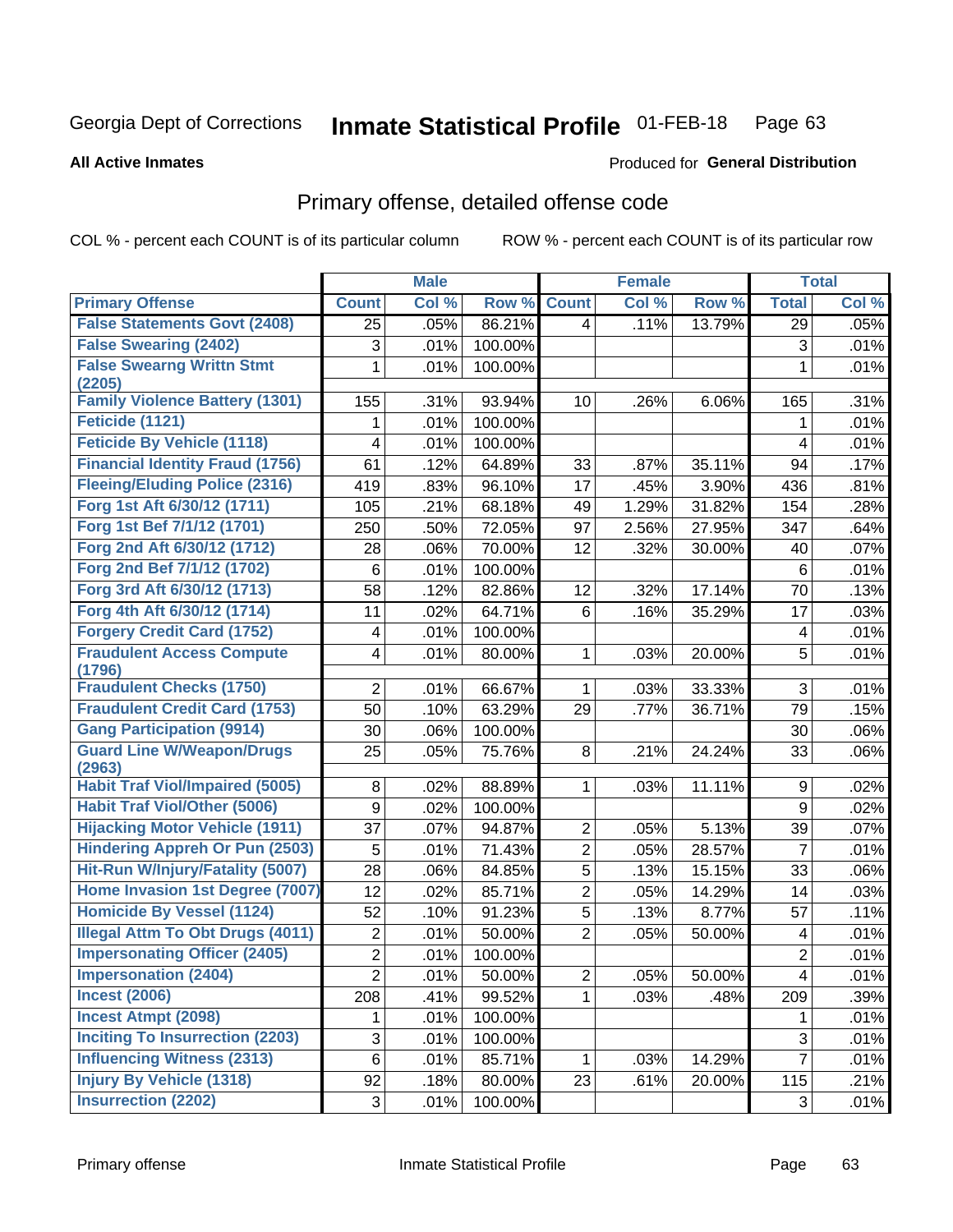Georgia Dept of Corrections **Inmate Statistical Profile** 01-FEB-18

**All Active Inmates**

Produced for **General Distribution**

## Primary offense, detailed offense code

COL % - percent each COUNT is of its particular column ROW % - percent each COUNT is of its particular row

| | Male | | | Female | | | Total | |
|---|---|---|---|---|---|---|---|---|
| Primary Offense | Count | Col % | Row % | Count | Col % | Row % | Total | Col % |
| False Statements Govt (2408) | 25 | .05% | 86.21% | 4 | .11% | 13.79% | 29 | .05% |
| False Swearing (2402) | 3 | .01% | 100.00% | | | | 3 | .01% |
| False Swearng Writtn Stmt (2205) | 1 | .01% | 100.00% | | | | 1 | .01% |
| Family Violence Battery (1301) | 155 | .31% | 93.94% | 10 | .26% | 6.06% | 165 | .31% |
| Feticide (1121) | 1 | .01% | 100.00% | | | | 1 | .01% |
| Feticide By Vehicle (1118) | 4 | .01% | 100.00% | | | | 4 | .01% |
| Financial Identity Fraud (1756) | 61 | .12% | 64.89% | 33 | .87% | 35.11% | 94 | .17% |
| Fleeing/Eluding Police (2316) | 419 | .83% | 96.10% | 17 | .45% | 3.90% | 436 | .81% |
| Forg 1st Aft 6/30/12 (1711) | 105 | .21% | 68.18% | 49 | 1.29% | 31.82% | 154 | .28% |
| Forg 1st Bef 7/1/12 (1701) | 250 | .50% | 72.05% | 97 | 2.56% | 27.95% | 347 | .64% |
| Forg 2nd Aft 6/30/12 (1712) | 28 | .06% | 70.00% | 12 | .32% | 30.00% | 40 | .07% |
| Forg 2nd Bef 7/1/12 (1702) | 6 | .01% | 100.00% | | | | 6 | .01% |
| Forg 3rd Aft 6/30/12 (1713) | 58 | .12% | 82.86% | 12 | .32% | 17.14% | 70 | .13% |
| Forg 4th Aft 6/30/12 (1714) | 11 | .02% | 64.71% | 6 | .16% | 35.29% | 17 | .03% |
| Forgery Credit Card (1752) | 4 | .01% | 100.00% | | | | 4 | .01% |
| Fraudulent Access Compute (1796) | 4 | .01% | 80.00% | 1 | .03% | 20.00% | 5 | .01% |
| Fraudulent Checks (1750) | 2 | .01% | 66.67% | 1 | .03% | 33.33% | 3 | .01% |
| Fraudulent Credit Card (1753) | 50 | .10% | 63.29% | 29 | .77% | 36.71% | 79 | .15% |
| Gang Participation (9914) | 30 | .06% | 100.00% | | | | 30 | .06% |
| Guard Line W/Weapon/Drugs (2963) | 25 | .05% | 75.76% | 8 | .21% | 24.24% | 33 | .06% |
| Habit Traf Viol/Impaired (5005) | 8 | .02% | 88.89% | 1 | .03% | 11.11% | 9 | .02% |
| Habit Traf Viol/Other (5006) | 9 | .02% | 100.00% | | | | 9 | .02% |
| Hijacking Motor Vehicle (1911) | 37 | .07% | 94.87% | 2 | .05% | 5.13% | 39 | .07% |
| Hindering Appreh Or Pun (2503) | 5 | .01% | 71.43% | 2 | .05% | 28.57% | 7 | .01% |
| Hit-Run W/Injury/Fatality (5007) | 28 | .06% | 84.85% | 5 | .13% | 15.15% | 33 | .06% |
| Home Invasion 1st Degree (7007) | 12 | .02% | 85.71% | 2 | .05% | 14.29% | 14 | .03% |
| Homicide By Vessel (1124) | 52 | .10% | 91.23% | 5 | .13% | 8.77% | 57 | .11% |
| Illegal Attm To Obt Drugs (4011) | 2 | .01% | 50.00% | 2 | .05% | 50.00% | 4 | .01% |
| Impersonating Officer (2405) | 2 | .01% | 100.00% | | | | 2 | .01% |
| Impersonation (2404) | 2 | .01% | 50.00% | 2 | .05% | 50.00% | 4 | .01% |
| Incest (2006) | 208 | .41% | 99.52% | 1 | .03% | .48% | 209 | .39% |
| Incest Atmpt (2098) | 1 | .01% | 100.00% | | | | 1 | .01% |
| Inciting To Insurrection (2203) | 3 | .01% | 100.00% | | | | 3 | .01% |
| Influencing Witness (2313) | 6 | .01% | 85.71% | 1 | .03% | 14.29% | 7 | .01% |
| Injury By Vehicle (1318) | 92 | .18% | 80.00% | 23 | .61% | 20.00% | 115 | .21% |
| Insurrection (2202) | 3 | .01% | 100.00% | | | | 3 | .01% |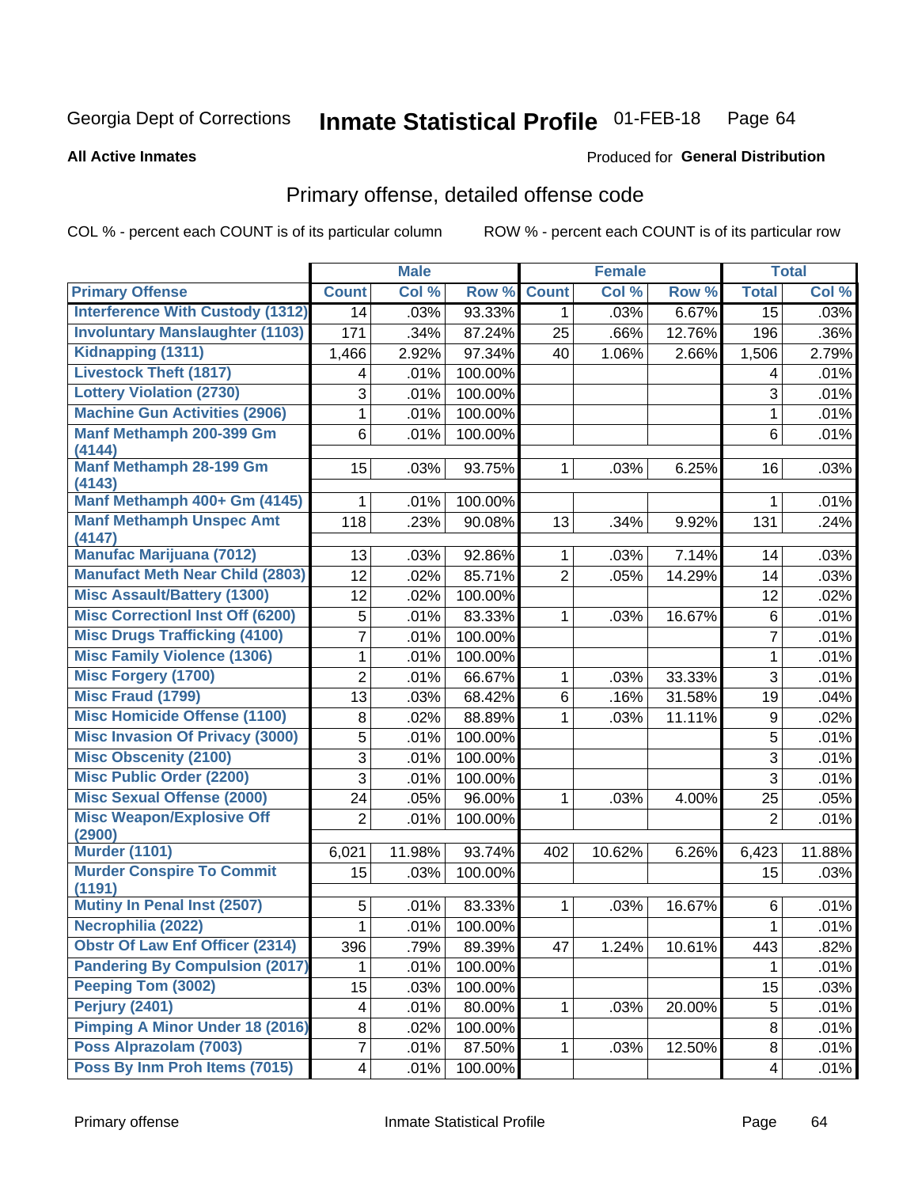Georgia Dept of Corrections **Inmate Statistical Profile** 01-FEB-18

**All Active Inmates**

Produced for **General Distribution**

## Primary offense, detailed offense code

COL % - percent each COUNT is of its particular column ROW % - percent each COUNT is of its particular row

| | Male | | | Female | | | Total | |
|---|---|---|---|---|---|---|---|---|
| **Primary Offense** | **Count** | **Col %** | **Row %** | **Count** | **Col %** | **Row %** | **Total** | **Col %** |
| Interference With Custody (1312) | 14 | .03% | 93.33% | 1 | .03% | 6.67% | 15 | .03% |
| Involuntary Manslaughter (1103) | 171 | .34% | 87.24% | 25 | .66% | 12.76% | 196 | .36% |
| Kidnapping (1311) | 1,466 | 2.92% | 97.34% | 40 | 1.06% | 2.66% | 1,506 | 2.79% |
| Livestock Theft (1817) | 4 | .01% | 100.00% | | | | 4 | .01% |
| Lottery Violation (2730) | 3 | .01% | 100.00% | | | | 3 | .01% |
| Machine Gun Activities (2906) | 1 | .01% | 100.00% | | | | 1 | .01% |
| Manf Methamph 200-399 Gm (4144) | 6 | .01% | 100.00% | | | | 6 | .01% |
| Manf Methamph 28-199 Gm (4143) | 15 | .03% | 93.75% | 1 | .03% | 6.25% | 16 | .03% |
| Manf Methamph 400+ Gm (4145) | 1 | .01% | 100.00% | | | | 1 | .01% |
| Manf Methamph Unspec Amt (4147) | 118 | .23% | 90.08% | 13 | .34% | 9.92% | 131 | .24% |
| Manufac Marijuana (7012) | 13 | .03% | 92.86% | 1 | .03% | 7.14% | 14 | .03% |
| Manufact Meth Near Child (2803) | 12 | .02% | 85.71% | 2 | .05% | 14.29% | 14 | .03% |
| Misc Assault/Battery (1300) | 12 | .02% | 100.00% | | | | 12 | .02% |
| Misc Correctionl Inst Off (6200) | 5 | .01% | 83.33% | 1 | .03% | 16.67% | 6 | .01% |
| Misc Drugs Trafficking (4100) | 7 | .01% | 100.00% | | | | 7 | .01% |
| Misc Family Violence (1306) | 1 | .01% | 100.00% | | | | 1 | .01% |
| Misc Forgery (1700) | 2 | .01% | 66.67% | 1 | .03% | 33.33% | 3 | .01% |
| Misc Fraud (1799) | 13 | .03% | 68.42% | 6 | .16% | 31.58% | 19 | .04% |
| Misc Homicide Offense (1100) | 8 | .02% | 88.89% | 1 | .03% | 11.11% | 9 | .02% |
| Misc Invasion Of Privacy (3000) | 5 | .01% | 100.00% | | | | 5 | .01% |
| Misc Obscenity (2100) | 3 | .01% | 100.00% | | | | 3 | .01% |
| Misc Public Order (2200) | 3 | .01% | 100.00% | | | | 3 | .01% |
| Misc Sexual Offense (2000) | 24 | .05% | 96.00% | 1 | .03% | 4.00% | 25 | .05% |
| Misc Weapon/Explosive Off (2900) | 2 | .01% | 100.00% | | | | 2 | .01% |
| Murder (1101) | 6,021 | 11.98% | 93.74% | 402 | 10.62% | 6.26% | 6,423 | 11.88% |
| Murder Conspire To Commit (1191) | 15 | .03% | 100.00% | | | | 15 | .03% |
| Mutiny In Penal Inst (2507) | 5 | .01% | 83.33% | 1 | .03% | 16.67% | 6 | .01% |
| Necrophilia (2022) | 1 | .01% | 100.00% | | | | 1 | .01% |
| Obstr Of Law Enf Officer (2314) | 396 | .79% | 89.39% | 47 | 1.24% | 10.61% | 443 | .82% |
| Pandering By Compulsion (2017) | 1 | .01% | 100.00% | | | | 1 | .01% |
| Peeping Tom (3002) | 15 | .03% | 100.00% | | | | 15 | .03% |
| Perjury (2401) | 4 | .01% | 80.00% | 1 | .03% | 20.00% | 5 | .01% |
| Pimping A Minor Under 18 (2016) | 8 | .02% | 100.00% | | | | 8 | .01% |
| Poss Alprazolam (7003) | 7 | .01% | 87.50% | 1 | .03% | 12.50% | 8 | .01% |
| Poss By Inm Proh Items (7015) | 4 | .01% | 100.00% | | | | 4 | .01% |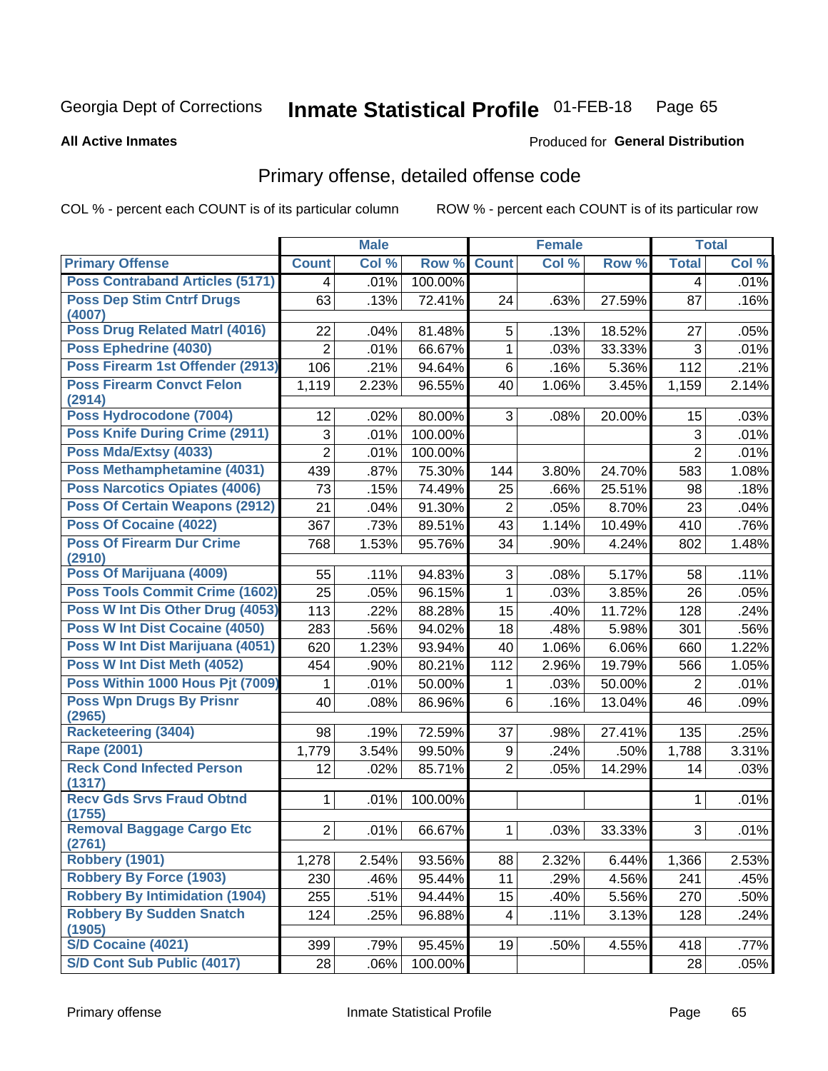Georgia Dept of Corrections **Inmate Statistical Profile** 01-FEB-18

**All Active Inmates**

Produced for **General Distribution**

## Primary offense, detailed offense code

COL % - percent each COUNT is of its particular column    ROW % - percent each COUNT is of its particular row

| | Male | | | Female | | | Total | |
|---|---|---|---|---|---|---|---|---|
| **Primary Offense** | **Count** | **Col %** | **Row %** | **Count** | **Col %** | **Row %** | **Total** | **Col %** |
| **Poss Contraband Articles (5171)** | 4 | .01% | 100.00% | | | | 4 | .01% |
| **Poss Dep Stim Cntrf Drugs (4007)** | 63 | .13% | 72.41% | 24 | .63% | 27.59% | 87 | .16% |
| **Poss Drug Related Matrl (4016)** | 22 | .04% | 81.48% | 5 | .13% | 18.52% | 27 | .05% |
| **Poss Ephedrine (4030)** | 2 | .01% | 66.67% | 1 | .03% | 33.33% | 3 | .01% |
| **Poss Firearm 1st Offender (2913)** | 106 | .21% | 94.64% | 6 | .16% | 5.36% | 112 | .21% |
| **Poss Firearm Convct Felon (2914)** | 1,119 | 2.23% | 96.55% | 40 | 1.06% | 3.45% | 1,159 | 2.14% |
| **Poss Hydrocodone (7004)** | 12 | .02% | 80.00% | 3 | .08% | 20.00% | 15 | .03% |
| **Poss Knife During Crime (2911)** | 3 | .01% | 100.00% | | | | 3 | .01% |
| **Poss Mda/Extsy (4033)** | 2 | .01% | 100.00% | | | | 2 | .01% |
| **Poss Methamphetamine (4031)** | 439 | .87% | 75.30% | 144 | 3.80% | 24.70% | 583 | 1.08% |
| **Poss Narcotics Opiates (4006)** | 73 | .15% | 74.49% | 25 | .66% | 25.51% | 98 | .18% |
| **Poss Of Certain Weapons (2912)** | 21 | .04% | 91.30% | 2 | .05% | 8.70% | 23 | .04% |
| **Poss Of Cocaine (4022)** | 367 | .73% | 89.51% | 43 | 1.14% | 10.49% | 410 | .76% |
| **Poss Of Firearm Dur Crime (2910)** | 768 | 1.53% | 95.76% | 34 | .90% | 4.24% | 802 | 1.48% |
| **Poss Of Marijuana (4009)** | 55 | .11% | 94.83% | 3 | .08% | 5.17% | 58 | .11% |
| **Poss Tools Commit Crime (1602)** | 25 | .05% | 96.15% | 1 | .03% | 3.85% | 26 | .05% |
| **Poss W Int Dis Other Drug (4053)** | 113 | .22% | 88.28% | 15 | .40% | 11.72% | 128 | .24% |
| **Poss W Int Dist Cocaine (4050)** | 283 | .56% | 94.02% | 18 | .48% | 5.98% | 301 | .56% |
| **Poss W Int Dist Marijuana (4051)** | 620 | 1.23% | 93.94% | 40 | 1.06% | 6.06% | 660 | 1.22% |
| **Poss W Int Dist Meth (4052)** | 454 | .90% | 80.21% | 112 | 2.96% | 19.79% | 566 | 1.05% |
| **Poss Within 1000 Hous Pjt (7009)** | 1 | .01% | 50.00% | 1 | .03% | 50.00% | 2 | .01% |
| **Poss Wpn Drugs By Prisnr (2965)** | 40 | .08% | 86.96% | 6 | .16% | 13.04% | 46 | .09% |
| **Racketeering (3404)** | 98 | .19% | 72.59% | 37 | .98% | 27.41% | 135 | .25% |
| **Rape (2001)** | 1,779 | 3.54% | 99.50% | 9 | .24% | .50% | 1,788 | 3.31% |
| **Reck Cond Infected Person (1317)** | 12 | .02% | 85.71% | 2 | .05% | 14.29% | 14 | .03% |
| **Recv Gds Srvs Fraud Obtnd (1755)** | 1 | .01% | 100.00% | | | | 1 | .01% |
| **Removal Baggage Cargo Etc (2761)** | 2 | .01% | 66.67% | 1 | .03% | 33.33% | 3 | .01% |
| **Robbery (1901)** | 1,278 | 2.54% | 93.56% | 88 | 2.32% | 6.44% | 1,366 | 2.53% |
| **Robbery By Force (1903)** | 230 | .46% | 95.44% | 11 | .29% | 4.56% | 241 | .45% |
| **Robbery By Intimidation (1904)** | 255 | .51% | 94.44% | 15 | .40% | 5.56% | 270 | .50% |
| **Robbery By Sudden Snatch (1905)** | 124 | .25% | 96.88% | 4 | .11% | 3.13% | 128 | .24% |
| **S/D Cocaine (4021)** | 399 | .79% | 95.45% | 19 | .50% | 4.55% | 418 | .77% |
| **S/D Cont Sub Public (4017)** | 28 | .06% | 100.00% | | | | 28 | .05% |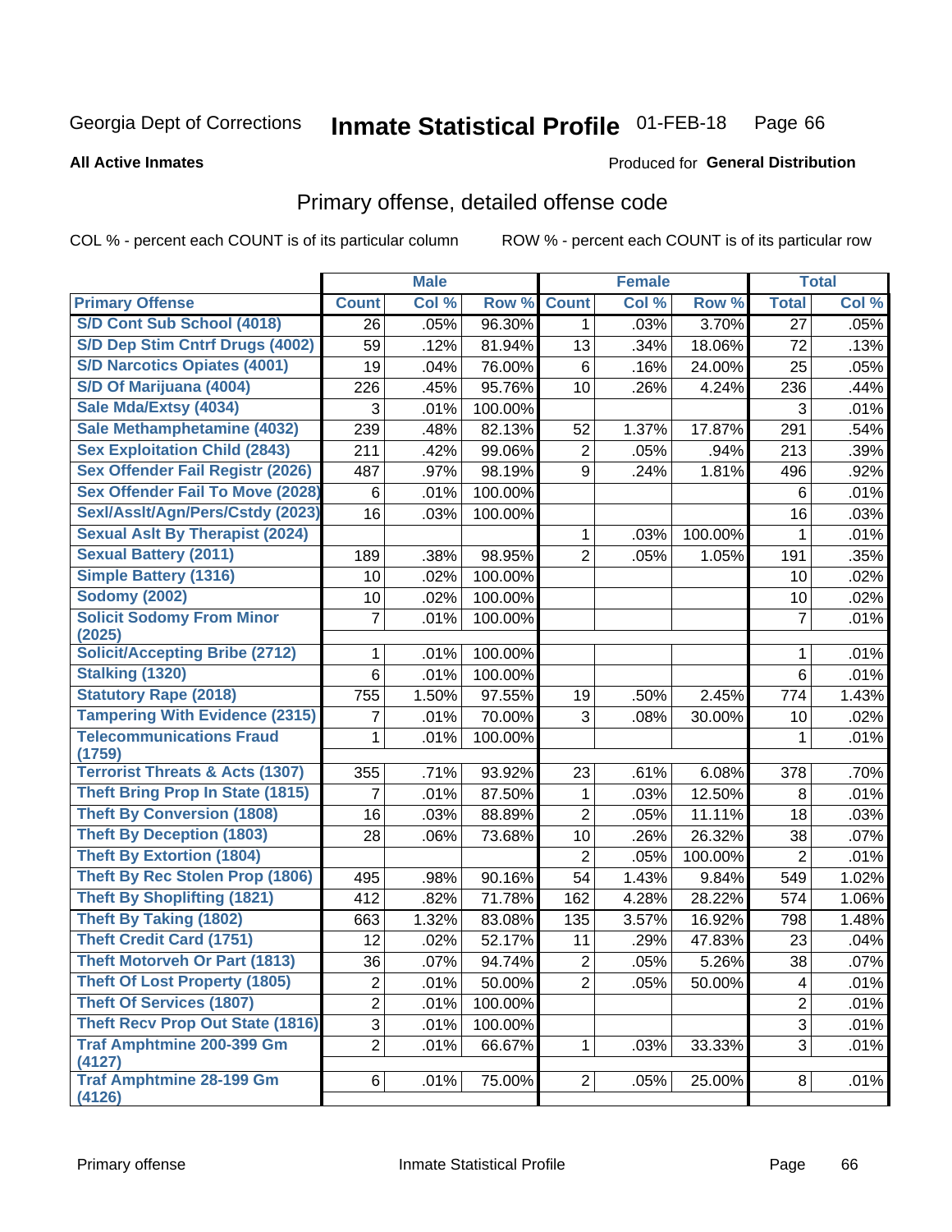Georgia Dept of Corrections **Inmate Statistical Profile** 01-FEB-18

**All Active Inmates**

Produced for **General Distribution**

## Primary offense, detailed offense code

COL % - percent each COUNT is of its particular column ROW % - percent each COUNT is of its particular row

| | Male | | | Female | | | Total | |
|---|---|---|---|---|---|---|---|---|
| Primary Offense | Count | Col % | Row % | Count | Col % | Row % | Total | Col % |
| S/D Cont Sub School (4018) | 26 | .05% | 96.30% | 1 | .03% | 3.70% | 27 | .05% |
| S/D Dep Stim Cntrf Drugs (4002) | 59 | .12% | 81.94% | 13 | .34% | 18.06% | 72 | .13% |
| S/D Narcotics Opiates (4001) | 19 | .04% | 76.00% | 6 | .16% | 24.00% | 25 | .05% |
| S/D Of Marijuana (4004) | 226 | .45% | 95.76% | 10 | .26% | 4.24% | 236 | .44% |
| Sale Mda/Extsy (4034) | 3 | .01% | 100.00% | | | | 3 | .01% |
| Sale Methamphetamine (4032) | 239 | .48% | 82.13% | 52 | 1.37% | 17.87% | 291 | .54% |
| Sex Exploitation Child (2843) | 211 | .42% | 99.06% | 2 | .05% | .94% | 213 | .39% |
| Sex Offender Fail Registr (2026) | 487 | .97% | 98.19% | 9 | .24% | 1.81% | 496 | .92% |
| Sex Offender Fail To Move (2028) | 6 | .01% | 100.00% | | | | 6 | .01% |
| Sexl/Asslt/Agn/Pers/Cstdy (2023) | 16 | .03% | 100.00% | | | | 16 | .03% |
| Sexual Aslt By Therapist (2024) | | | | 1 | .03% | 100.00% | 1 | .01% |
| Sexual Battery (2011) | 189 | .38% | 98.95% | 2 | .05% | 1.05% | 191 | .35% |
| Simple Battery (1316) | 10 | .02% | 100.00% | | | | 10 | .02% |
| Sodomy (2002) | 10 | .02% | 100.00% | | | | 10 | .02% |
| Solicit Sodomy From Minor (2025) | 7 | .01% | 100.00% | | | | 7 | .01% |
| Solicit/Accepting Bribe (2712) | 1 | .01% | 100.00% | | | | 1 | .01% |
| Stalking (1320) | 6 | .01% | 100.00% | | | | 6 | .01% |
| Statutory Rape (2018) | 755 | 1.50% | 97.55% | 19 | .50% | 2.45% | 774 | 1.43% |
| Tampering With Evidence (2315) | 7 | .01% | 70.00% | 3 | .08% | 30.00% | 10 | .02% |
| Telecommunications Fraud (1759) | 1 | .01% | 100.00% | | | | 1 | .01% |
| Terrorist Threats & Acts (1307) | 355 | .71% | 93.92% | 23 | .61% | 6.08% | 378 | .70% |
| Theft Bring Prop In State (1815) | 7 | .01% | 87.50% | 1 | .03% | 12.50% | 8 | .01% |
| Theft By Conversion (1808) | 16 | .03% | 88.89% | 2 | .05% | 11.11% | 18 | .03% |
| Theft By Deception (1803) | 28 | .06% | 73.68% | 10 | .26% | 26.32% | 38 | .07% |
| Theft By Extortion (1804) | | | | 2 | .05% | 100.00% | 2 | .01% |
| Theft By Rec Stolen Prop (1806) | 495 | .98% | 90.16% | 54 | 1.43% | 9.84% | 549 | 1.02% |
| Theft By Shoplifting (1821) | 412 | .82% | 71.78% | 162 | 4.28% | 28.22% | 574 | 1.06% |
| Theft By Taking (1802) | 663 | 1.32% | 83.08% | 135 | 3.57% | 16.92% | 798 | 1.48% |
| Theft Credit Card (1751) | 12 | .02% | 52.17% | 11 | .29% | 47.83% | 23 | .04% |
| Theft Motorveh Or Part (1813) | 36 | .07% | 94.74% | 2 | .05% | 5.26% | 38 | .07% |
| Theft Of Lost Property (1805) | 2 | .01% | 50.00% | 2 | .05% | 50.00% | 4 | .01% |
| Theft Of Services (1807) | 2 | .01% | 100.00% | | | | 2 | .01% |
| Theft Recv Prop Out State (1816) | 3 | .01% | 100.00% | | | | 3 | .01% |
| Traf Amphtmine 200-399 Gm (4127) | 2 | .01% | 66.67% | 1 | .03% | 33.33% | 3 | .01% |
| Traf Amphtmine 28-199 Gm (4126) | 6 | .01% | 75.00% | 2 | .05% | 25.00% | 8 | .01% |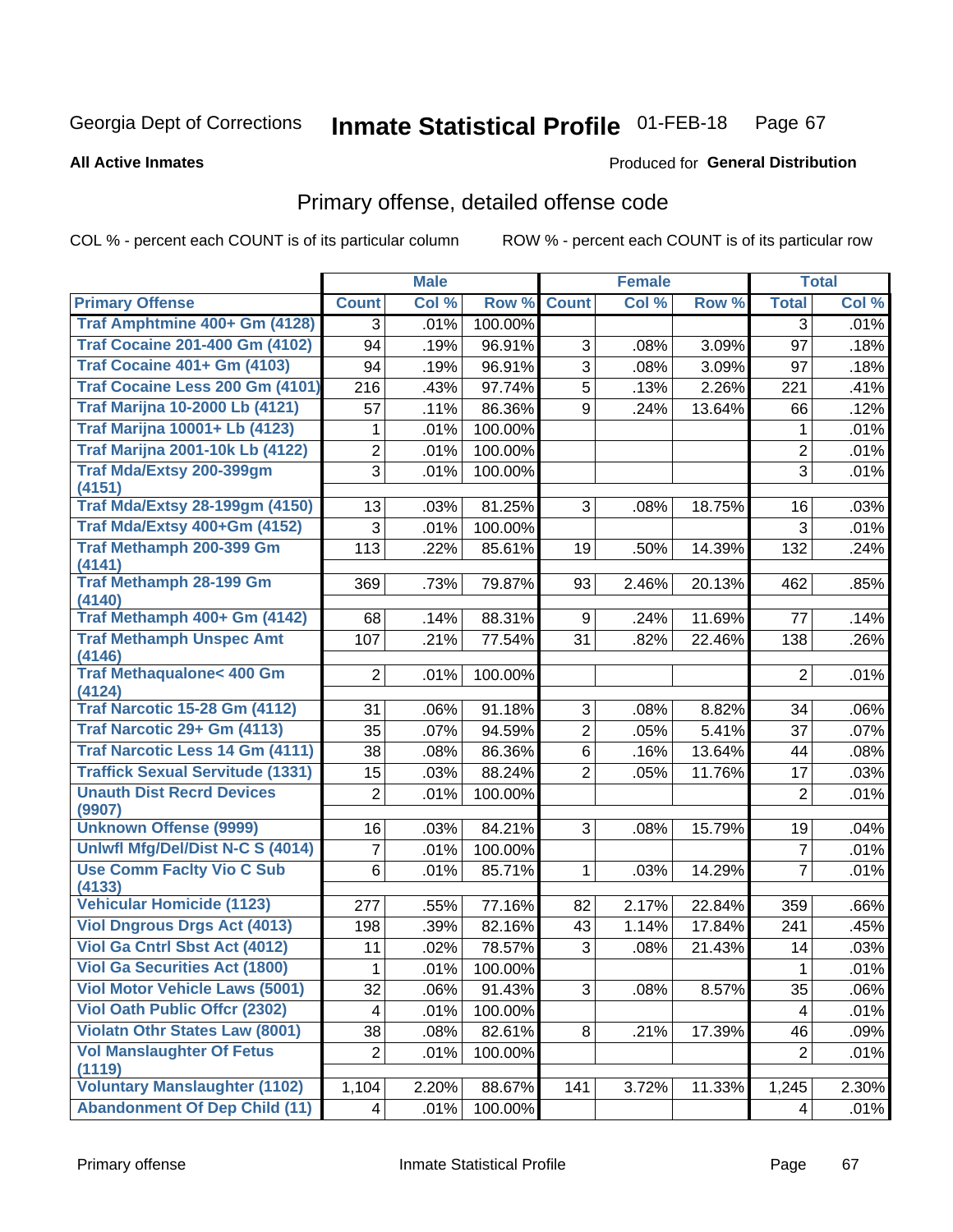Georgia Dept of Corrections **Inmate Statistical Profile** 01-FEB-18

**All Active Inmates**

Produced for **General Distribution**

## Primary offense, detailed offense code

COL % - percent each COUNT is of its particular column ROW % - percent each COUNT is of its particular row

| | Male | | | Female | | | Total | |
|---|---|---|---|---|---|---|---|---|
| Primary Offense | Count | Col % | Row % | Count | Col % | Row % | Total | Col % |
| Traf Amphtmine 400+ Gm (4128) | 3 | .01% | 100.00% | | | | 3 | .01% |
| Traf Cocaine 201-400 Gm (4102) | 94 | .19% | 96.91% | 3 | .08% | 3.09% | 97 | .18% |
| Traf Cocaine 401+ Gm (4103) | 94 | .19% | 96.91% | 3 | .08% | 3.09% | 97 | .18% |
| Traf Cocaine Less 200 Gm (4101) | 216 | .43% | 97.74% | 5 | .13% | 2.26% | 221 | .41% |
| Traf Marijna 10-2000 Lb (4121) | 57 | .11% | 86.36% | 9 | .24% | 13.64% | 66 | .12% |
| Traf Marijna 10001+ Lb (4123) | 1 | .01% | 100.00% | | | | 1 | .01% |
| Traf Marijna 2001-10k Lb (4122) | 2 | .01% | 100.00% | | | | 2 | .01% |
| Traf Mda/Extsy 200-399gm (4151) | 3 | .01% | 100.00% | | | | 3 | .01% |
| Traf Mda/Extsy 28-199gm (4150) | 13 | .03% | 81.25% | 3 | .08% | 18.75% | 16 | .03% |
| Traf Mda/Extsy 400+Gm (4152) | 3 | .01% | 100.00% | | | | 3 | .01% |
| Traf Methamph 200-399 Gm (4141) | 113 | .22% | 85.61% | 19 | .50% | 14.39% | 132 | .24% |
| Traf Methamph 28-199 Gm (4140) | 369 | .73% | 79.87% | 93 | 2.46% | 20.13% | 462 | .85% |
| Traf Methamph 400+ Gm (4142) | 68 | .14% | 88.31% | 9 | .24% | 11.69% | 77 | .14% |
| Traf Methamph Unspec Amt (4146) | 107 | .21% | 77.54% | 31 | .82% | 22.46% | 138 | .26% |
| Traf Methaqualone< 400 Gm (4124) | 2 | .01% | 100.00% | | | | 2 | .01% |
| Traf Narcotic 15-28 Gm (4112) | 31 | .06% | 91.18% | 3 | .08% | 8.82% | 34 | .06% |
| Traf Narcotic 29+ Gm (4113) | 35 | .07% | 94.59% | 2 | .05% | 5.41% | 37 | .07% |
| Traf Narcotic Less 14 Gm (4111) | 38 | .08% | 86.36% | 6 | .16% | 13.64% | 44 | .08% |
| Traffick Sexual Servitude (1331) | 15 | .03% | 88.24% | 2 | .05% | 11.76% | 17 | .03% |
| Unauth Dist Recrd Devices (9907) | 2 | .01% | 100.00% | | | | 2 | .01% |
| Unknown Offense (9999) | 16 | .03% | 84.21% | 3 | .08% | 15.79% | 19 | .04% |
| Unlwfl Mfg/Del/Dist N-C S (4014) | 7 | .01% | 100.00% | | | | 7 | .01% |
| Use Comm Faclty Vio C Sub (4133) | 6 | .01% | 85.71% | 1 | .03% | 14.29% | 7 | .01% |
| Vehicular Homicide (1123) | 277 | .55% | 77.16% | 82 | 2.17% | 22.84% | 359 | .66% |
| Viol Dngrous Drgs Act (4013) | 198 | .39% | 82.16% | 43 | 1.14% | 17.84% | 241 | .45% |
| Viol Ga Cntrl Sbst Act (4012) | 11 | .02% | 78.57% | 3 | .08% | 21.43% | 14 | .03% |
| Viol Ga Securities Act (1800) | 1 | .01% | 100.00% | | | | 1 | .01% |
| Viol Motor Vehicle Laws (5001) | 32 | .06% | 91.43% | 3 | .08% | 8.57% | 35 | .06% |
| Viol Oath Public Offcr (2302) | 4 | .01% | 100.00% | | | | 4 | .01% |
| Violatn Othr States Law (8001) | 38 | .08% | 82.61% | 8 | .21% | 17.39% | 46 | .09% |
| Vol Manslaughter Of Fetus (1119) | 2 | .01% | 100.00% | | | | 2 | .01% |
| Voluntary Manslaughter (1102) | 1,104 | 2.20% | 88.67% | 141 | 3.72% | 11.33% | 1,245 | 2.30% |
| Abandonment Of Dep Child (11) | 4 | .01% | 100.00% | | | | 4 | .01% |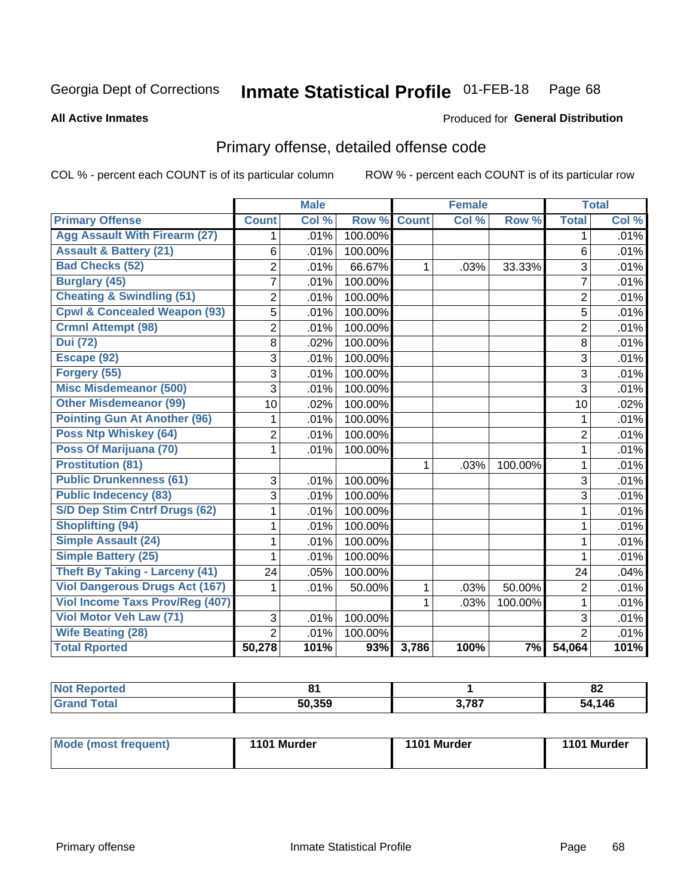Georgia Dept of Corrections **Inmate Statistical Profile** 01-FEB-18

**All Active Inmates**

Produced for **General Distribution**

## Primary offense, detailed offense code

COL % - percent each COUNT is of its particular column

ROW % - percent each COUNT is of its particular row

| | Male | | | Female | | | Total | |
|---|---|---|---|---|---|---|---|---|
| **Primary Offense** | **Count** | **Col %** | **Row %** | **Count** | **Col %** | **Row %** | **Total** | **Col %** |
| Agg Assault With Firearm (27) | 1 | .01% | 100.00% | | | | 1 | .01% |
| Assault & Battery (21) | 6 | .01% | 100.00% | | | | 6 | .01% |
| Bad Checks (52) | 2 | .01% | 66.67% | 1 | .03% | 33.33% | 3 | .01% |
| Burglary (45) | 7 | .01% | 100.00% | | | | 7 | .01% |
| Cheating & Swindling (51) | 2 | .01% | 100.00% | | | | 2 | .01% |
| Cpwl & Concealed Weapon (93) | 5 | .01% | 100.00% | | | | 5 | .01% |
| Crmnl Attempt (98) | 2 | .01% | 100.00% | | | | 2 | .01% |
| Dui (72) | 8 | .02% | 100.00% | | | | 8 | .01% |
| Escape (92) | 3 | .01% | 100.00% | | | | 3 | .01% |
| Forgery (55) | 3 | .01% | 100.00% | | | | 3 | .01% |
| Misc Misdemeanor (500) | 3 | .01% | 100.00% | | | | 3 | .01% |
| Other Misdemeanor (99) | 10 | .02% | 100.00% | | | | 10 | .02% |
| Pointing Gun At Another (96) | 1 | .01% | 100.00% | | | | 1 | .01% |
| Poss Ntp Whiskey (64) | 2 | .01% | 100.00% | | | | 2 | .01% |
| Poss Of Marijuana (70) | 1 | .01% | 100.00% | | | | 1 | .01% |
| Prostitution (81) | | | | 1 | .03% | 100.00% | 1 | .01% |
| Public Drunkenness (61) | 3 | .01% | 100.00% | | | | 3 | .01% |
| Public Indecency (83) | 3 | .01% | 100.00% | | | | 3 | .01% |
| S/D Dep Stim Cntrf Drugs (62) | 1 | .01% | 100.00% | | | | 1 | .01% |
| Shoplifting (94) | 1 | .01% | 100.00% | | | | 1 | .01% |
| Simple Assault (24) | 1 | .01% | 100.00% | | | | 1 | .01% |
| Simple Battery (25) | 1 | .01% | 100.00% | | | | 1 | .01% |
| Theft By Taking - Larceny (41) | 24 | .05% | 100.00% | | | | 24 | .04% |
| Viol Dangerous Drugs Act (167) | 1 | .01% | 50.00% | 1 | .03% | 50.00% | 2 | .01% |
| Viol Income Taxs Prov/Reg (407) | | | | 1 | .03% | 100.00% | 1 | .01% |
| Viol Motor Veh Law (71) | 3 | .01% | 100.00% | | | | 3 | .01% |
| Wife Beating (28) | 2 | .01% | 100.00% | | | | 2 | .01% |
| **Total Rported** | **50,278** | **101%** | **93%** | **3,786** | **100%** | **7%** | **54,064** | **101%** |

| | Male | Female | Total |
|---|---|---|---|
| Not Reported | 81 | 1 | 82 |
| Grand Total | 50,359 | 3,787 | 54,146 |

| | Male | Female | Total |
|---|---|---|---|
| Mode (most frequent) | 1101 Murder | 1101 Murder | 1101 Murder |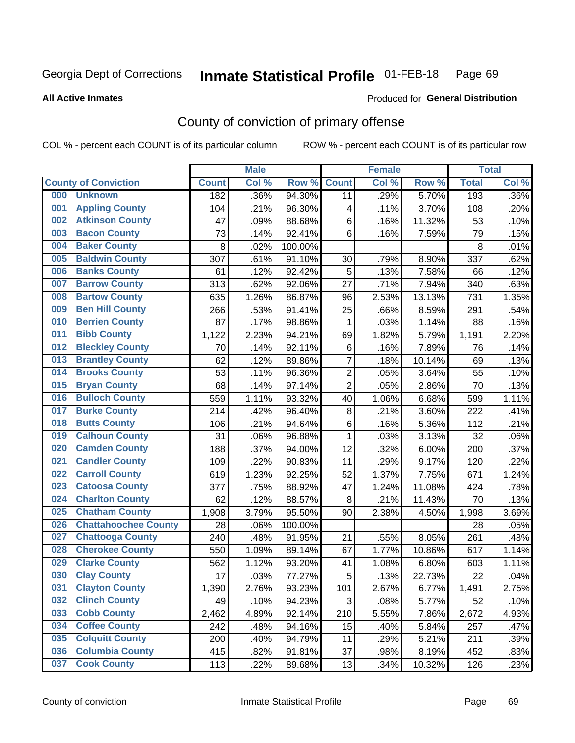Georgia Dept of Corrections **Inmate Statistical Profile** 01-FEB-18

**All Active Inmates**

Produced for **General Distribution**

## County of conviction of primary offense

COL % - percent each COUNT is of its particular column

ROW % - percent each COUNT is of its particular row

| County of Conviction | Male | | | Female | | | Total | |
|---|---|---|---|---|---|---|---|---|
| | Count | Col % | Row % | Count | Col % | Row % | Total | Col % |
| 000 Unknown | 182 | .36% | 94.30% | 11 | .29% | 5.70% | 193 | .36% |
| 001 Appling County | 104 | .21% | 96.30% | 4 | .11% | 3.70% | 108 | .20% |
| 002 Atkinson County | 47 | .09% | 88.68% | 6 | .16% | 11.32% | 53 | .10% |
| 003 Bacon County | 73 | .14% | 92.41% | 6 | .16% | 7.59% | 79 | .15% |
| 004 Baker County | 8 | .02% | 100.00% | | | | 8 | .01% |
| 005 Baldwin County | 307 | .61% | 91.10% | 30 | .79% | 8.90% | 337 | .62% |
| 006 Banks County | 61 | .12% | 92.42% | 5 | .13% | 7.58% | 66 | .12% |
| 007 Barrow County | 313 | .62% | 92.06% | 27 | .71% | 7.94% | 340 | .63% |
| 008 Bartow County | 635 | 1.26% | 86.87% | 96 | 2.53% | 13.13% | 731 | 1.35% |
| 009 Ben Hill County | 266 | .53% | 91.41% | 25 | .66% | 8.59% | 291 | .54% |
| 010 Berrien County | 87 | .17% | 98.86% | 1 | .03% | 1.14% | 88 | .16% |
| 011 Bibb County | 1,122 | 2.23% | 94.21% | 69 | 1.82% | 5.79% | 1,191 | 2.20% |
| 012 Bleckley County | 70 | .14% | 92.11% | 6 | .16% | 7.89% | 76 | .14% |
| 013 Brantley County | 62 | .12% | 89.86% | 7 | .18% | 10.14% | 69 | .13% |
| 014 Brooks County | 53 | .11% | 96.36% | 2 | .05% | 3.64% | 55 | .10% |
| 015 Bryan County | 68 | .14% | 97.14% | 2 | .05% | 2.86% | 70 | .13% |
| 016 Bulloch County | 559 | 1.11% | 93.32% | 40 | 1.06% | 6.68% | 599 | 1.11% |
| 017 Burke County | 214 | .42% | 96.40% | 8 | .21% | 3.60% | 222 | .41% |
| 018 Butts County | 106 | .21% | 94.64% | 6 | .16% | 5.36% | 112 | .21% |
| 019 Calhoun County | 31 | .06% | 96.88% | 1 | .03% | 3.13% | 32 | .06% |
| 020 Camden County | 188 | .37% | 94.00% | 12 | .32% | 6.00% | 200 | .37% |
| 021 Candler County | 109 | .22% | 90.83% | 11 | .29% | 9.17% | 120 | .22% |
| 022 Carroll County | 619 | 1.23% | 92.25% | 52 | 1.37% | 7.75% | 671 | 1.24% |
| 023 Catoosa County | 377 | .75% | 88.92% | 47 | 1.24% | 11.08% | 424 | .78% |
| 024 Charlton County | 62 | .12% | 88.57% | 8 | .21% | 11.43% | 70 | .13% |
| 025 Chatham County | 1,908 | 3.79% | 95.50% | 90 | 2.38% | 4.50% | 1,998 | 3.69% |
| 026 Chattahoochee County | 28 | .06% | 100.00% | | | | 28 | .05% |
| 027 Chattooga County | 240 | .48% | 91.95% | 21 | .55% | 8.05% | 261 | .48% |
| 028 Cherokee County | 550 | 1.09% | 89.14% | 67 | 1.77% | 10.86% | 617 | 1.14% |
| 029 Clarke County | 562 | 1.12% | 93.20% | 41 | 1.08% | 6.80% | 603 | 1.11% |
| 030 Clay County | 17 | .03% | 77.27% | 5 | .13% | 22.73% | 22 | .04% |
| 031 Clayton County | 1,390 | 2.76% | 93.23% | 101 | 2.67% | 6.77% | 1,491 | 2.75% |
| 032 Clinch County | 49 | .10% | 94.23% | 3 | .08% | 5.77% | 52 | .10% |
| 033 Cobb County | 2,462 | 4.89% | 92.14% | 210 | 5.55% | 7.86% | 2,672 | 4.93% |
| 034 Coffee County | 242 | .48% | 94.16% | 15 | .40% | 5.84% | 257 | .47% |
| 035 Colquitt County | 200 | .40% | 94.79% | 11 | .29% | 5.21% | 211 | .39% |
| 036 Columbia County | 415 | .82% | 91.81% | 37 | .98% | 8.19% | 452 | .83% |
| 037 Cook County | 113 | .22% | 89.68% | 13 | .34% | 10.32% | 126 | .23% |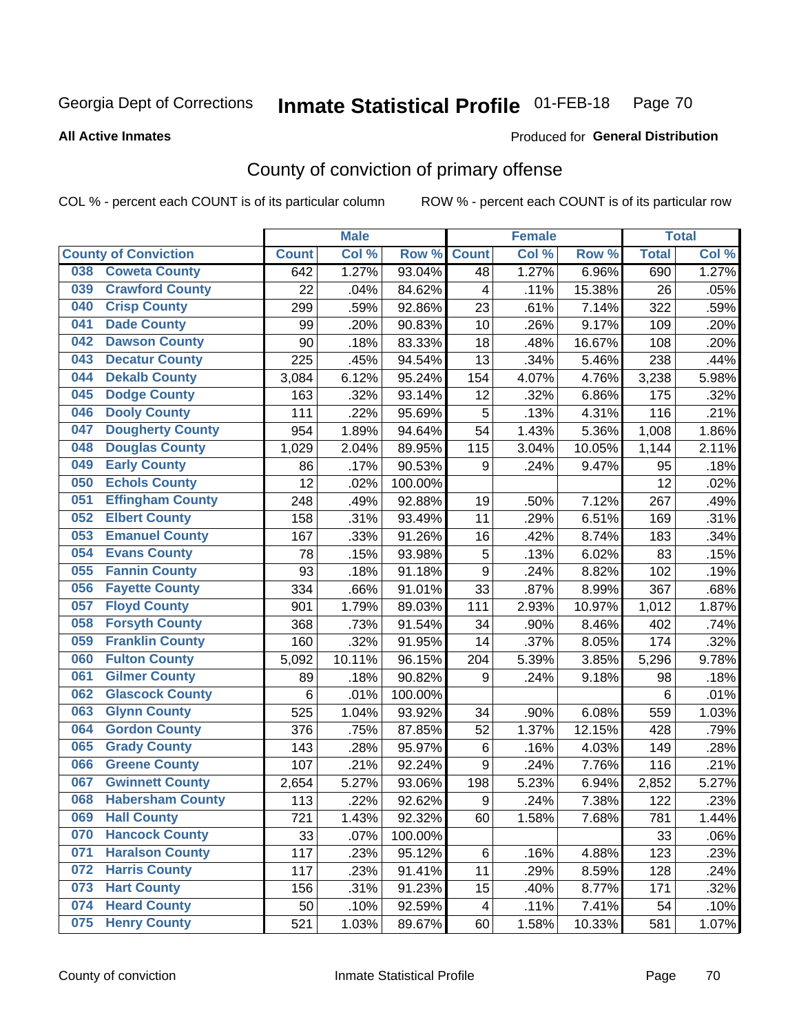Georgia Dept of Corrections **Inmate Statistical Profile** 01-FEB-18

**All Active Inmates**

Produced for **General Distribution**

## County of conviction of primary offense

COL % - percent each COUNT is of its particular column    ROW % - percent each COUNT is of its particular row

| County of Conviction | Male | | | Female | | | Total | |
|---|---|---|---|---|---|---|---|---|
| | Count | Col % | Row % | Count | Col % | Row % | Total | Col % |
| 038 Coweta County | 642 | 1.27% | 93.04% | 48 | 1.27% | 6.96% | 690 | 1.27% |
| 039 Crawford County | 22 | .04% | 84.62% | 4 | .11% | 15.38% | 26 | .05% |
| 040 Crisp County | 299 | .59% | 92.86% | 23 | .61% | 7.14% | 322 | .59% |
| 041 Dade County | 99 | .20% | 90.83% | 10 | .26% | 9.17% | 109 | .20% |
| 042 Dawson County | 90 | .18% | 83.33% | 18 | .48% | 16.67% | 108 | .20% |
| 043 Decatur County | 225 | .45% | 94.54% | 13 | .34% | 5.46% | 238 | .44% |
| 044 Dekalb County | 3,084 | 6.12% | 95.24% | 154 | 4.07% | 4.76% | 3,238 | 5.98% |
| 045 Dodge County | 163 | .32% | 93.14% | 12 | .32% | 6.86% | 175 | .32% |
| 046 Dooly County | 111 | .22% | 95.69% | 5 | .13% | 4.31% | 116 | .21% |
| 047 Dougherty County | 954 | 1.89% | 94.64% | 54 | 1.43% | 5.36% | 1,008 | 1.86% |
| 048 Douglas County | 1,029 | 2.04% | 89.95% | 115 | 3.04% | 10.05% | 1,144 | 2.11% |
| 049 Early County | 86 | .17% | 90.53% | 9 | .24% | 9.47% | 95 | .18% |
| 050 Echols County | 12 | .02% | 100.00% | | | | 12 | .02% |
| 051 Effingham County | 248 | .49% | 92.88% | 19 | .50% | 7.12% | 267 | .49% |
| 052 Elbert County | 158 | .31% | 93.49% | 11 | .29% | 6.51% | 169 | .31% |
| 053 Emanuel County | 167 | .33% | 91.26% | 16 | .42% | 8.74% | 183 | .34% |
| 054 Evans County | 78 | .15% | 93.98% | 5 | .13% | 6.02% | 83 | .15% |
| 055 Fannin County | 93 | .18% | 91.18% | 9 | .24% | 8.82% | 102 | .19% |
| 056 Fayette County | 334 | .66% | 91.01% | 33 | .87% | 8.99% | 367 | .68% |
| 057 Floyd County | 901 | 1.79% | 89.03% | 111 | 2.93% | 10.97% | 1,012 | 1.87% |
| 058 Forsyth County | 368 | .73% | 91.54% | 34 | .90% | 8.46% | 402 | .74% |
| 059 Franklin County | 160 | .32% | 91.95% | 14 | .37% | 8.05% | 174 | .32% |
| 060 Fulton County | 5,092 | 10.11% | 96.15% | 204 | 5.39% | 3.85% | 5,296 | 9.78% |
| 061 Gilmer County | 89 | .18% | 90.82% | 9 | .24% | 9.18% | 98 | .18% |
| 062 Glascock County | 6 | .01% | 100.00% | | | | 6 | .01% |
| 063 Glynn County | 525 | 1.04% | 93.92% | 34 | .90% | 6.08% | 559 | 1.03% |
| 064 Gordon County | 376 | .75% | 87.85% | 52 | 1.37% | 12.15% | 428 | .79% |
| 065 Grady County | 143 | .28% | 95.97% | 6 | .16% | 4.03% | 149 | .28% |
| 066 Greene County | 107 | .21% | 92.24% | 9 | .24% | 7.76% | 116 | .21% |
| 067 Gwinnett County | 2,654 | 5.27% | 93.06% | 198 | 5.23% | 6.94% | 2,852 | 5.27% |
| 068 Habersham County | 113 | .22% | 92.62% | 9 | .24% | 7.38% | 122 | .23% |
| 069 Hall County | 721 | 1.43% | 92.32% | 60 | 1.58% | 7.68% | 781 | 1.44% |
| 070 Hancock County | 33 | .07% | 100.00% | | | | 33 | .06% |
| 071 Haralson County | 117 | .23% | 95.12% | 6 | .16% | 4.88% | 123 | .23% |
| 072 Harris County | 117 | .23% | 91.41% | 11 | .29% | 8.59% | 128 | .24% |
| 073 Hart County | 156 | .31% | 91.23% | 15 | .40% | 8.77% | 171 | .32% |
| 074 Heard County | 50 | .10% | 92.59% | 4 | .11% | 7.41% | 54 | .10% |
| 075 Henry County | 521 | 1.03% | 89.67% | 60 | 1.58% | 10.33% | 581 | 1.07% |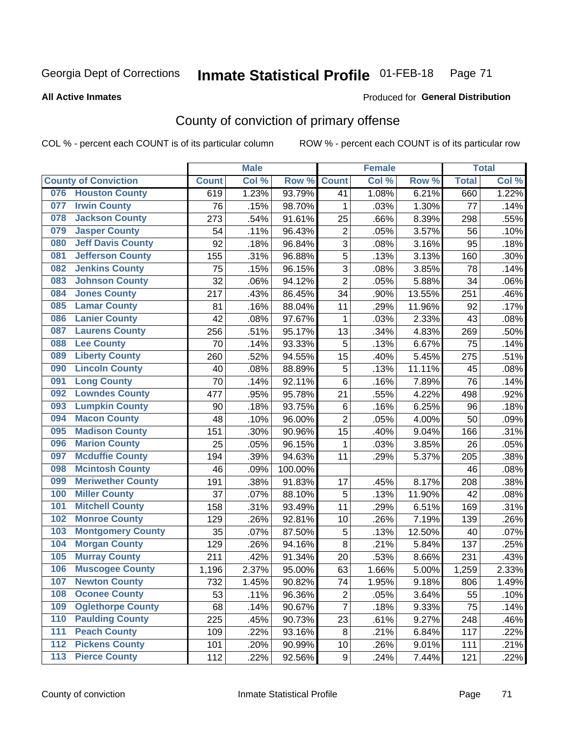Georgia Dept of Corrections **Inmate Statistical Profile** 01-FEB-18

**All Active Inmates**

Produced for **General Distribution**

## County of conviction of primary offense

COL % - percent each COUNT is of its particular column ROW % - percent each COUNT is of its particular row

| County of Conviction | | Male | | | Female | | | Total | |
|---|---|---|---|---|---|---|---|---|---|
| | | Count | Col % | Row % | Count | Col % | Row % | Total | Col % |
| 076 | Houston County | 619 | 1.23% | 93.79% | 41 | 1.08% | 6.21% | 660 | 1.22% |
| 077 | Irwin County | 76 | .15% | 98.70% | 1 | .03% | 1.30% | 77 | .14% |
| 078 | Jackson County | 273 | .54% | 91.61% | 25 | .66% | 8.39% | 298 | .55% |
| 079 | Jasper County | 54 | .11% | 96.43% | 2 | .05% | 3.57% | 56 | .10% |
| 080 | Jeff Davis County | 92 | .18% | 96.84% | 3 | .08% | 3.16% | 95 | .18% |
| 081 | Jefferson County | 155 | .31% | 96.88% | 5 | .13% | 3.13% | 160 | .30% |
| 082 | Jenkins County | 75 | .15% | 96.15% | 3 | .08% | 3.85% | 78 | .14% |
| 083 | Johnson County | 32 | .06% | 94.12% | 2 | .05% | 5.88% | 34 | .06% |
| 084 | Jones County | 217 | .43% | 86.45% | 34 | .90% | 13.55% | 251 | .46% |
| 085 | Lamar County | 81 | .16% | 88.04% | 11 | .29% | 11.96% | 92 | .17% |
| 086 | Lanier County | 42 | .08% | 97.67% | 1 | .03% | 2.33% | 43 | .08% |
| 087 | Laurens County | 256 | .51% | 95.17% | 13 | .34% | 4.83% | 269 | .50% |
| 088 | Lee County | 70 | .14% | 93.33% | 5 | .13% | 6.67% | 75 | .14% |
| 089 | Liberty County | 260 | .52% | 94.55% | 15 | .40% | 5.45% | 275 | .51% |
| 090 | Lincoln County | 40 | .08% | 88.89% | 5 | .13% | 11.11% | 45 | .08% |
| 091 | Long County | 70 | .14% | 92.11% | 6 | .16% | 7.89% | 76 | .14% |
| 092 | Lowndes County | 477 | .95% | 95.78% | 21 | .55% | 4.22% | 498 | .92% |
| 093 | Lumpkin County | 90 | .18% | 93.75% | 6 | .16% | 6.25% | 96 | .18% |
| 094 | Macon County | 48 | .10% | 96.00% | 2 | .05% | 4.00% | 50 | .09% |
| 095 | Madison County | 151 | .30% | 90.96% | 15 | .40% | 9.04% | 166 | .31% |
| 096 | Marion County | 25 | .05% | 96.15% | 1 | .03% | 3.85% | 26 | .05% |
| 097 | Mcduffie County | 194 | .39% | 94.63% | 11 | .29% | 5.37% | 205 | .38% |
| 098 | Mcintosh County | 46 | .09% | 100.00% | | | | 46 | .08% |
| 099 | Meriwether County | 191 | .38% | 91.83% | 17 | .45% | 8.17% | 208 | .38% |
| 100 | Miller County | 37 | .07% | 88.10% | 5 | .13% | 11.90% | 42 | .08% |
| 101 | Mitchell County | 158 | .31% | 93.49% | 11 | .29% | 6.51% | 169 | .31% |
| 102 | Monroe County | 129 | .26% | 92.81% | 10 | .26% | 7.19% | 139 | .26% |
| 103 | Montgomery County | 35 | .07% | 87.50% | 5 | .13% | 12.50% | 40 | .07% |
| 104 | Morgan County | 129 | .26% | 94.16% | 8 | .21% | 5.84% | 137 | .25% |
| 105 | Murray County | 211 | .42% | 91.34% | 20 | .53% | 8.66% | 231 | .43% |
| 106 | Muscogee County | 1,196 | 2.37% | 95.00% | 63 | 1.66% | 5.00% | 1,259 | 2.33% |
| 107 | Newton County | 732 | 1.45% | 90.82% | 74 | 1.95% | 9.18% | 806 | 1.49% |
| 108 | Oconee County | 53 | .11% | 96.36% | 2 | .05% | 3.64% | 55 | .10% |
| 109 | Oglethorpe County | 68 | .14% | 90.67% | 7 | .18% | 9.33% | 75 | .14% |
| 110 | Paulding County | 225 | .45% | 90.73% | 23 | .61% | 9.27% | 248 | .46% |
| 111 | Peach County | 109 | .22% | 93.16% | 8 | .21% | 6.84% | 117 | .22% |
| 112 | Pickens County | 101 | .20% | 90.99% | 10 | .26% | 9.01% | 111 | .21% |
| 113 | Pierce County | 112 | .22% | 92.56% | 9 | .24% | 7.44% | 121 | .22% |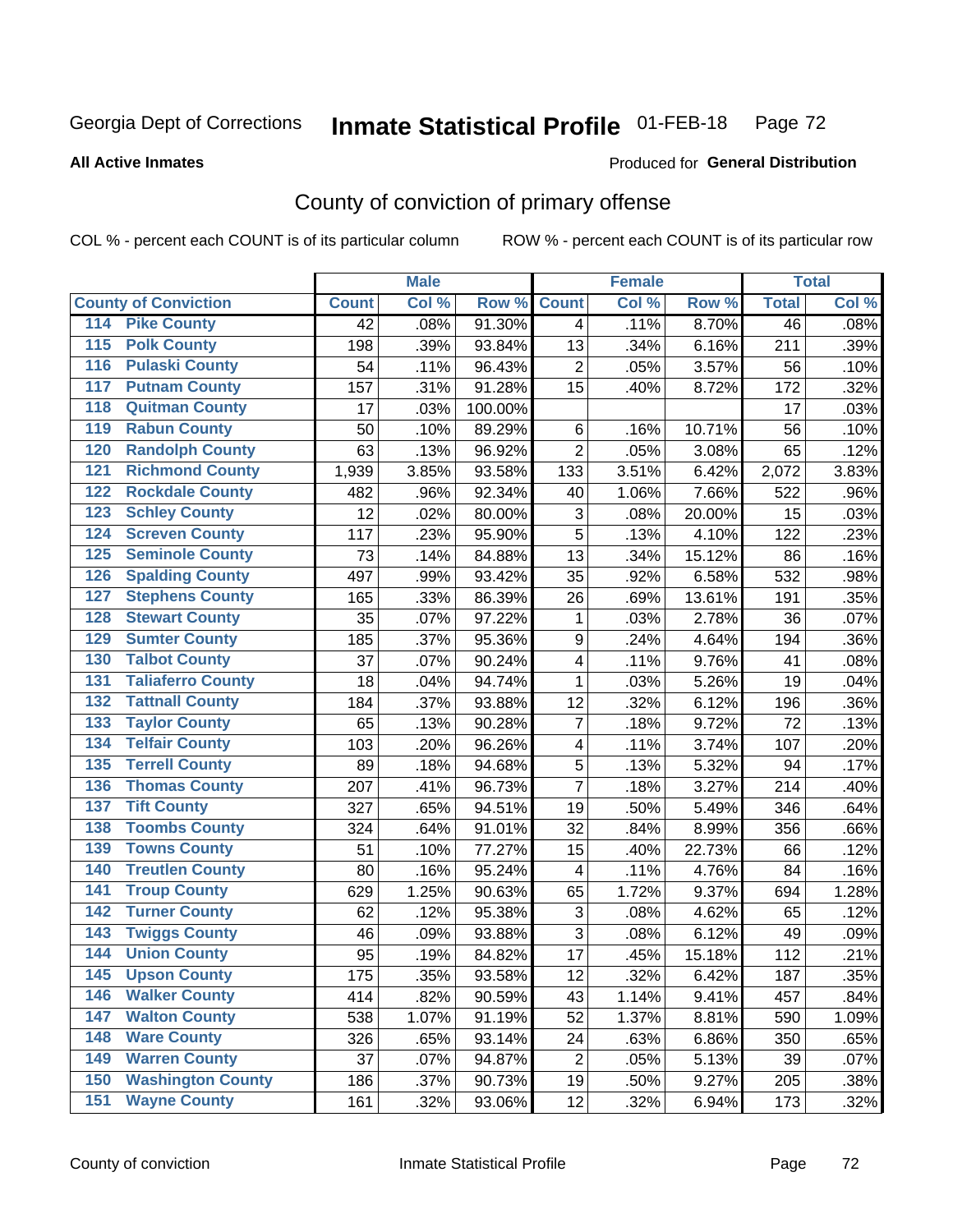Georgia Dept of Corrections **Inmate Statistical Profile** 01-FEB-18

**All Active Inmates** Produced for **General Distribution**

## County of conviction of primary offense

COL % - percent each COUNT is of its particular column ROW % - percent each COUNT is of its particular row

| County of Conviction | Male | | | Female | | | Total | |
|---|---|---|---|---|---|---|---|---|
| | Count | Col % | Row % | Count | Col % | Row % | Total | Col % |
| 114 Pike County | 42 | .08% | 91.30% | 4 | .11% | 8.70% | 46 | .08% |
| 115 Polk County | 198 | .39% | 93.84% | 13 | .34% | 6.16% | 211 | .39% |
| 116 Pulaski County | 54 | .11% | 96.43% | 2 | .05% | 3.57% | 56 | .10% |
| 117 Putnam County | 157 | .31% | 91.28% | 15 | .40% | 8.72% | 172 | .32% |
| 118 Quitman County | 17 | .03% | 100.00% | | | | 17 | .03% |
| 119 Rabun County | 50 | .10% | 89.29% | 6 | .16% | 10.71% | 56 | .10% |
| 120 Randolph County | 63 | .13% | 96.92% | 2 | .05% | 3.08% | 65 | .12% |
| 121 Richmond County | 1,939 | 3.85% | 93.58% | 133 | 3.51% | 6.42% | 2,072 | 3.83% |
| 122 Rockdale County | 482 | .96% | 92.34% | 40 | 1.06% | 7.66% | 522 | .96% |
| 123 Schley County | 12 | .02% | 80.00% | 3 | .08% | 20.00% | 15 | .03% |
| 124 Screven County | 117 | .23% | 95.90% | 5 | .13% | 4.10% | 122 | .23% |
| 125 Seminole County | 73 | .14% | 84.88% | 13 | .34% | 15.12% | 86 | .16% |
| 126 Spalding County | 497 | .99% | 93.42% | 35 | .92% | 6.58% | 532 | .98% |
| 127 Stephens County | 165 | .33% | 86.39% | 26 | .69% | 13.61% | 191 | .35% |
| 128 Stewart County | 35 | .07% | 97.22% | 1 | .03% | 2.78% | 36 | .07% |
| 129 Sumter County | 185 | .37% | 95.36% | 9 | .24% | 4.64% | 194 | .36% |
| 130 Talbot County | 37 | .07% | 90.24% | 4 | .11% | 9.76% | 41 | .08% |
| 131 Taliaferro County | 18 | .04% | 94.74% | 1 | .03% | 5.26% | 19 | .04% |
| 132 Tattnall County | 184 | .37% | 93.88% | 12 | .32% | 6.12% | 196 | .36% |
| 133 Taylor County | 65 | .13% | 90.28% | 7 | .18% | 9.72% | 72 | .13% |
| 134 Telfair County | 103 | .20% | 96.26% | 4 | .11% | 3.74% | 107 | .20% |
| 135 Terrell County | 89 | .18% | 94.68% | 5 | .13% | 5.32% | 94 | .17% |
| 136 Thomas County | 207 | .41% | 96.73% | 7 | .18% | 3.27% | 214 | .40% |
| 137 Tift County | 327 | .65% | 94.51% | 19 | .50% | 5.49% | 346 | .64% |
| 138 Toombs County | 324 | .64% | 91.01% | 32 | .84% | 8.99% | 356 | .66% |
| 139 Towns County | 51 | .10% | 77.27% | 15 | .40% | 22.73% | 66 | .12% |
| 140 Treutlen County | 80 | .16% | 95.24% | 4 | .11% | 4.76% | 84 | .16% |
| 141 Troup County | 629 | 1.25% | 90.63% | 65 | 1.72% | 9.37% | 694 | 1.28% |
| 142 Turner County | 62 | .12% | 95.38% | 3 | .08% | 4.62% | 65 | .12% |
| 143 Twiggs County | 46 | .09% | 93.88% | 3 | .08% | 6.12% | 49 | .09% |
| 144 Union County | 95 | .19% | 84.82% | 17 | .45% | 15.18% | 112 | .21% |
| 145 Upson County | 175 | .35% | 93.58% | 12 | .32% | 6.42% | 187 | .35% |
| 146 Walker County | 414 | .82% | 90.59% | 43 | 1.14% | 9.41% | 457 | .84% |
| 147 Walton County | 538 | 1.07% | 91.19% | 52 | 1.37% | 8.81% | 590 | 1.09% |
| 148 Ware County | 326 | .65% | 93.14% | 24 | .63% | 6.86% | 350 | .65% |
| 149 Warren County | 37 | .07% | 94.87% | 2 | .05% | 5.13% | 39 | .07% |
| 150 Washington County | 186 | .37% | 90.73% | 19 | .50% | 9.27% | 205 | .38% |
| 151 Wayne County | 161 | .32% | 93.06% | 12 | .32% | 6.94% | 173 | .32% |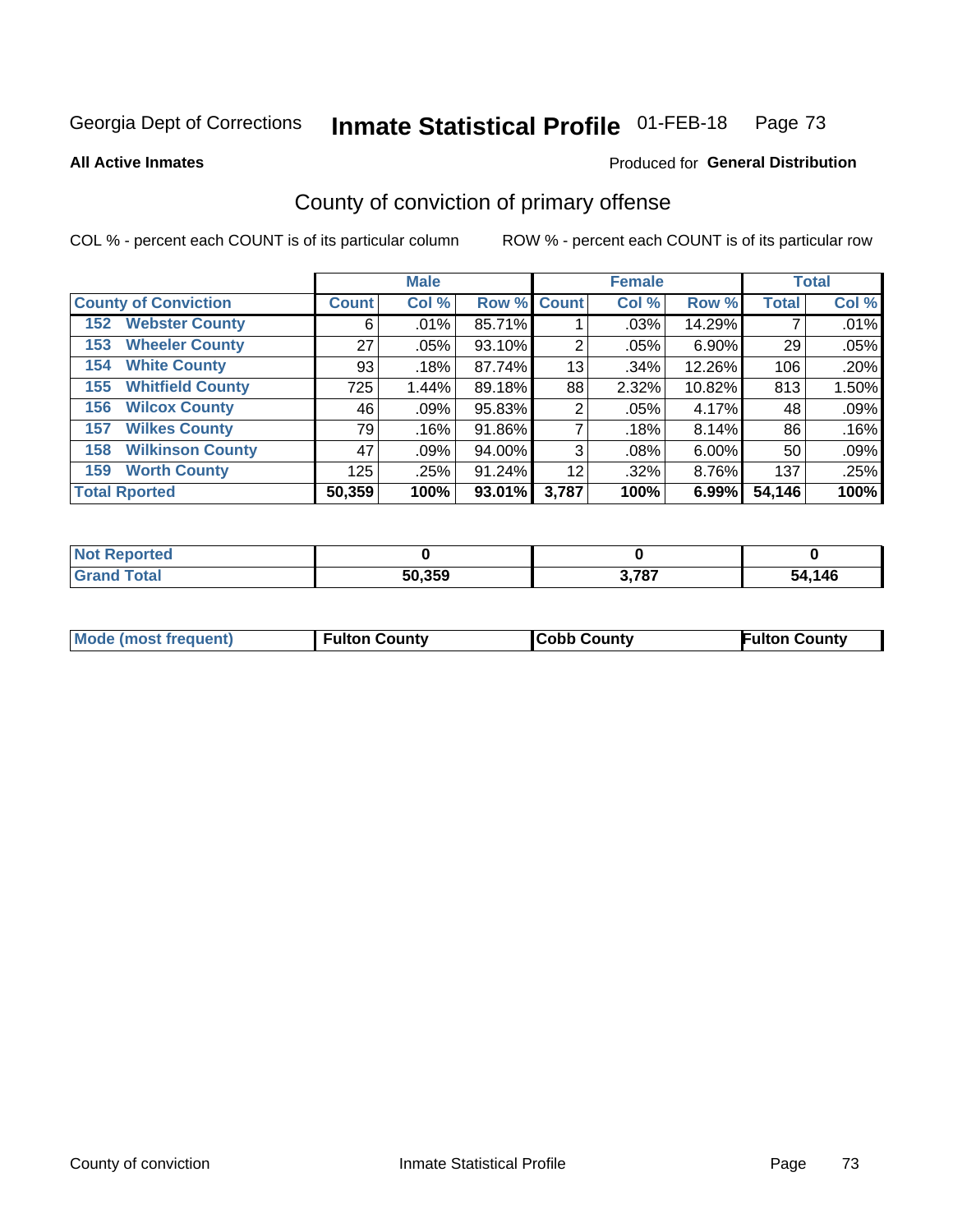Georgia Dept of Corrections **Inmate Statistical Profile** 01-FEB-18

**All Active Inmates**

Produced for **General Distribution**

## County of conviction of primary offense

COL % - percent each COUNT is of its particular column ROW % - percent each COUNT is of its particular row

| County of Conviction | Male | | | Female | | | Total | |
|---|---|---|---|---|---|---|---|---|
| | Count | Col % | Row % | Count | Col % | Row % | Total | Col % |
| 152 Webster County | 6 | .01% | 85.71% | 1 | .03% | 14.29% | 7 | .01% |
| 153 Wheeler County | 27 | .05% | 93.10% | 2 | .05% | 6.90% | 29 | .05% |
| 154 White County | 93 | .18% | 87.74% | 13 | .34% | 12.26% | 106 | .20% |
| 155 Whitfield County | 725 | 1.44% | 89.18% | 88 | 2.32% | 10.82% | 813 | 1.50% |
| 156 Wilcox County | 46 | .09% | 95.83% | 2 | .05% | 4.17% | 48 | .09% |
| 157 Wilkes County | 79 | .16% | 91.86% | 7 | .18% | 8.14% | 86 | .16% |
| 158 Wilkinson County | 47 | .09% | 94.00% | 3 | .08% | 6.00% | 50 | .09% |
| 159 Worth County | 125 | .25% | 91.24% | 12 | .32% | 8.76% | 137 | .25% |
| **Total Rported** | **50,359** | **100%** | **93.01%** | **3,787** | **100%** | **6.99%** | **54,146** | **100%** |

| | Male | Female | Total |
|---|---|---|---|
| Not Reported | 0 | 0 | 0 |
| Grand Total | 50,359 | 3,787 | 54,146 |

| | Male | Female | Total |
|---|---|---|---|
| Mode (most frequent) | Fulton County | Cobb County | Fulton County |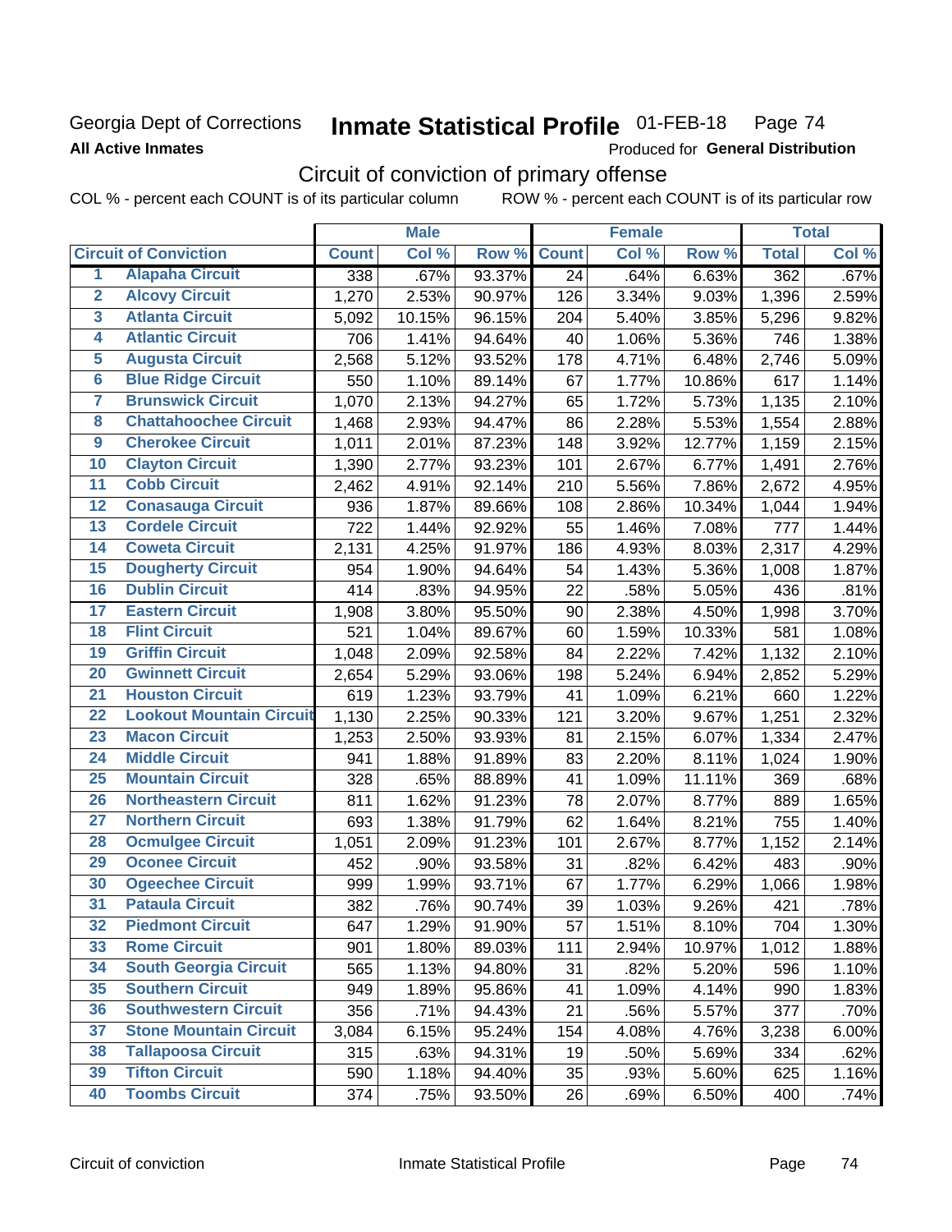Georgia Dept of Corrections **Inmate Statistical Profile** 01-FEB-18

**All Active Inmates**

Produced for **General Distribution**

## Circuit of conviction of primary offense

COL % - percent each COUNT is of its particular column ROW % - percent each COUNT is of its particular row

| | | Male | | | Female | | | Total | |
|---|---|---|---|---|---|---|---|---|---|
| | **Circuit of Conviction** | **Count** | **Col %** | **Row %** | **Count** | **Col %** | **Row %** | **Total** | **Col %** |
| 1 | **Alapaha Circuit** | 338 | .67% | 93.37% | 24 | .64% | 6.63% | 362 | .67% |
| 2 | **Alcovy Circuit** | 1,270 | 2.53% | 90.97% | 126 | 3.34% | 9.03% | 1,396 | 2.59% |
| 3 | **Atlanta Circuit** | 5,092 | 10.15% | 96.15% | 204 | 5.40% | 3.85% | 5,296 | 9.82% |
| 4 | **Atlantic Circuit** | 706 | 1.41% | 94.64% | 40 | 1.06% | 5.36% | 746 | 1.38% |
| 5 | **Augusta Circuit** | 2,568 | 5.12% | 93.52% | 178 | 4.71% | 6.48% | 2,746 | 5.09% |
| 6 | **Blue Ridge Circuit** | 550 | 1.10% | 89.14% | 67 | 1.77% | 10.86% | 617 | 1.14% |
| 7 | **Brunswick Circuit** | 1,070 | 2.13% | 94.27% | 65 | 1.72% | 5.73% | 1,135 | 2.10% |
| 8 | **Chattahoochee Circuit** | 1,468 | 2.93% | 94.47% | 86 | 2.28% | 5.53% | 1,554 | 2.88% |
| 9 | **Cherokee Circuit** | 1,011 | 2.01% | 87.23% | 148 | 3.92% | 12.77% | 1,159 | 2.15% |
| 10 | **Clayton Circuit** | 1,390 | 2.77% | 93.23% | 101 | 2.67% | 6.77% | 1,491 | 2.76% |
| 11 | **Cobb Circuit** | 2,462 | 4.91% | 92.14% | 210 | 5.56% | 7.86% | 2,672 | 4.95% |
| 12 | **Conasauga Circuit** | 936 | 1.87% | 89.66% | 108 | 2.86% | 10.34% | 1,044 | 1.94% |
| 13 | **Cordele Circuit** | 722 | 1.44% | 92.92% | 55 | 1.46% | 7.08% | 777 | 1.44% |
| 14 | **Coweta Circuit** | 2,131 | 4.25% | 91.97% | 186 | 4.93% | 8.03% | 2,317 | 4.29% |
| 15 | **Dougherty Circuit** | 954 | 1.90% | 94.64% | 54 | 1.43% | 5.36% | 1,008 | 1.87% |
| 16 | **Dublin Circuit** | 414 | .83% | 94.95% | 22 | .58% | 5.05% | 436 | .81% |
| 17 | **Eastern Circuit** | 1,908 | 3.80% | 95.50% | 90 | 2.38% | 4.50% | 1,998 | 3.70% |
| 18 | **Flint Circuit** | 521 | 1.04% | 89.67% | 60 | 1.59% | 10.33% | 581 | 1.08% |
| 19 | **Griffin Circuit** | 1,048 | 2.09% | 92.58% | 84 | 2.22% | 7.42% | 1,132 | 2.10% |
| 20 | **Gwinnett Circuit** | 2,654 | 5.29% | 93.06% | 198 | 5.24% | 6.94% | 2,852 | 5.29% |
| 21 | **Houston Circuit** | 619 | 1.23% | 93.79% | 41 | 1.09% | 6.21% | 660 | 1.22% |
| 22 | **Lookout Mountain Circuit** | 1,130 | 2.25% | 90.33% | 121 | 3.20% | 9.67% | 1,251 | 2.32% |
| 23 | **Macon Circuit** | 1,253 | 2.50% | 93.93% | 81 | 2.15% | 6.07% | 1,334 | 2.47% |
| 24 | **Middle Circuit** | 941 | 1.88% | 91.89% | 83 | 2.20% | 8.11% | 1,024 | 1.90% |
| 25 | **Mountain Circuit** | 328 | .65% | 88.89% | 41 | 1.09% | 11.11% | 369 | .68% |
| 26 | **Northeastern Circuit** | 811 | 1.62% | 91.23% | 78 | 2.07% | 8.77% | 889 | 1.65% |
| 27 | **Northern Circuit** | 693 | 1.38% | 91.79% | 62 | 1.64% | 8.21% | 755 | 1.40% |
| 28 | **Ocmulgee Circuit** | 1,051 | 2.09% | 91.23% | 101 | 2.67% | 8.77% | 1,152 | 2.14% |
| 29 | **Oconee Circuit** | 452 | .90% | 93.58% | 31 | .82% | 6.42% | 483 | .90% |
| 30 | **Ogeechee Circuit** | 999 | 1.99% | 93.71% | 67 | 1.77% | 6.29% | 1,066 | 1.98% |
| 31 | **Pataula Circuit** | 382 | .76% | 90.74% | 39 | 1.03% | 9.26% | 421 | .78% |
| 32 | **Piedmont Circuit** | 647 | 1.29% | 91.90% | 57 | 1.51% | 8.10% | 704 | 1.30% |
| 33 | **Rome Circuit** | 901 | 1.80% | 89.03% | 111 | 2.94% | 10.97% | 1,012 | 1.88% |
| 34 | **South Georgia Circuit** | 565 | 1.13% | 94.80% | 31 | .82% | 5.20% | 596 | 1.10% |
| 35 | **Southern Circuit** | 949 | 1.89% | 95.86% | 41 | 1.09% | 4.14% | 990 | 1.83% |
| 36 | **Southwestern Circuit** | 356 | .71% | 94.43% | 21 | .56% | 5.57% | 377 | .70% |
| 37 | **Stone Mountain Circuit** | 3,084 | 6.15% | 95.24% | 154 | 4.08% | 4.76% | 3,238 | 6.00% |
| 38 | **Tallapoosa Circuit** | 315 | .63% | 94.31% | 19 | .50% | 5.69% | 334 | .62% |
| 39 | **Tifton Circuit** | 590 | 1.18% | 94.40% | 35 | .93% | 5.60% | 625 | 1.16% |
| 40 | **Toombs Circuit** | 374 | .75% | 93.50% | 26 | .69% | 6.50% | 400 | .74% |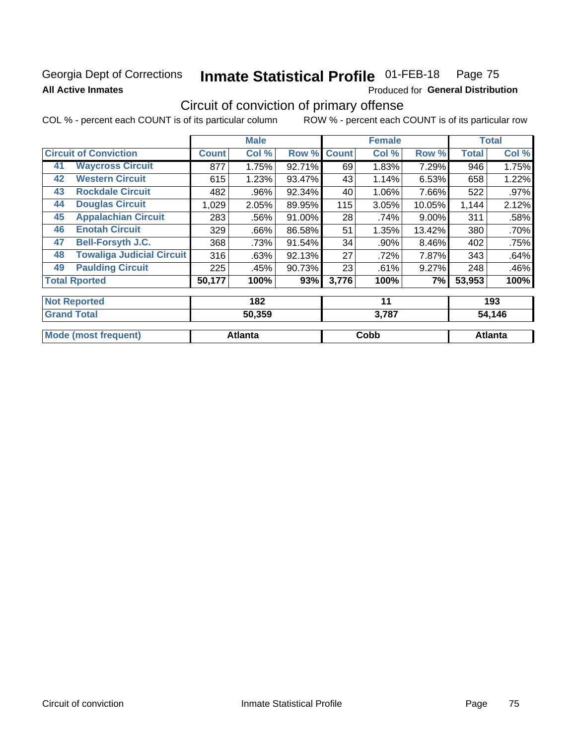Georgia Dept of Corrections **Inmate Statistical Profile** 01-FEB-18

**All Active Inmates**

Produced for **General Distribution**

## Circuit of conviction of primary offense

COL % - percent each COUNT is of its particular column    ROW % - percent each COUNT is of its particular row

| Circuit of Conviction | | Male | | | Female | | | Total | |
|---|---|---|---|---|---|---|---|---|---|
| | | Count | Col % | Row % | Count | Col % | Row % | Total | Col % |
| 41 | Waycross Circuit | 877 | 1.75% | 92.71% | 69 | 1.83% | 7.29% | 946 | 1.75% |
| 42 | Western Circuit | 615 | 1.23% | 93.47% | 43 | 1.14% | 6.53% | 658 | 1.22% |
| 43 | Rockdale Circuit | 482 | .96% | 92.34% | 40 | 1.06% | 7.66% | 522 | .97% |
| 44 | Douglas Circuit | 1,029 | 2.05% | 89.95% | 115 | 3.05% | 10.05% | 1,144 | 2.12% |
| 45 | Appalachian Circuit | 283 | .56% | 91.00% | 28 | .74% | 9.00% | 311 | .58% |
| 46 | Enotah Circuit | 329 | .66% | 86.58% | 51 | 1.35% | 13.42% | 380 | .70% |
| 47 | Bell-Forsyth J.C. | 368 | .73% | 91.54% | 34 | .90% | 8.46% | 402 | .75% |
| 48 | Towaliga Judicial Circuit | 316 | .63% | 92.13% | 27 | .72% | 7.87% | 343 | .64% |
| 49 | Paulding Circuit | 225 | .45% | 90.73% | 23 | .61% | 9.27% | 248 | .46% |
| Total Rported | | 50,177 | 100% | 93% | 3,776 | 100% | 7% | 53,953 | 100% |

| | Male | Female | Total |
|---|---|---|---|
| Not Reported | 182 | 11 | 193 |
| Grand Total | 50,359 | 3,787 | 54,146 |
| Mode (most frequent) | Atlanta | Cobb | Atlanta |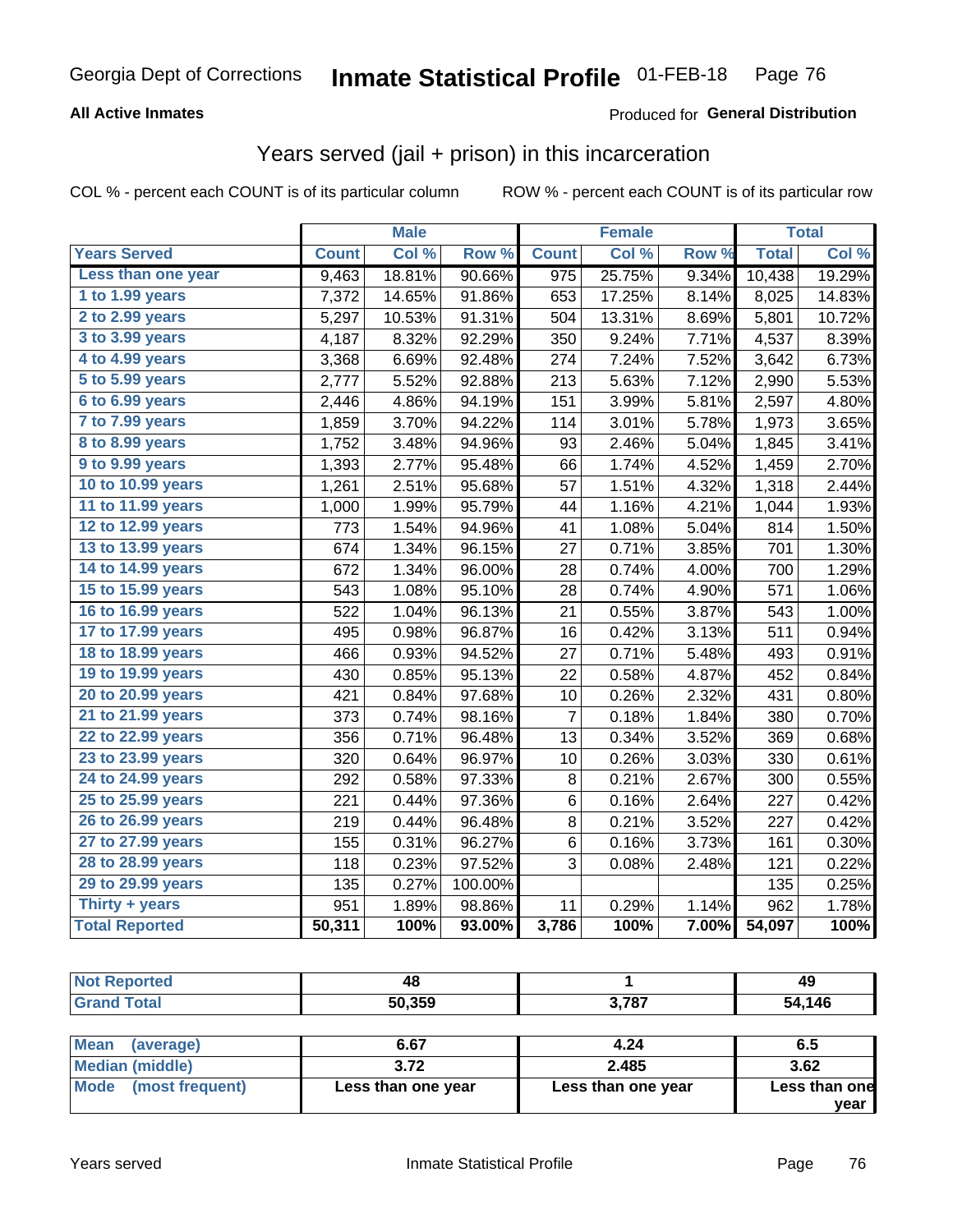Georgia Dept of Corrections **Inmate Statistical Profile** 01-FEB-18

**All Active Inmates**

Produced for **General Distribution**

## Years served (jail + prison) in this incarceration

COL % - percent each COUNT is of its particular column ROW % - percent each COUNT is of its particular row

| | Male | | | Female | | | Total | |
|---|---|---|---|---|---|---|---|---|
| **Years Served** | **Count** | **Col %** | **Row %** | **Count** | **Col %** | **Row %** | **Total** | **Col %** |
| Less than one year | 9,463 | 18.81% | 90.66% | 975 | 25.75% | 9.34% | 10,438 | 19.29% |
| 1 to 1.99 years | 7,372 | 14.65% | 91.86% | 653 | 17.25% | 8.14% | 8,025 | 14.83% |
| 2 to 2.99 years | 5,297 | 10.53% | 91.31% | 504 | 13.31% | 8.69% | 5,801 | 10.72% |
| 3 to 3.99 years | 4,187 | 8.32% | 92.29% | 350 | 9.24% | 7.71% | 4,537 | 8.39% |
| 4 to 4.99 years | 3,368 | 6.69% | 92.48% | 274 | 7.24% | 7.52% | 3,642 | 6.73% |
| 5 to 5.99 years | 2,777 | 5.52% | 92.88% | 213 | 5.63% | 7.12% | 2,990 | 5.53% |
| 6 to 6.99 years | 2,446 | 4.86% | 94.19% | 151 | 3.99% | 5.81% | 2,597 | 4.80% |
| 7 to 7.99 years | 1,859 | 3.70% | 94.22% | 114 | 3.01% | 5.78% | 1,973 | 3.65% |
| 8 to 8.99 years | 1,752 | 3.48% | 94.96% | 93 | 2.46% | 5.04% | 1,845 | 3.41% |
| 9 to 9.99 years | 1,393 | 2.77% | 95.48% | 66 | 1.74% | 4.52% | 1,459 | 2.70% |
| 10 to 10.99 years | 1,261 | 2.51% | 95.68% | 57 | 1.51% | 4.32% | 1,318 | 2.44% |
| 11 to 11.99 years | 1,000 | 1.99% | 95.79% | 44 | 1.16% | 4.21% | 1,044 | 1.93% |
| 12 to 12.99 years | 773 | 1.54% | 94.96% | 41 | 1.08% | 5.04% | 814 | 1.50% |
| 13 to 13.99 years | 674 | 1.34% | 96.15% | 27 | 0.71% | 3.85% | 701 | 1.30% |
| 14 to 14.99 years | 672 | 1.34% | 96.00% | 28 | 0.74% | 4.00% | 700 | 1.29% |
| 15 to 15.99 years | 543 | 1.08% | 95.10% | 28 | 0.74% | 4.90% | 571 | 1.06% |
| 16 to 16.99 years | 522 | 1.04% | 96.13% | 21 | 0.55% | 3.87% | 543 | 1.00% |
| 17 to 17.99 years | 495 | 0.98% | 96.87% | 16 | 0.42% | 3.13% | 511 | 0.94% |
| 18 to 18.99 years | 466 | 0.93% | 94.52% | 27 | 0.71% | 5.48% | 493 | 0.91% |
| 19 to 19.99 years | 430 | 0.85% | 95.13% | 22 | 0.58% | 4.87% | 452 | 0.84% |
| 20 to 20.99 years | 421 | 0.84% | 97.68% | 10 | 0.26% | 2.32% | 431 | 0.80% |
| 21 to 21.99 years | 373 | 0.74% | 98.16% | 7 | 0.18% | 1.84% | 380 | 0.70% |
| 22 to 22.99 years | 356 | 0.71% | 96.48% | 13 | 0.34% | 3.52% | 369 | 0.68% |
| 23 to 23.99 years | 320 | 0.64% | 96.97% | 10 | 0.26% | 3.03% | 330 | 0.61% |
| 24 to 24.99 years | 292 | 0.58% | 97.33% | 8 | 0.21% | 2.67% | 300 | 0.55% |
| 25 to 25.99 years | 221 | 0.44% | 97.36% | 6 | 0.16% | 2.64% | 227 | 0.42% |
| 26 to 26.99 years | 219 | 0.44% | 96.48% | 8 | 0.21% | 3.52% | 227 | 0.42% |
| 27 to 27.99 years | 155 | 0.31% | 96.27% | 6 | 0.16% | 3.73% | 161 | 0.30% |
| 28 to 28.99 years | 118 | 0.23% | 97.52% | 3 | 0.08% | 2.48% | 121 | 0.22% |
| 29 to 29.99 years | 135 | 0.27% | 100.00% | | | | 135 | 0.25% |
| Thirty + years | 951 | 1.89% | 98.86% | 11 | 0.29% | 1.14% | 962 | 1.78% |
| **Total Reported** | **50,311** | **100%** | **93.00%** | **3,786** | **100%** | **7.00%** | **54,097** | **100%** |

| | Male | Female | Total |
|---|---|---|---|
| Not Reported | 48 | 1 | 49 |
| Grand Total | 50,359 | 3,787 | 54,146 |

| | Male | Female | Total |
|---|---|---|---|
| Mean (average) | 6.67 | 4.24 | 6.5 |
| Median (middle) | 3.72 | 2.485 | 3.62 |
| Mode (most frequent) | Less than one year | Less than one year | Less than one year |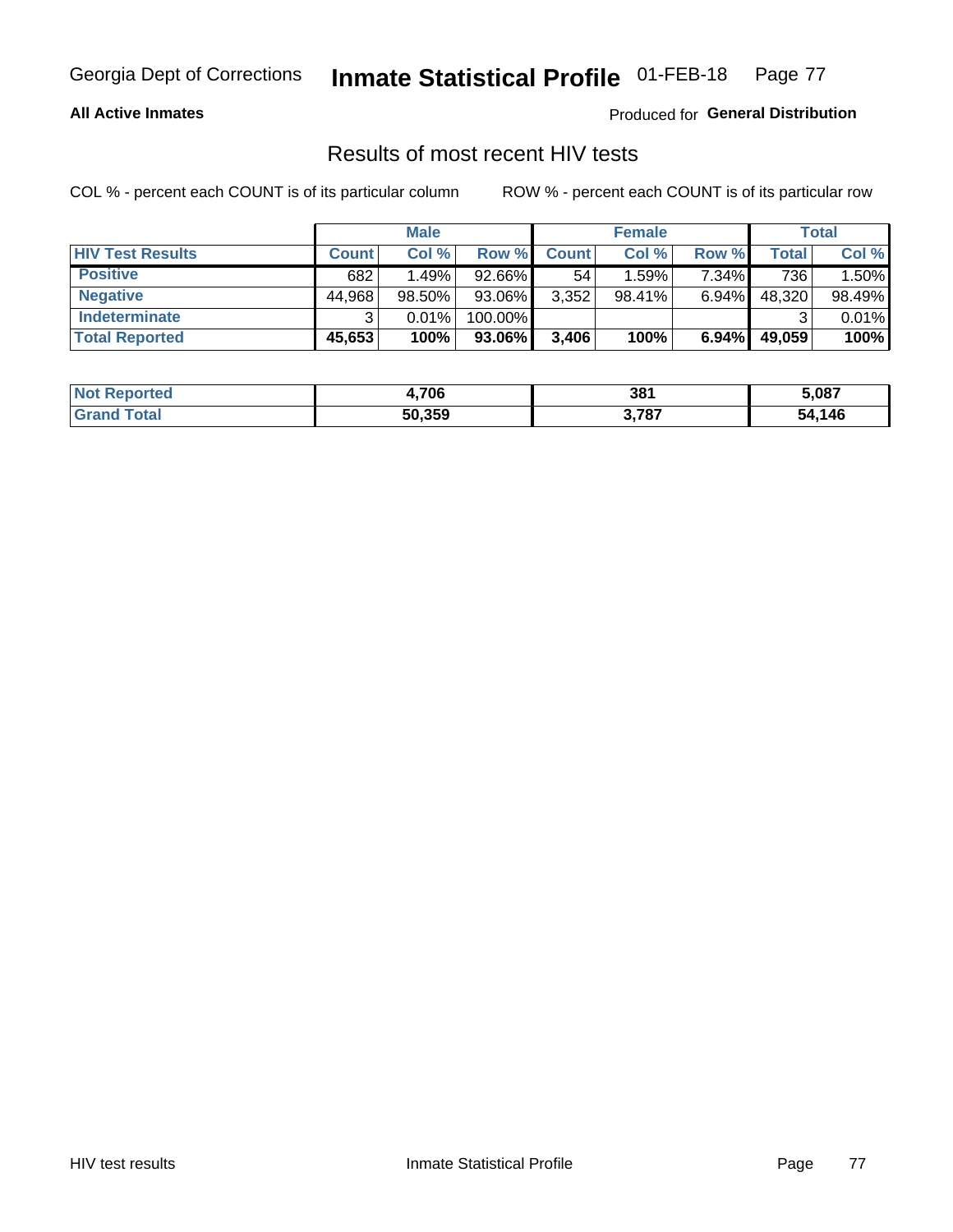Georgia Dept of Corrections **Inmate Statistical Profile** 01-FEB-18

**All Active Inmates**

Produced for **General Distribution**

## Results of most recent HIV tests

COL % - percent each COUNT is of its particular column

ROW % - percent each COUNT is of its particular row

| | Male | | | Female | | | Total | |
|---|---|---|---|---|---|---|---|---|
| **HIV Test Results** | **Count** | **Col %** | **Row %** | **Count** | **Col %** | **Row %** | **Total** | **Col %** |
| **Positive** | 682 | 1.49% | 92.66% | 54 | 1.59% | 7.34% | 736 | 1.50% |
| **Negative** | 44,968 | 98.50% | 93.06% | 3,352 | 98.41% | 6.94% | 48,320 | 98.49% |
| **Indeterminate** | 3 | 0.01% | 100.00% | | | | 3 | 0.01% |
| **Total Reported** | **45,653** | **100%** | **93.06%** | **3,406** | **100%** | **6.94%** | **49,059** | **100%** |

| | Male | Female | Total |
|---|---|---|---|
| **Not Reported** | **4,706** | **381** | **5,087** |
| **Grand Total** | **50,359** | **3,787** | **54,146** |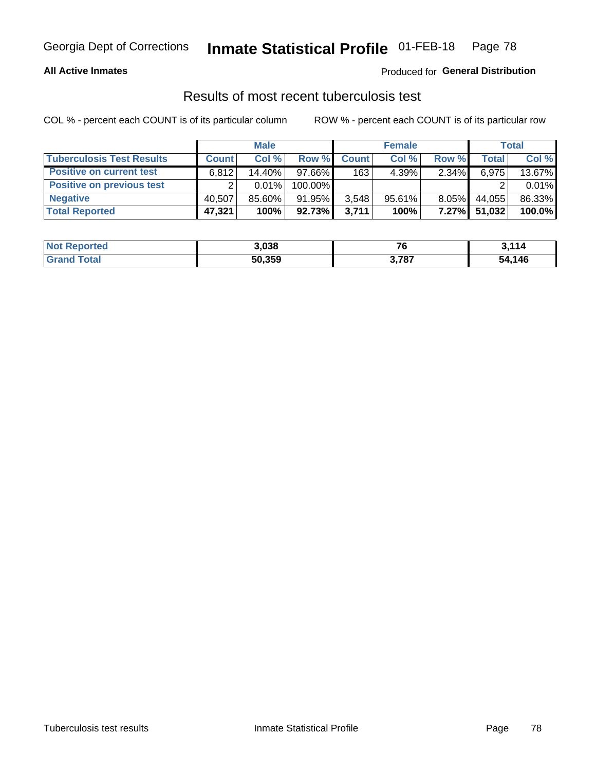Georgia Dept of Corrections **Inmate Statistical Profile** 01-FEB-18

**All Active Inmates**

Produced for **General Distribution**

## Results of most recent tuberculosis test

COL % - percent each COUNT is of its particular column ROW % - percent each COUNT is of its particular row

| | Male | | | Female | | | Total | |
|---|---|---|---|---|---|---|---|---|
| **Tuberculosis Test Results** | **Count** | **Col %** | **Row %** | **Count** | **Col %** | **Row %** | **Total** | **Col %** |
| **Positive on current test** | 6,812 | 14.40% | 97.66% | 163 | 4.39% | 2.34% | 6,975 | 13.67% |
| **Positive on previous test** | 2 | 0.01% | 100.00% | | | | 2 | 0.01% |
| **Negative** | 40,507 | 85.60% | 91.95% | 3,548 | 95.61% | 8.05% | 44,055 | 86.33% |
| **Total Reported** | **47,321** | **100%** | **92.73%** | **3,711** | **100%** | **7.27%** | **51,032** | **100.0%** |

| | Male | Female | Total |
|---|---|---|---|
| **Not Reported** | **3,038** | **76** | **3,114** |
| **Grand Total** | **50,359** | **3,787** | **54,146** |

Tuberculosis test results Inmate Statistical Profile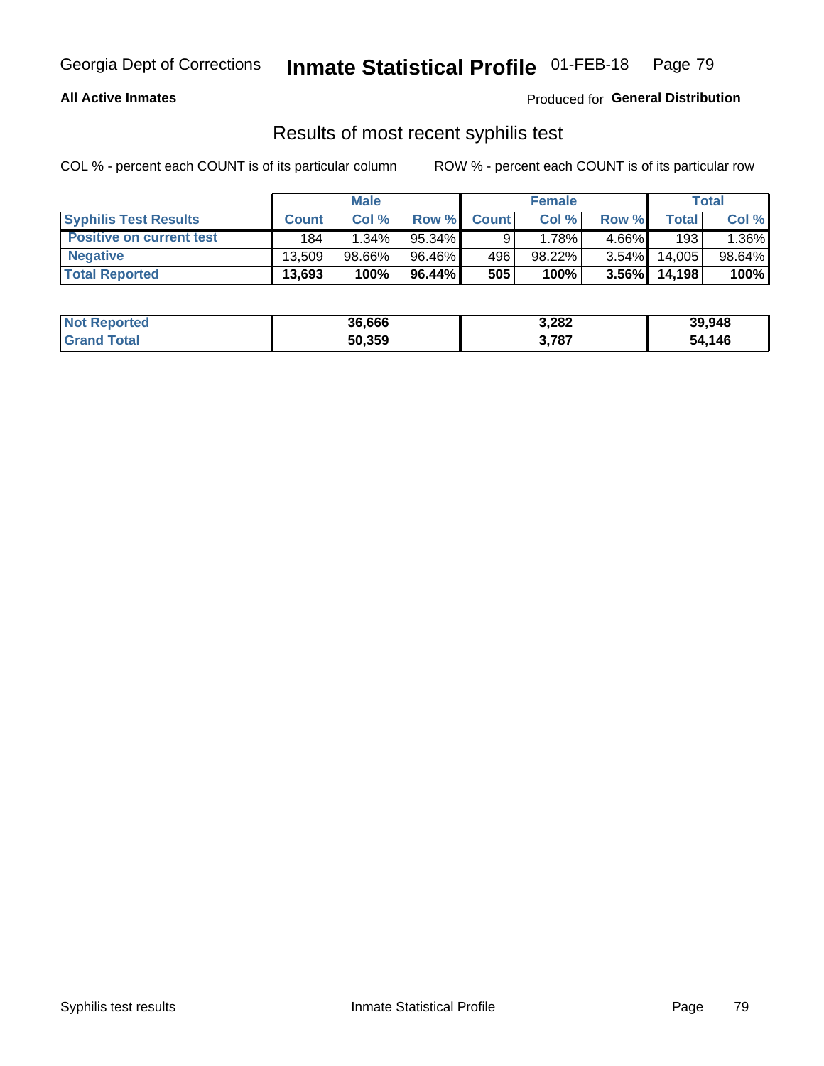Georgia Dept of Corrections **Inmate Statistical Profile** 01-FEB-18

**All Active Inmates** Produced for **General Distribution**

## Results of most recent syphilis test

COL % - percent each COUNT is of its particular column ROW % - percent each COUNT is of its particular row

| | Male | | | Female | | | Total | |
|---|---|---|---|---|---|---|---|---|
| **Syphilis Test Results** | **Count** | **Col %** | **Row %** | **Count** | **Col %** | **Row %** | **Total** | **Col %** |
| **Positive on current test** | 184 | 1.34% | 95.34% | 9 | 1.78% | 4.66% | 193 | 1.36% |
| **Negative** | 13,509 | 98.66% | 96.46% | 496 | 98.22% | 3.54% | 14,005 | 98.64% |
| **Total Reported** | **13,693** | **100%** | **96.44%** | **505** | **100%** | **3.56%** | **14,198** | **100%** |

| | Male | Female | Total |
|---|---|---|---|
| **Not Reported** | **36,666** | **3,282** | **39,948** |
| **Grand Total** | **50,359** | **3,787** | **54,146** |

Syphilis test results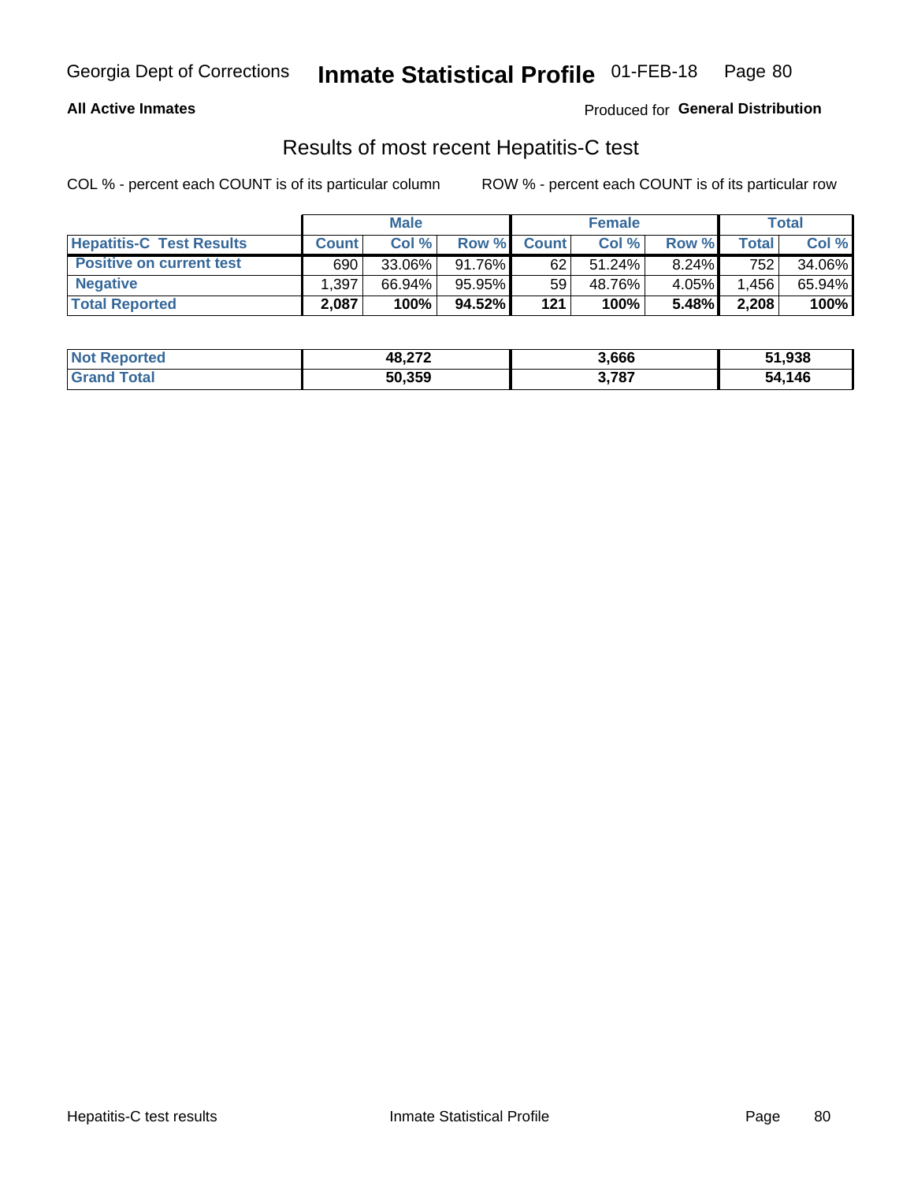Georgia Dept of Corrections **Inmate Statistical Profile** 01-FEB-18

**All Active Inmates**

Produced for **General Distribution**

## Results of most recent Hepatitis-C test

COL % - percent each COUNT is of its particular column    ROW % - percent each COUNT is of its particular row

| | Male | | | Female | | | Total | |
|---|---|---|---|---|---|---|---|---|
| **Hepatitis-C Test Results** | **Count** | **Col %** | **Row %** | **Count** | **Col %** | **Row %** | **Total** | **Col %** |
| **Positive on current test** | 690 | 33.06% | 91.76% | 62 | 51.24% | 8.24% | 752 | 34.06% |
| **Negative** | 1,397 | 66.94% | 95.95% | 59 | 48.76% | 4.05% | 1,456 | 65.94% |
| **Total Reported** | **2,087** | **100%** | **94.52%** | **121** | **100%** | **5.48%** | **2,208** | **100%** |

| | | | |
|---|---|---|---|
| **Not Reported** | **48,272** | **3,666** | **51,938** |
| **Grand Total** | **50,359** | **3,787** | **54,146** |

Hepatitis-C test results    Inmate Statistical Profile